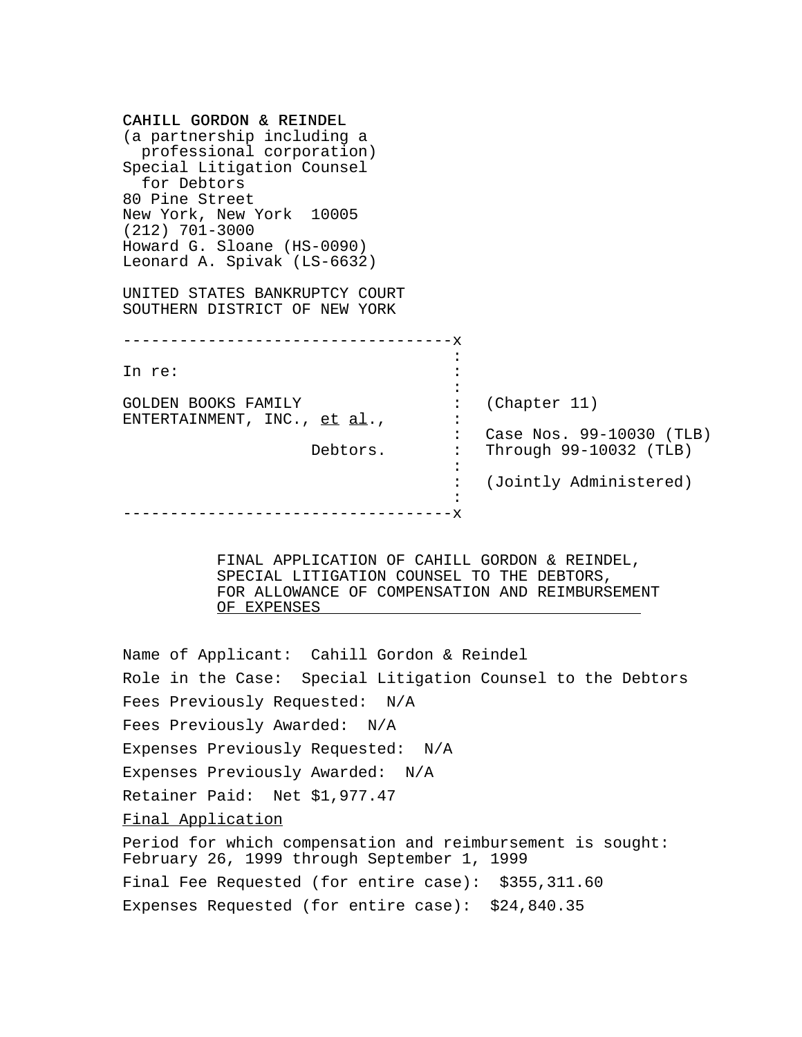CAHILL GORDON & REINDEL
(a partnership including a
professional corporation)
Special Litigation Counsel
for Debtors
80 Pine Street
New York, New York 10005
(212) 701-3000
Howard G. Sloane (HS-0090)
Leonard A. Spivak (LS-6632)

UNITED STATES BANKRUPTCY COURT
SOUTHERN DISTRICT OF NEW YORK

| | |
|---|---|
| In re: | |
| GOLDEN BOOKS FAMILY ENTERTAINMENT, INC., *et al*., | (Chapter 11) |
| Debtors. | Case Nos. 99-10030 (TLB) Through 99-10032 (TLB) |
| | (Jointly Administered) |

## FINAL APPLICATION OF CAHILL GORDON & REINDEL, SPECIAL LITIGATION COUNSEL TO THE DEBTORS, FOR ALLOWANCE OF COMPENSATION AND REIMBURSEMENT OF EXPENSES

Name of Applicant: Cahill Gordon & Reindel

Role in the Case: Special Litigation Counsel to the Debtors

Fees Previously Requested: N/A

Fees Previously Awarded: N/A

Expenses Previously Requested: N/A

Expenses Previously Awarded: N/A

Retainer Paid: Net $1,977.47

Final Application

Period for which compensation and reimbursement is sought: February 26, 1999 through September 1, 1999

Final Fee Requested (for entire case): $355,311.60

Expenses Requested (for entire case): $24,840.35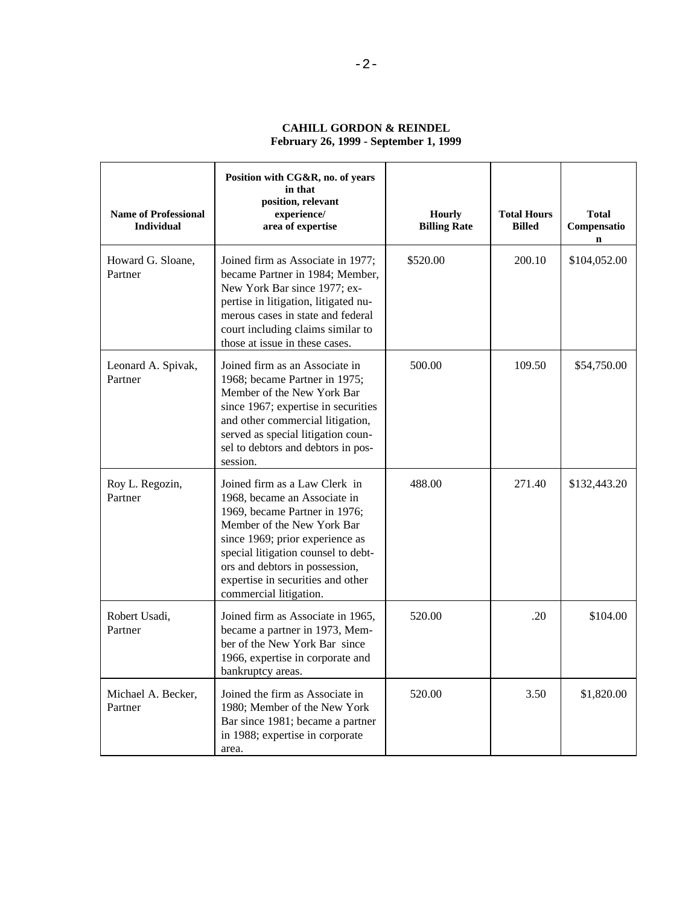**CAHILL GORDON & REINDEL**
**February 26, 1999 - September 1, 1999**

| Name of Professional Individual | Position with CG&R, no. of years in that position, relevant experience/ area of expertise | Hourly Billing Rate | Total Hours Billed | Total Compensation |
|---|---|---|---|---|
| Howard G. Sloane, Partner | Joined firm as Associate in 1977; became Partner in 1984; Member, New York Bar since 1977; expertise in litigation, litigated numerous cases in state and federal court including claims similar to those at issue in these cases. | $520.00 | 200.10 | $104,052.00 |
| Leonard A. Spivak, Partner | Joined firm as an Associate in 1968; became Partner in 1975; Member of the New York Bar since 1967; expertise in securities and other commercial litigation, served as special litigation counsel to debtors and debtors in possession. | 500.00 | 109.50 | $54,750.00 |
| Roy L. Regozin, Partner | Joined firm as a Law Clerk in 1968, became an Associate in 1969, became Partner in 1976; Member of the New York Bar since 1969; prior experience as special litigation counsel to debtors and debtors in possession, expertise in securities and other commercial litigation. | 488.00 | 271.40 | $132,443.20 |
| Robert Usadi, Partner | Joined firm as Associate in 1965, became a partner in 1973, Member of the New York Bar since 1966, expertise in corporate and bankruptcy areas. | 520.00 | .20 | $104.00 |
| Michael A. Becker, Partner | Joined the firm as Associate in 1980; Member of the New York Bar since 1981; became a partner in 1988; expertise in corporate area. | 520.00 | 3.50 | $1,820.00 |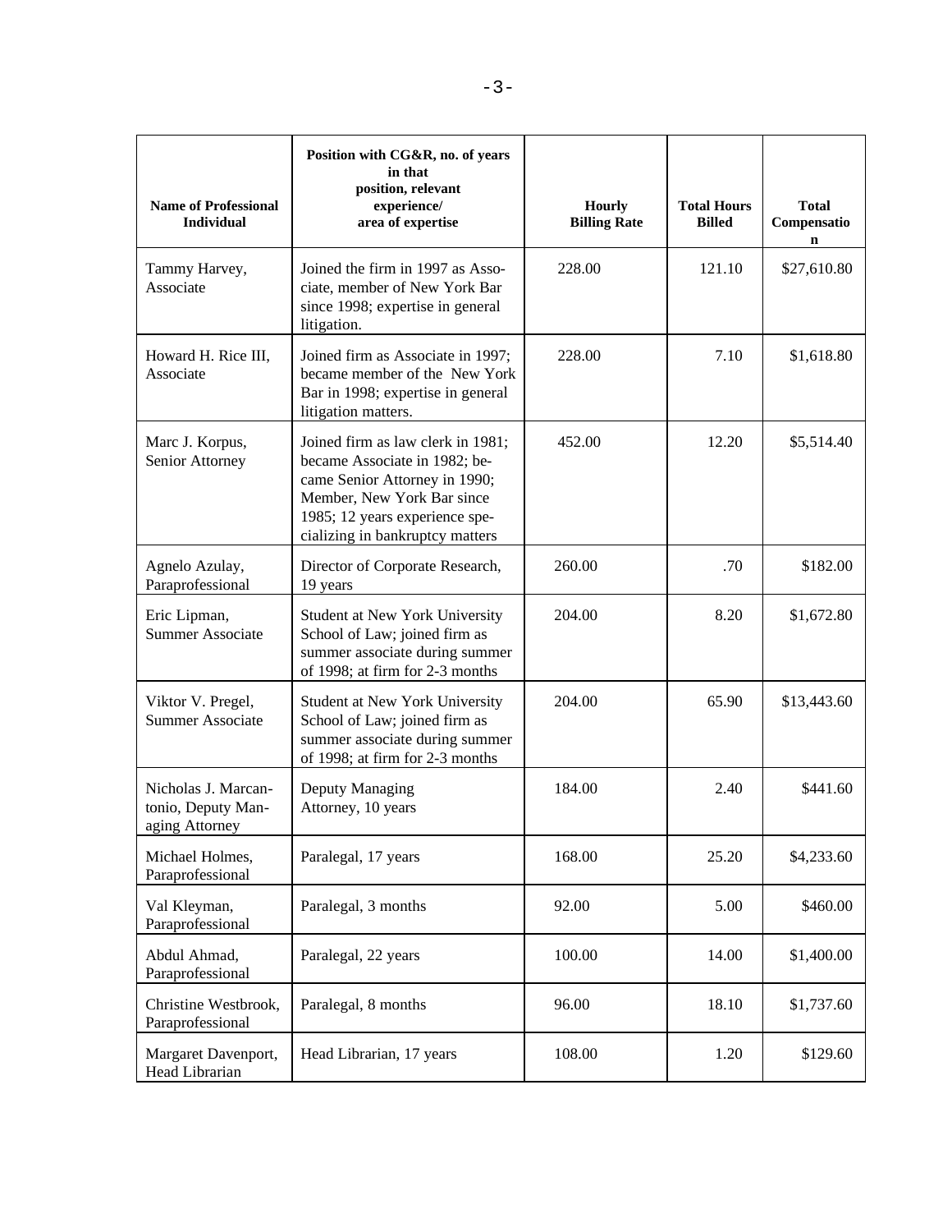| Name of Professional Individual | Position with CG&R, no. of years in that position, relevant experience/ area of expertise | Hourly Billing Rate | Total Hours Billed | Total Compensation |
|---|---|---|---|---|
| Tammy Harvey, Associate | Joined the firm in 1997 as Associate, member of New York Bar since 1998; expertise in general litigation. | 228.00 | 121.10 | $27,610.80 |
| Howard H. Rice III, Associate | Joined firm as Associate in 1997; became member of the New York Bar in 1998; expertise in general litigation matters. | 228.00 | 7.10 | $1,618.80 |
| Marc J. Korpus, Senior Attorney | Joined firm as law clerk in 1981; became Associate in 1982; became Senior Attorney in 1990; Member, New York Bar since 1985; 12 years experience specializing in bankruptcy matters | 452.00 | 12.20 | $5,514.40 |
| Agnelo Azulay, Paraprofessional | Director of Corporate Research, 19 years | 260.00 | .70 | $182.00 |
| Eric Lipman, Summer Associate | Student at New York University School of Law; joined firm as summer associate during summer of 1998; at firm for 2-3 months | 204.00 | 8.20 | $1,672.80 |
| Viktor V. Pregel, Summer Associate | Student at New York University School of Law; joined firm as summer associate during summer of 1998; at firm for 2-3 months | 204.00 | 65.90 | $13,443.60 |
| Nicholas J. Marcantonio, Deputy Managing Attorney | Deputy Managing Attorney, 10 years | 184.00 | 2.40 | $441.60 |
| Michael Holmes, Paraprofessional | Paralegal, 17 years | 168.00 | 25.20 | $4,233.60 |
| Val Kleyman, Paraprofessional | Paralegal, 3 months | 92.00 | 5.00 | $460.00 |
| Abdul Ahmad, Paraprofessional | Paralegal, 22 years | 100.00 | 14.00 | $1,400.00 |
| Christine Westbrook, Paraprofessional | Paralegal, 8 months | 96.00 | 18.10 | $1,737.60 |
| Margaret Davenport, Head Librarian | Head Librarian, 17 years | 108.00 | 1.20 | $129.60 |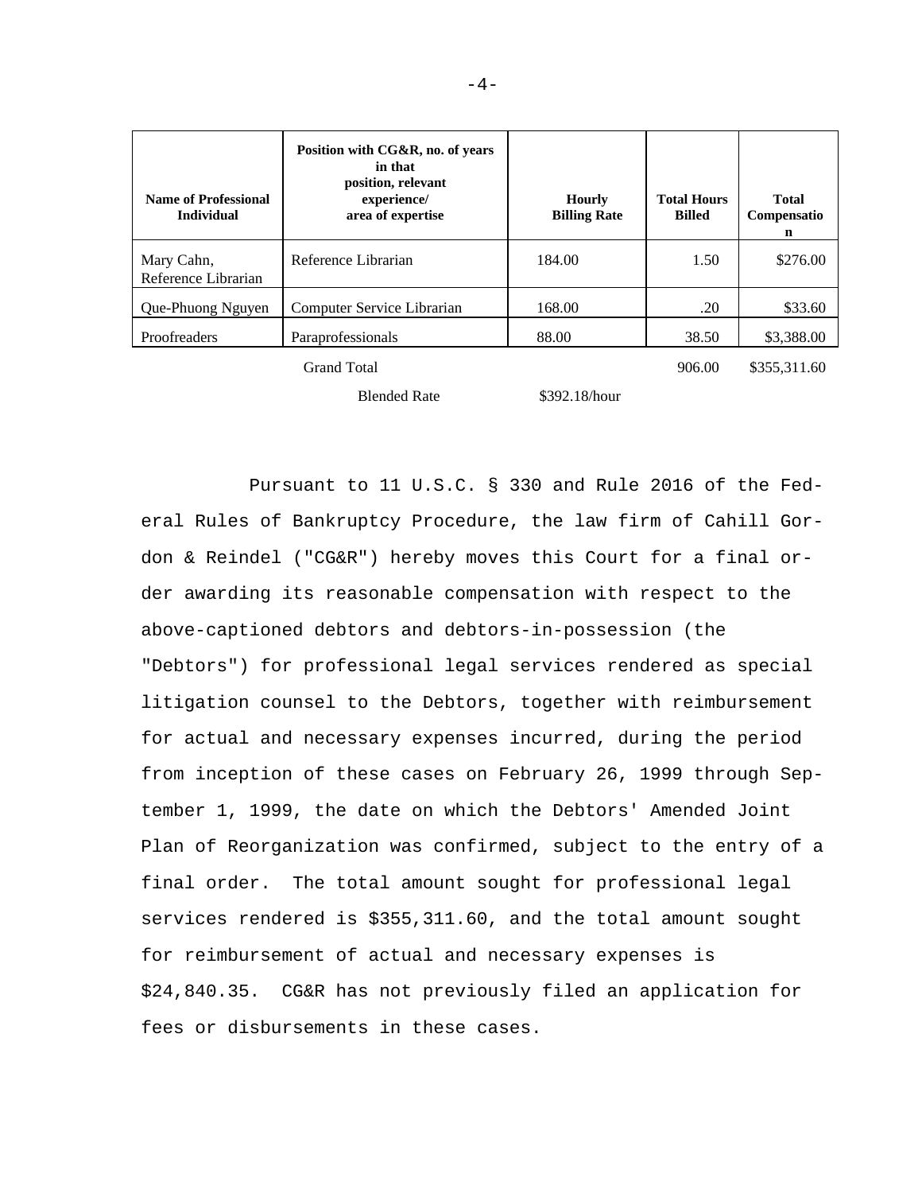| Name of Professional Individual | Position with CG&R, no. of years in that position, relevant experience/ area of expertise | Hourly Billing Rate | Total Hours Billed | Total Compensation |
|---|---|---|---|---|
| Mary Cahn, Reference Librarian | Reference Librarian | 184.00 | 1.50 | $276.00 |
| Que-Phuong Nguyen | Computer Service Librarian | 168.00 | .20 | $33.60 |
| Proofreaders | Paraprofessionals | 88.00 | 38.50 | $3,388.00 |
| | Grand Total | | 906.00 | $355,311.60 |
| | Blended Rate | $392.18/hour | | |

Pursuant to 11 U.S.C. § 330 and Rule 2016 of the Federal Rules of Bankruptcy Procedure, the law firm of Cahill Gordon & Reindel ("CG&R") hereby moves this Court for a final order awarding its reasonable compensation with respect to the above-captioned debtors and debtors-in-possession (the "Debtors") for professional legal services rendered as special litigation counsel to the Debtors, together with reimbursement for actual and necessary expenses incurred, during the period from inception of these cases on February 26, 1999 through September 1, 1999, the date on which the Debtors' Amended Joint Plan of Reorganization was confirmed, subject to the entry of a final order. The total amount sought for professional legal services rendered is $355,311.60, and the total amount sought for reimbursement of actual and necessary expenses is $24,840.35. CG&R has not previously filed an application for fees or disbursements in these cases.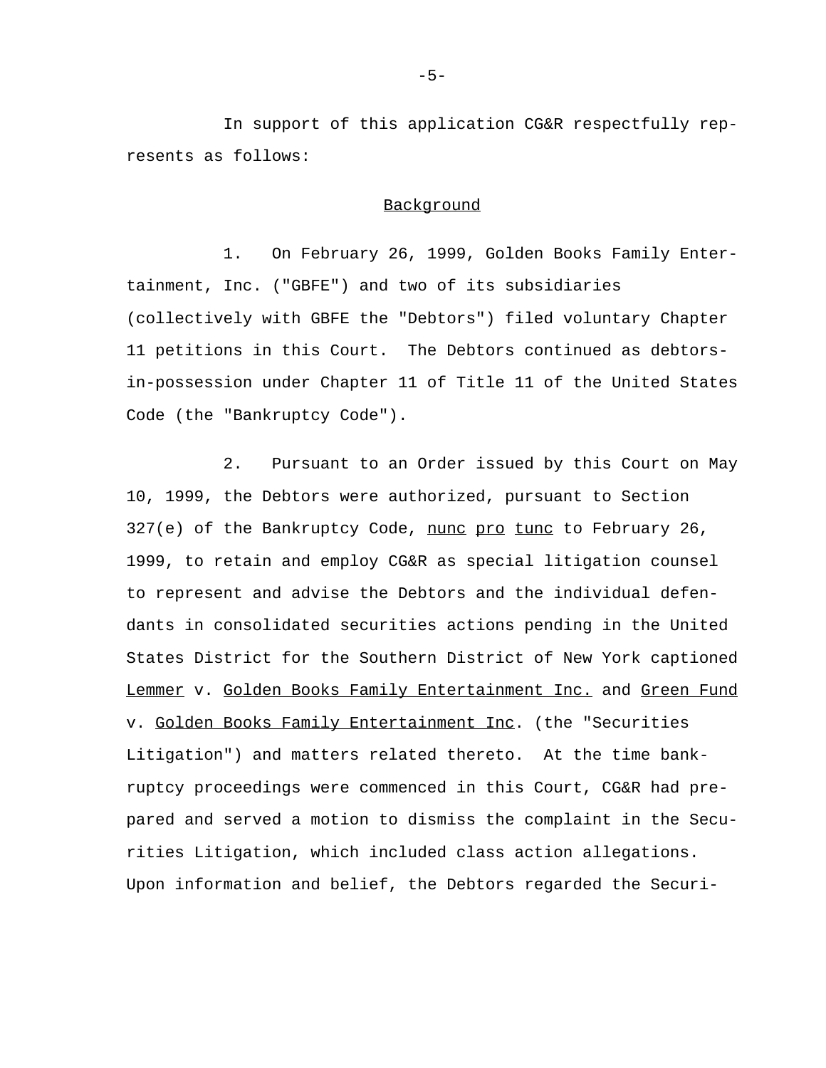In support of this application CG&R respectfully represents as follows:

## Background

1. On February 26, 1999, Golden Books Family Entertainment, Inc. ("GBFE") and two of its subsidiaries (collectively with GBFE the "Debtors") filed voluntary Chapter 11 petitions in this Court. The Debtors continued as debtors-in-possession under Chapter 11 of Title 11 of the United States Code (the "Bankruptcy Code").

2. Pursuant to an Order issued by this Court on May 10, 1999, the Debtors were authorized, pursuant to Section 327(e) of the Bankruptcy Code, nunc pro tunc to February 26, 1999, to retain and employ CG&R as special litigation counsel to represent and advise the Debtors and the individual defendants in consolidated securities actions pending in the United States District for the Southern District of New York captioned Lemmer v. Golden Books Family Entertainment Inc. and Green Fund v. Golden Books Family Entertainment Inc. (the "Securities Litigation") and matters related thereto. At the time bankruptcy proceedings were commenced in this Court, CG&R had prepared and served a motion to dismiss the complaint in the Securities Litigation, which included class action allegations. Upon information and belief, the Debtors regarded the Securi-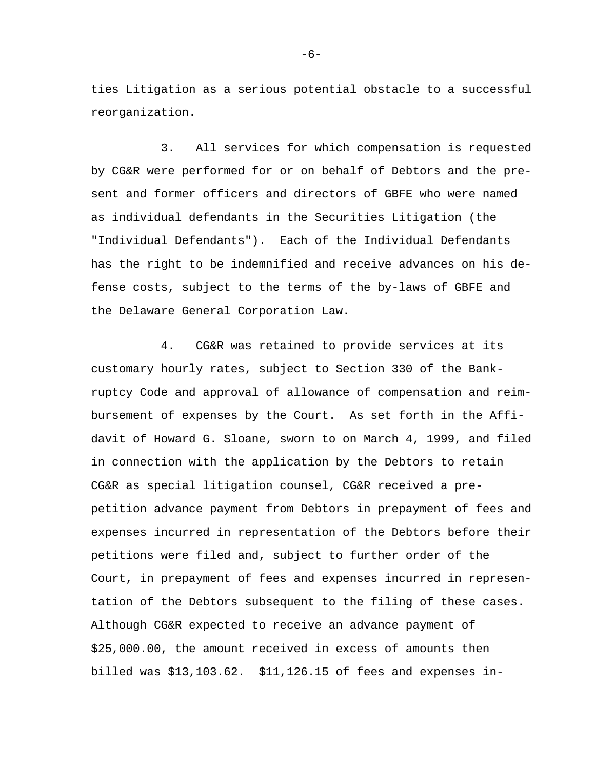ties Litigation as a serious potential obstacle to a successful reorganization.

3. All services for which compensation is requested by CG&R were performed for or on behalf of Debtors and the present and former officers and directors of GBFE who were named as individual defendants in the Securities Litigation (the "Individual Defendants"). Each of the Individual Defendants has the right to be indemnified and receive advances on his defense costs, subject to the terms of the by-laws of GBFE and the Delaware General Corporation Law.

4. CG&R was retained to provide services at its customary hourly rates, subject to Section 330 of the Bankruptcy Code and approval of allowance of compensation and reimbursement of expenses by the Court. As set forth in the Affidavit of Howard G. Sloane, sworn to on March 4, 1999, and filed in connection with the application by the Debtors to retain CG&R as special litigation counsel, CG&R received a pre-petition advance payment from Debtors in prepayment of fees and expenses incurred in representation of the Debtors before their petitions were filed and, subject to further order of the Court, in prepayment of fees and expenses incurred in representation of the Debtors subsequent to the filing of these cases. Although CG&R expected to receive an advance payment of $25,000.00, the amount received in excess of amounts then billed was $13,103.62. $11,126.15 of fees and expenses in-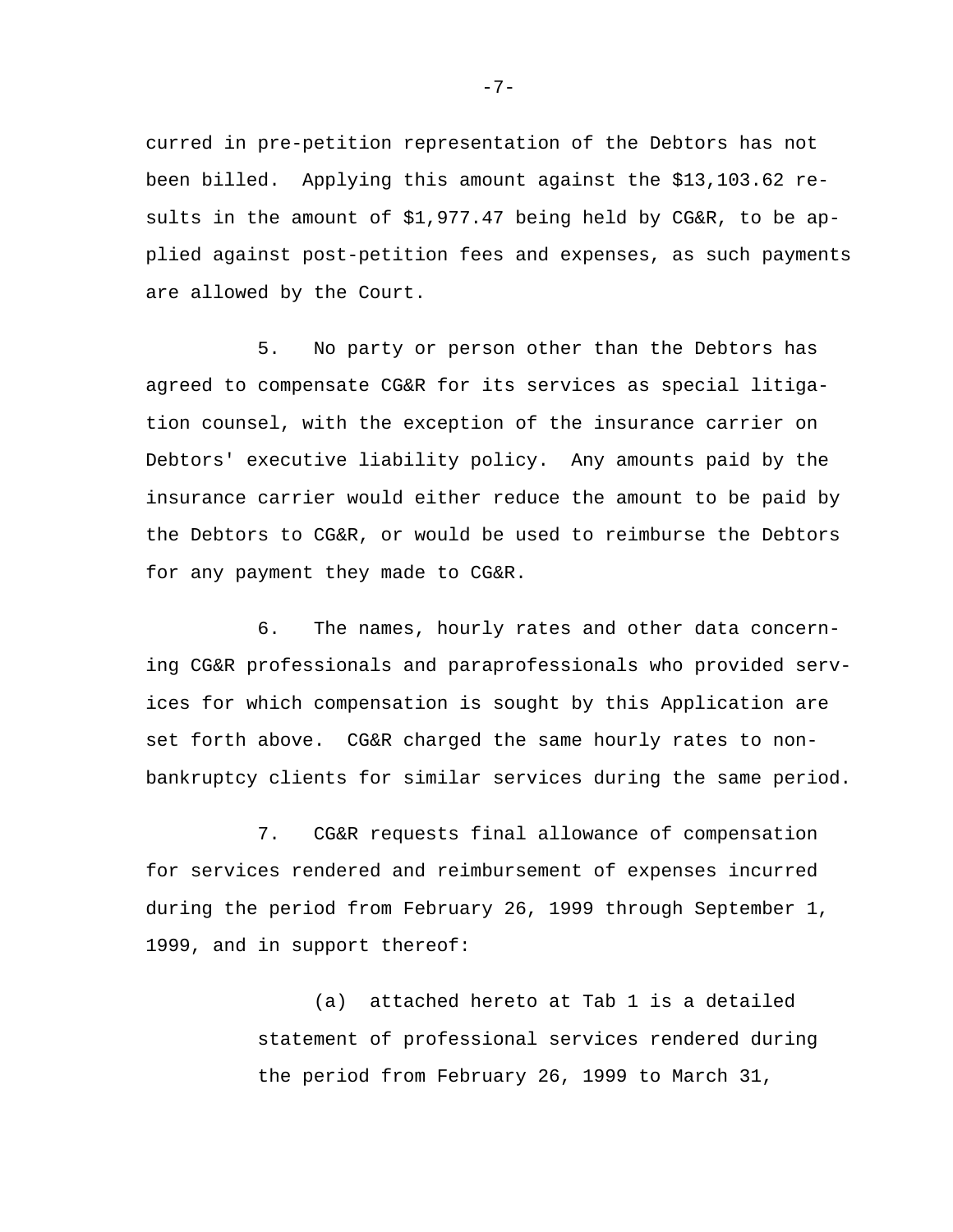curred in pre-petition representation of the Debtors has not been billed. Applying this amount against the $13,103.62 results in the amount of $1,977.47 being held by CG&R, to be applied against post-petition fees and expenses, as such payments are allowed by the Court.

5. No party or person other than the Debtors has agreed to compensate CG&R for its services as special litigation counsel, with the exception of the insurance carrier on Debtors' executive liability policy. Any amounts paid by the insurance carrier would either reduce the amount to be paid by the Debtors to CG&R, or would be used to reimburse the Debtors for any payment they made to CG&R.

6. The names, hourly rates and other data concerning CG&R professionals and paraprofessionals who provided services for which compensation is sought by this Application are set forth above. CG&R charged the same hourly rates to non-bankruptcy clients for similar services during the same period.

7. CG&R requests final allowance of compensation for services rendered and reimbursement of expenses incurred during the period from February 26, 1999 through September 1, 1999, and in support thereof:

> (a) attached hereto at Tab 1 is a detailed statement of professional services rendered during the period from February 26, 1999 to March 31,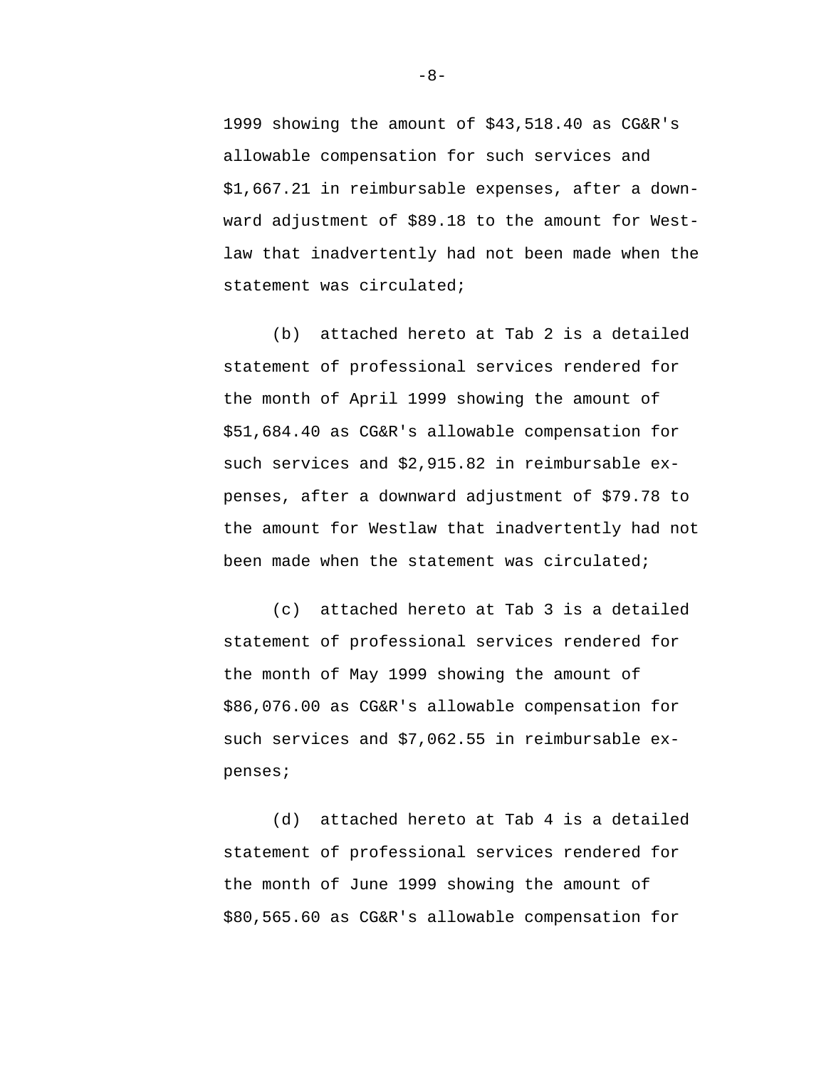1999 showing the amount of $43,518.40 as CG&R's allowable compensation for such services and $1,667.21 in reimbursable expenses, after a downward adjustment of $89.18 to the amount for Westlaw that inadvertently had not been made when the statement was circulated;

(b) attached hereto at Tab 2 is a detailed statement of professional services rendered for the month of April 1999 showing the amount of $51,684.40 as CG&R's allowable compensation for such services and $2,915.82 in reimbursable expenses, after a downward adjustment of $79.78 to the amount for Westlaw that inadvertently had not been made when the statement was circulated;

(c) attached hereto at Tab 3 is a detailed statement of professional services rendered for the month of May 1999 showing the amount of $86,076.00 as CG&R's allowable compensation for such services and $7,062.55 in reimbursable expenses;

(d) attached hereto at Tab 4 is a detailed statement of professional services rendered for the month of June 1999 showing the amount of $80,565.60 as CG&R's allowable compensation for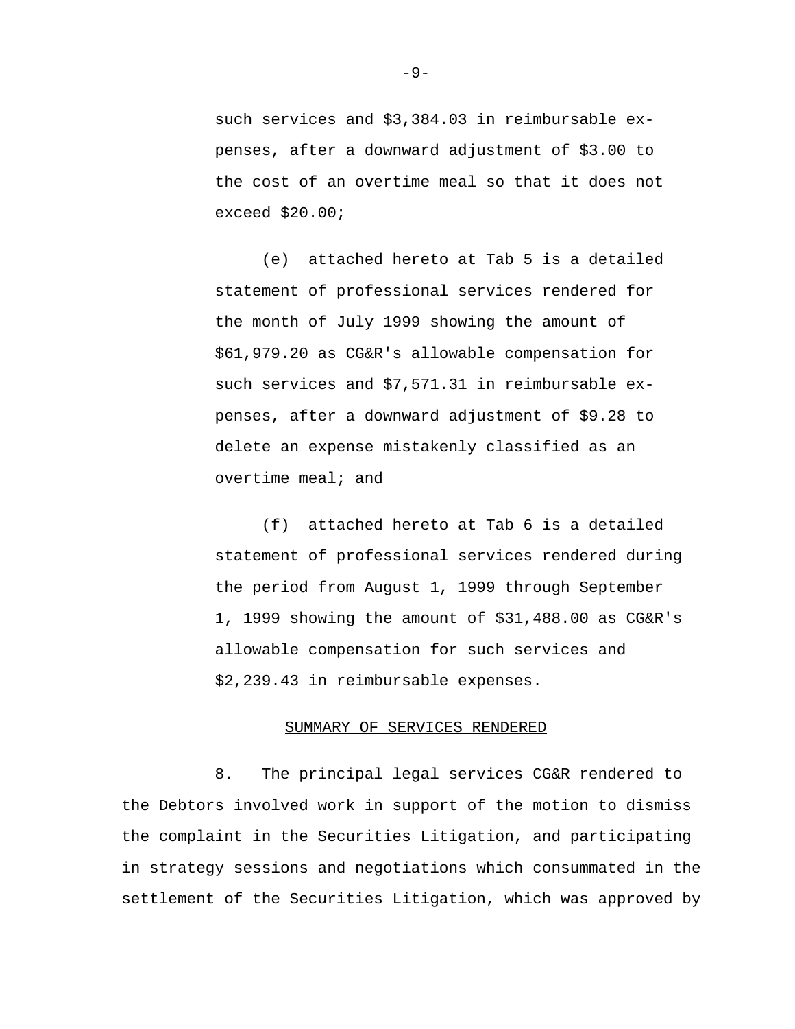such services and $3,384.03 in reimbursable expenses, after a downward adjustment of $3.00 to the cost of an overtime meal so that it does not exceed $20.00;

(e) attached hereto at Tab 5 is a detailed statement of professional services rendered for the month of July 1999 showing the amount of $61,979.20 as CG&R's allowable compensation for such services and $7,571.31 in reimbursable expenses, after a downward adjustment of $9.28 to delete an expense mistakenly classified as an overtime meal; and

(f) attached hereto at Tab 6 is a detailed statement of professional services rendered during the period from August 1, 1999 through September 1, 1999 showing the amount of $31,488.00 as CG&R's allowable compensation for such services and $2,239.43 in reimbursable expenses.

<u>SUMMARY OF SERVICES RENDERED</u>

8. The principal legal services CG&R rendered to the Debtors involved work in support of the motion to dismiss the complaint in the Securities Litigation, and participating in strategy sessions and negotiations which consummated in the settlement of the Securities Litigation, which was approved by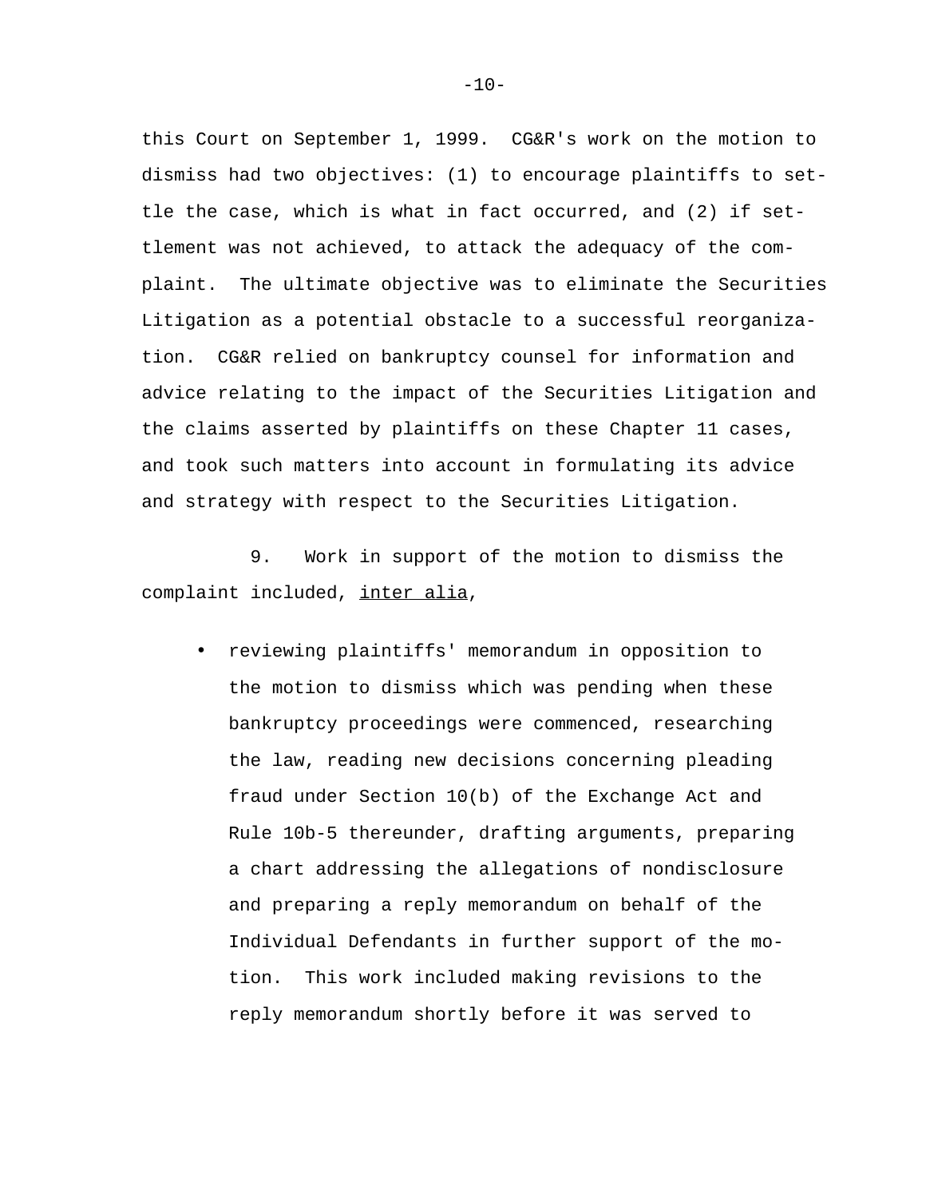this Court on September 1, 1999. CG&R's work on the motion to dismiss had two objectives: (1) to encourage plaintiffs to settle the case, which is what in fact occurred, and (2) if settlement was not achieved, to attack the adequacy of the complaint. The ultimate objective was to eliminate the Securities Litigation as a potential obstacle to a successful reorganization. CG&R relied on bankruptcy counsel for information and advice relating to the impact of the Securities Litigation and the claims asserted by plaintiffs on these Chapter 11 cases, and took such matters into account in formulating its advice and strategy with respect to the Securities Litigation.

9. Work in support of the motion to dismiss the complaint included, inter alia,

- reviewing plaintiffs' memorandum in opposition to the motion to dismiss which was pending when these bankruptcy proceedings were commenced, researching the law, reading new decisions concerning pleading fraud under Section 10(b) of the Exchange Act and Rule 10b-5 thereunder, drafting arguments, preparing a chart addressing the allegations of nondisclosure and preparing a reply memorandum on behalf of the Individual Defendants in further support of the motion. This work included making revisions to the reply memorandum shortly before it was served to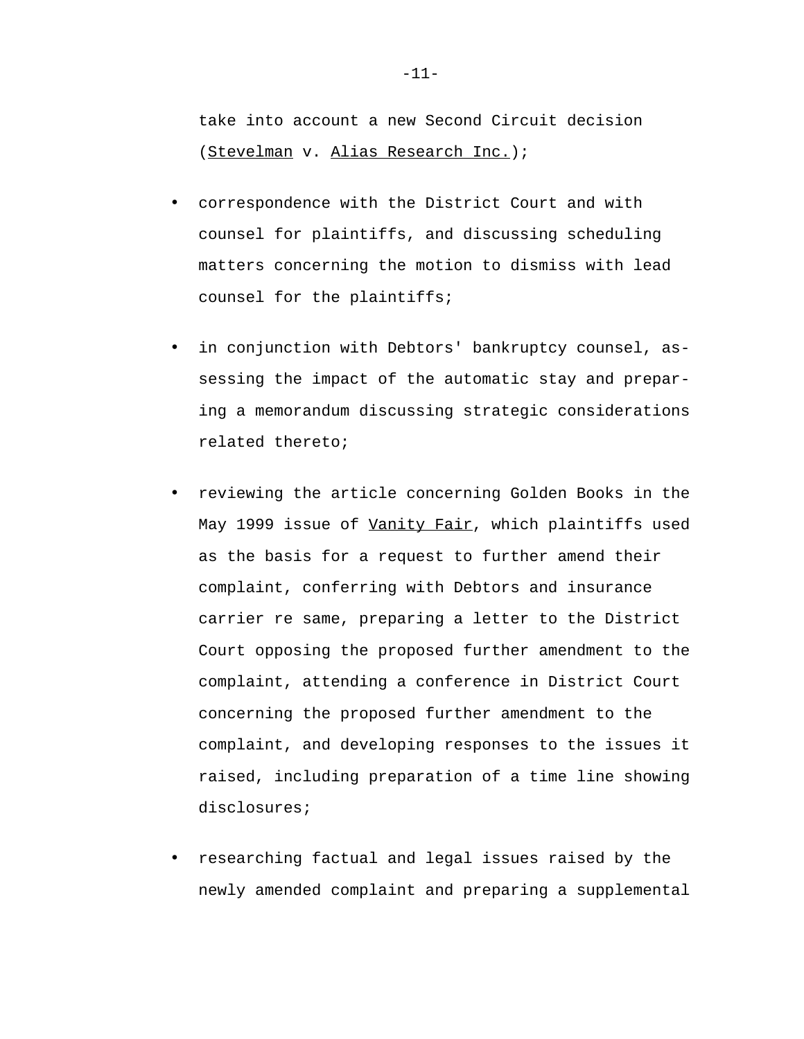take into account a new Second Circuit decision (<u>Stevelman</u> v. <u>Alias Research Inc.</u>);

- correspondence with the District Court and with counsel for plaintiffs, and discussing scheduling matters concerning the motion to dismiss with lead counsel for the plaintiffs;

- in conjunction with Debtors' bankruptcy counsel, assessing the impact of the automatic stay and preparing a memorandum discussing strategic considerations related thereto;

- reviewing the article concerning Golden Books in the May 1999 issue of <u>Vanity Fair</u>, which plaintiffs used as the basis for a request to further amend their complaint, conferring with Debtors and insurance carrier re same, preparing a letter to the District Court opposing the proposed further amendment to the complaint, attending a conference in District Court concerning the proposed further amendment to the complaint, and developing responses to the issues it raised, including preparation of a time line showing disclosures;

- researching factual and legal issues raised by the newly amended complaint and preparing a supplemental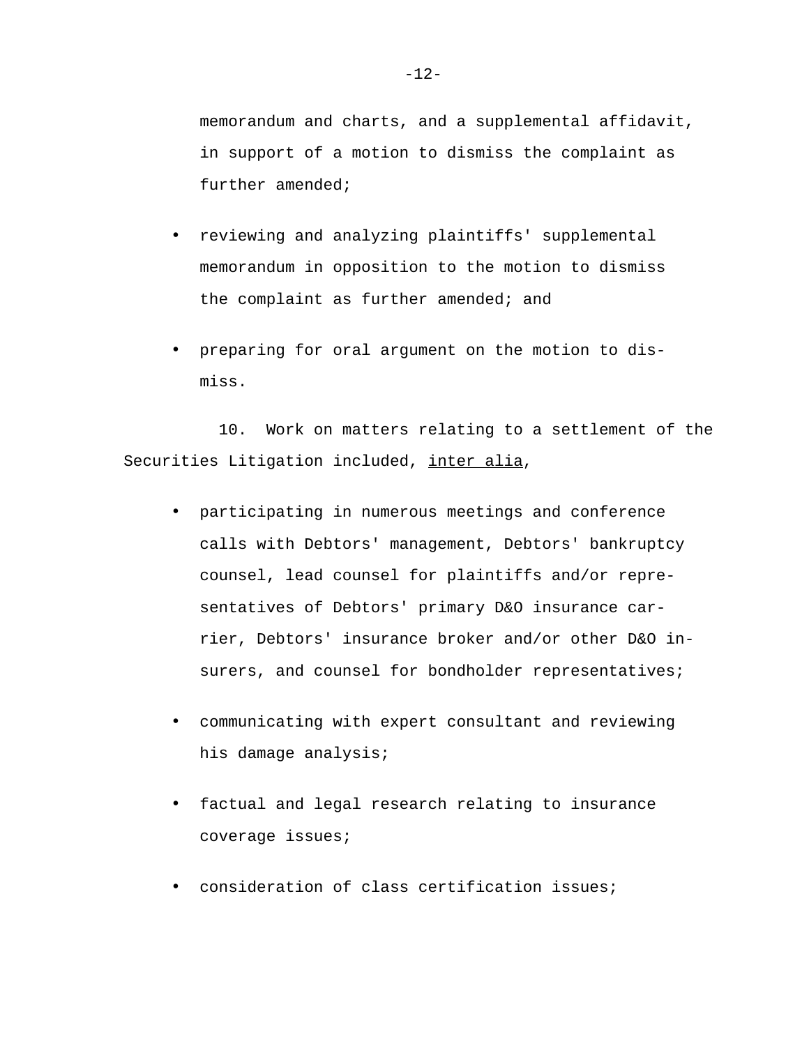memorandum and charts, and a supplemental affidavit, in support of a motion to dismiss the complaint as further amended;

- reviewing and analyzing plaintiffs' supplemental memorandum in opposition to the motion to dismiss the complaint as further amended; and

- preparing for oral argument on the motion to dismiss.

10. Work on matters relating to a settlement of the Securities Litigation included, inter alia,

- participating in numerous meetings and conference calls with Debtors' management, Debtors' bankruptcy counsel, lead counsel for plaintiffs and/or representatives of Debtors' primary D&O insurance carrier, Debtors' insurance broker and/or other D&O insurers, and counsel for bondholder representatives;

- communicating with expert consultant and reviewing his damage analysis;

- factual and legal research relating to insurance coverage issues;

- consideration of class certification issues;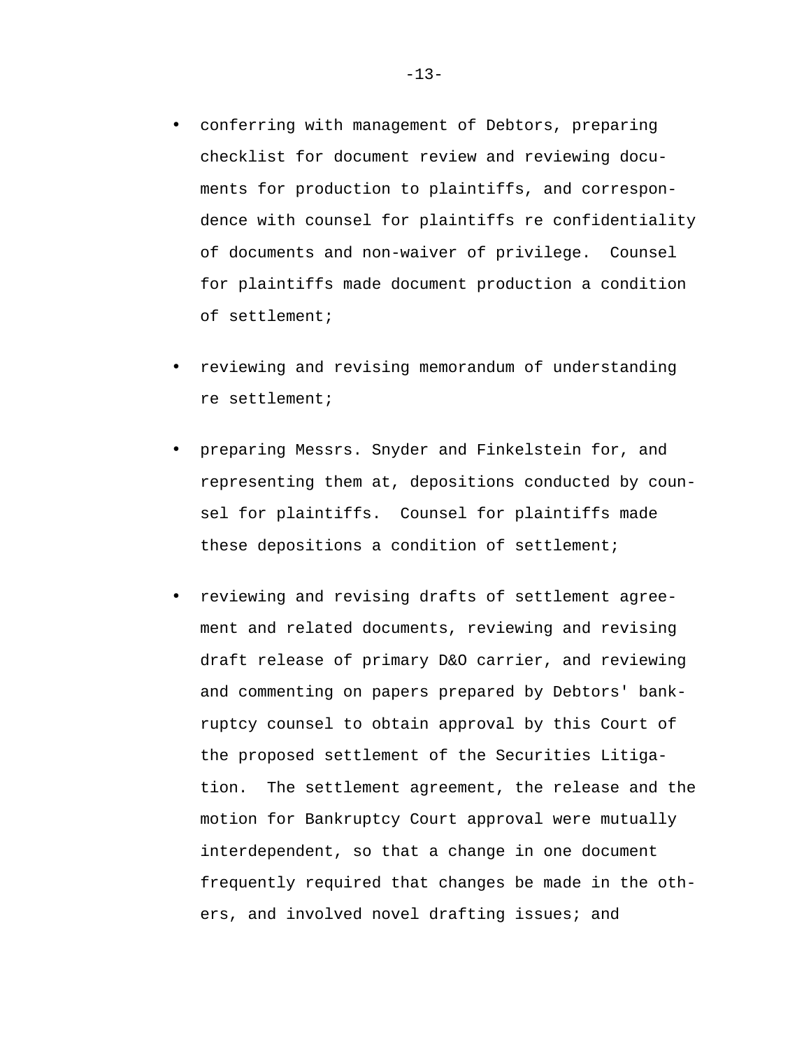- conferring with management of Debtors, preparing checklist for document review and reviewing documents for production to plaintiffs, and correspondence with counsel for plaintiffs re confidentiality of documents and non-waiver of privilege. Counsel for plaintiffs made document production a condition of settlement;

- reviewing and revising memorandum of understanding re settlement;

- preparing Messrs. Snyder and Finkelstein for, and representing them at, depositions conducted by counsel for plaintiffs. Counsel for plaintiffs made these depositions a condition of settlement;

- reviewing and revising drafts of settlement agreement and related documents, reviewing and revising draft release of primary D&O carrier, and reviewing and commenting on papers prepared by Debtors' bankruptcy counsel to obtain approval by this Court of the proposed settlement of the Securities Litigation. The settlement agreement, the release and the motion for Bankruptcy Court approval were mutually interdependent, so that a change in one document frequently required that changes be made in the others, and involved novel drafting issues; and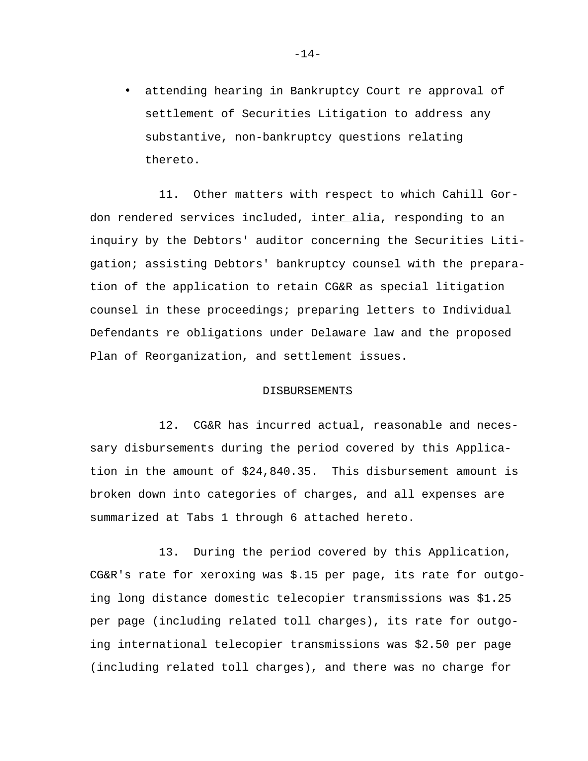- attending hearing in Bankruptcy Court re approval of settlement of Securities Litigation to address any substantive, non-bankruptcy questions relating thereto.

11. Other matters with respect to which Cahill Gordon rendered services included, inter alia, responding to an inquiry by the Debtors' auditor concerning the Securities Litigation; assisting Debtors' bankruptcy counsel with the preparation of the application to retain CG&R as special litigation counsel in these proceedings; preparing letters to Individual Defendants re obligations under Delaware law and the proposed Plan of Reorganization, and settlement issues.

## DISBURSEMENTS

12. CG&R has incurred actual, reasonable and necessary disbursements during the period covered by this Application in the amount of $24,840.35. This disbursement amount is broken down into categories of charges, and all expenses are summarized at Tabs 1 through 6 attached hereto.

13. During the period covered by this Application, CG&R's rate for xeroxing was $.15 per page, its rate for outgoing long distance domestic telecopier transmissions was $1.25 per page (including related toll charges), its rate for outgoing international telecopier transmissions was $2.50 per page (including related toll charges), and there was no charge for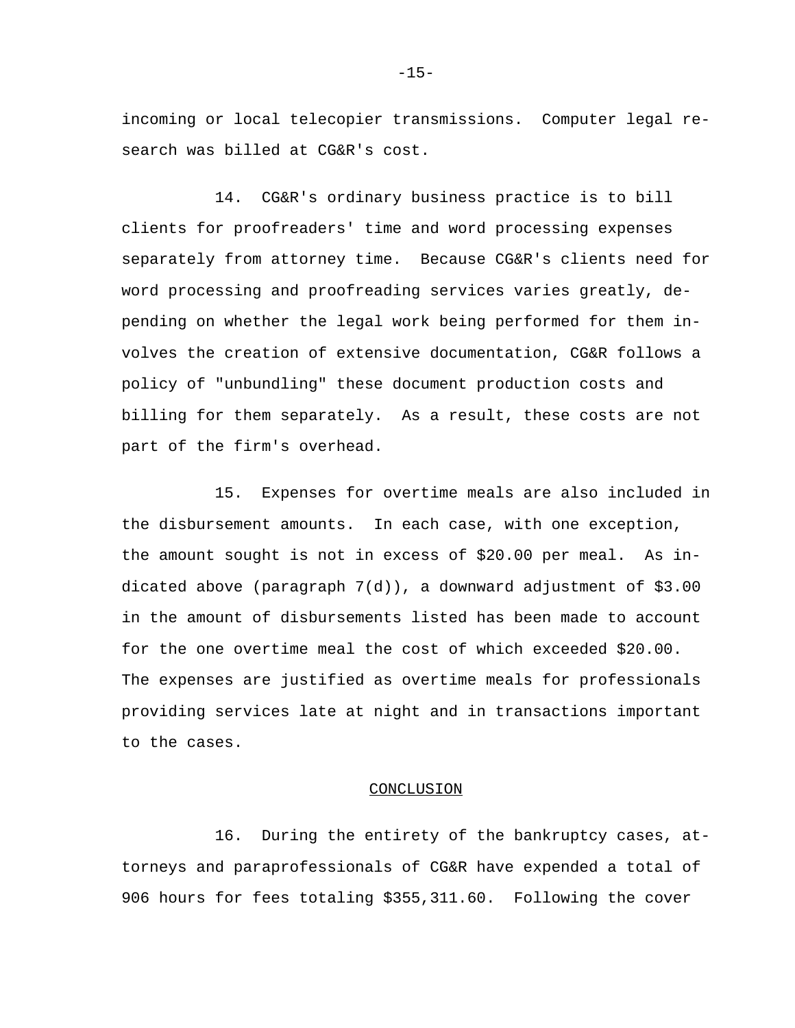incoming or local telecopier transmissions. Computer legal research was billed at CG&R's cost.

14. CG&R's ordinary business practice is to bill clients for proofreaders' time and word processing expenses separately from attorney time. Because CG&R's clients need for word processing and proofreading services varies greatly, depending on whether the legal work being performed for them involves the creation of extensive documentation, CG&R follows a policy of "unbundling" these document production costs and billing for them separately. As a result, these costs are not part of the firm's overhead.

15. Expenses for overtime meals are also included in the disbursement amounts. In each case, with one exception, the amount sought is not in excess of $20.00 per meal. As indicated above (paragraph 7(d)), a downward adjustment of $3.00 in the amount of disbursements listed has been made to account for the one overtime meal the cost of which exceeded $20.00. The expenses are justified as overtime meals for professionals providing services late at night and in transactions important to the cases.

## CONCLUSION

16. During the entirety of the bankruptcy cases, attorneys and paraprofessionals of CG&R have expended a total of 906 hours for fees totaling $355,311.60. Following the cover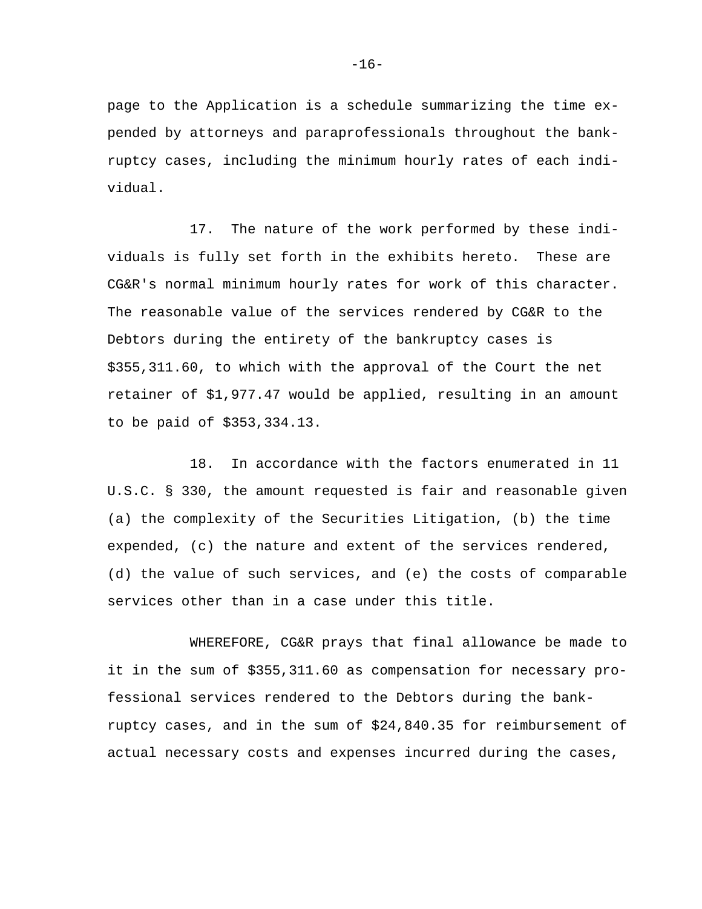page to the Application is a schedule summarizing the time expended by attorneys and paraprofessionals throughout the bankruptcy cases, including the minimum hourly rates of each individual.

17. The nature of the work performed by these individuals is fully set forth in the exhibits hereto. These are CG&R's normal minimum hourly rates for work of this character. The reasonable value of the services rendered by CG&R to the Debtors during the entirety of the bankruptcy cases is $355,311.60, to which with the approval of the Court the net retainer of $1,977.47 would be applied, resulting in an amount to be paid of $353,334.13.

18. In accordance with the factors enumerated in 11 U.S.C. § 330, the amount requested is fair and reasonable given (a) the complexity of the Securities Litigation, (b) the time expended, (c) the nature and extent of the services rendered, (d) the value of such services, and (e) the costs of comparable services other than in a case under this title.

WHEREFORE, CG&R prays that final allowance be made to it in the sum of $355,311.60 as compensation for necessary professional services rendered to the Debtors during the bankruptcy cases, and in the sum of $24,840.35 for reimbursement of actual necessary costs and expenses incurred during the cases,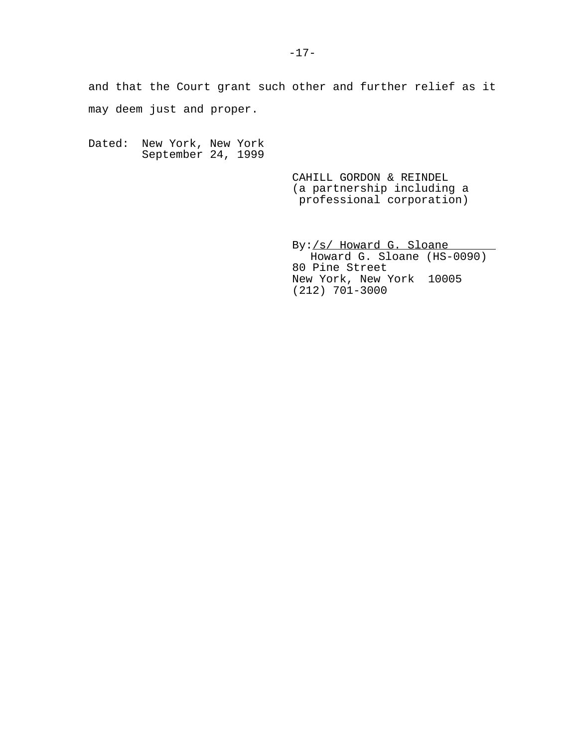and that the Court grant such other and further relief as it may deem just and proper.

Dated: New York, New York
September 24, 1999

CAHILL GORDON & REINDEL
(a partnership including a professional corporation)

By: /s/ Howard G. Sloane
Howard G. Sloane (HS-0090)
80 Pine Street
New York, New York 10005
(212) 701-3000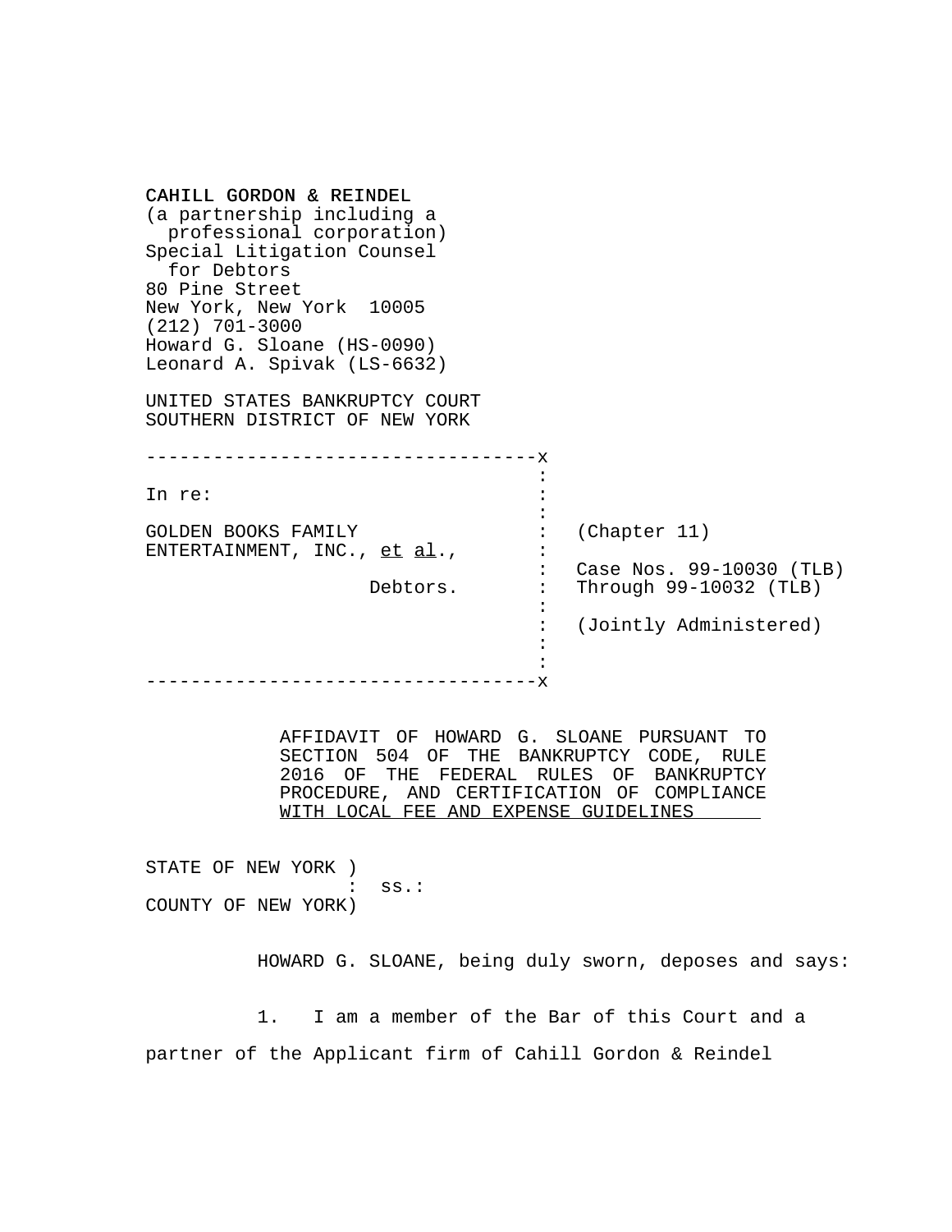CAHILL GORDON & REINDEL
(a partnership including a
professional corporation)
Special Litigation Counsel
for Debtors
80 Pine Street
New York, New York 10005
(212) 701-3000
Howard G. Sloane (HS-0090)
Leonard A. Spivak (LS-6632)

UNITED STATES BANKRUPTCY COURT
SOUTHERN DISTRICT OF NEW YORK

| | |
|---|---|
| In re: | |
| GOLDEN BOOKS FAMILY ENTERTAINMENT, INC., *et al.*, | (Chapter 11) |
| Debtors. | Case Nos. 99-10030 (TLB) Through 99-10032 (TLB) |
| | (Jointly Administered) |

AFFIDAVIT OF HOWARD G. SLOANE PURSUANT TO SECTION 504 OF THE BANKRUPTCY CODE, RULE 2016 OF THE FEDERAL RULES OF BANKRUPTCY PROCEDURE, AND CERTIFICATION OF COMPLIANCE WITH LOCAL FEE AND EXPENSE GUIDELINES

STATE OF NEW YORK )
: ss.:
COUNTY OF NEW YORK)

HOWARD G. SLOANE, being duly sworn, deposes and says:

1. I am a member of the Bar of this Court and a partner of the Applicant firm of Cahill Gordon & Reindel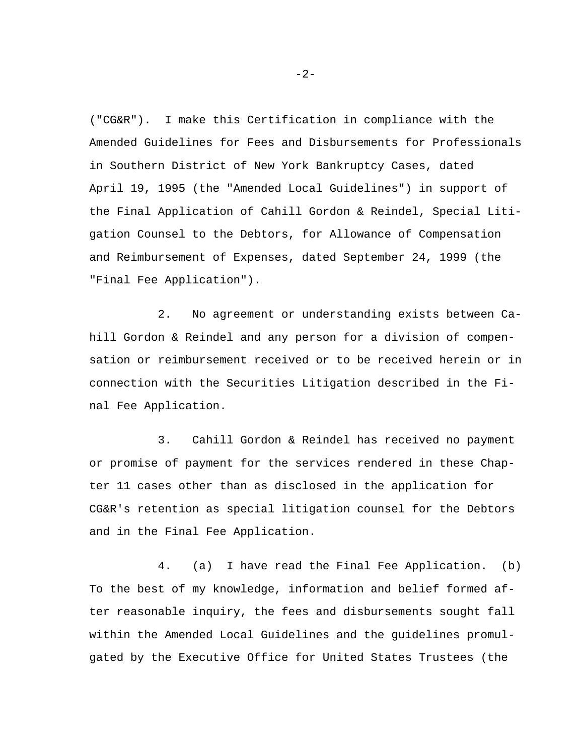("CG&R"). I make this Certification in compliance with the Amended Guidelines for Fees and Disbursements for Professionals in Southern District of New York Bankruptcy Cases, dated April 19, 1995 (the "Amended Local Guidelines") in support of the Final Application of Cahill Gordon & Reindel, Special Litigation Counsel to the Debtors, for Allowance of Compensation and Reimbursement of Expenses, dated September 24, 1999 (the "Final Fee Application").

2. No agreement or understanding exists between Cahill Gordon & Reindel and any person for a division of compensation or reimbursement received or to be received herein or in connection with the Securities Litigation described in the Final Fee Application.

3. Cahill Gordon & Reindel has received no payment or promise of payment for the services rendered in these Chapter 11 cases other than as disclosed in the application for CG&R's retention as special litigation counsel for the Debtors and in the Final Fee Application.

4. (a) I have read the Final Fee Application. (b) To the best of my knowledge, information and belief formed after reasonable inquiry, the fees and disbursements sought fall within the Amended Local Guidelines and the guidelines promulgated by the Executive Office for United States Trustees (the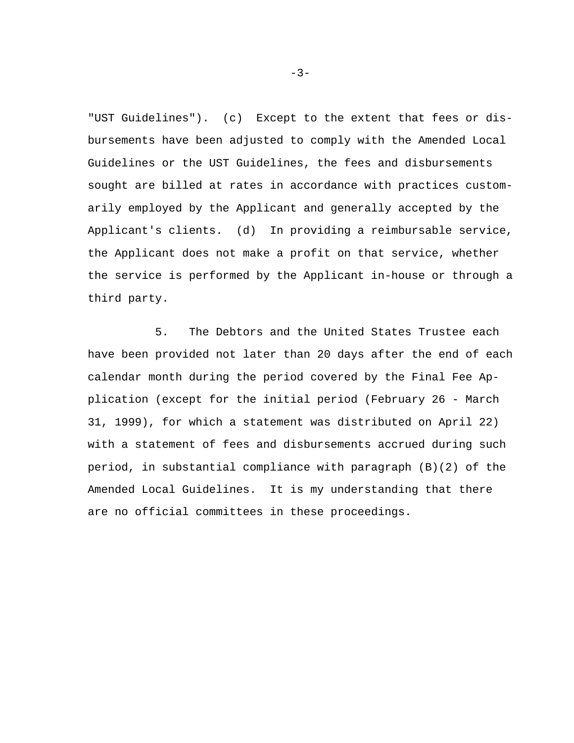"UST Guidelines"). (c) Except to the extent that fees or disbursements have been adjusted to comply with the Amended Local Guidelines or the UST Guidelines, the fees and disbursements sought are billed at rates in accordance with practices customarily employed by the Applicant and generally accepted by the Applicant's clients. (d) In providing a reimbursable service, the Applicant does not make a profit on that service, whether the service is performed by the Applicant in-house or through a third party.

5. The Debtors and the United States Trustee each have been provided not later than 20 days after the end of each calendar month during the period covered by the Final Fee Application (except for the initial period (February 26 - March 31, 1999), for which a statement was distributed on April 22) with a statement of fees and disbursements accrued during such period, in substantial compliance with paragraph (B)(2) of the Amended Local Guidelines. It is my understanding that there are no official committees in these proceedings.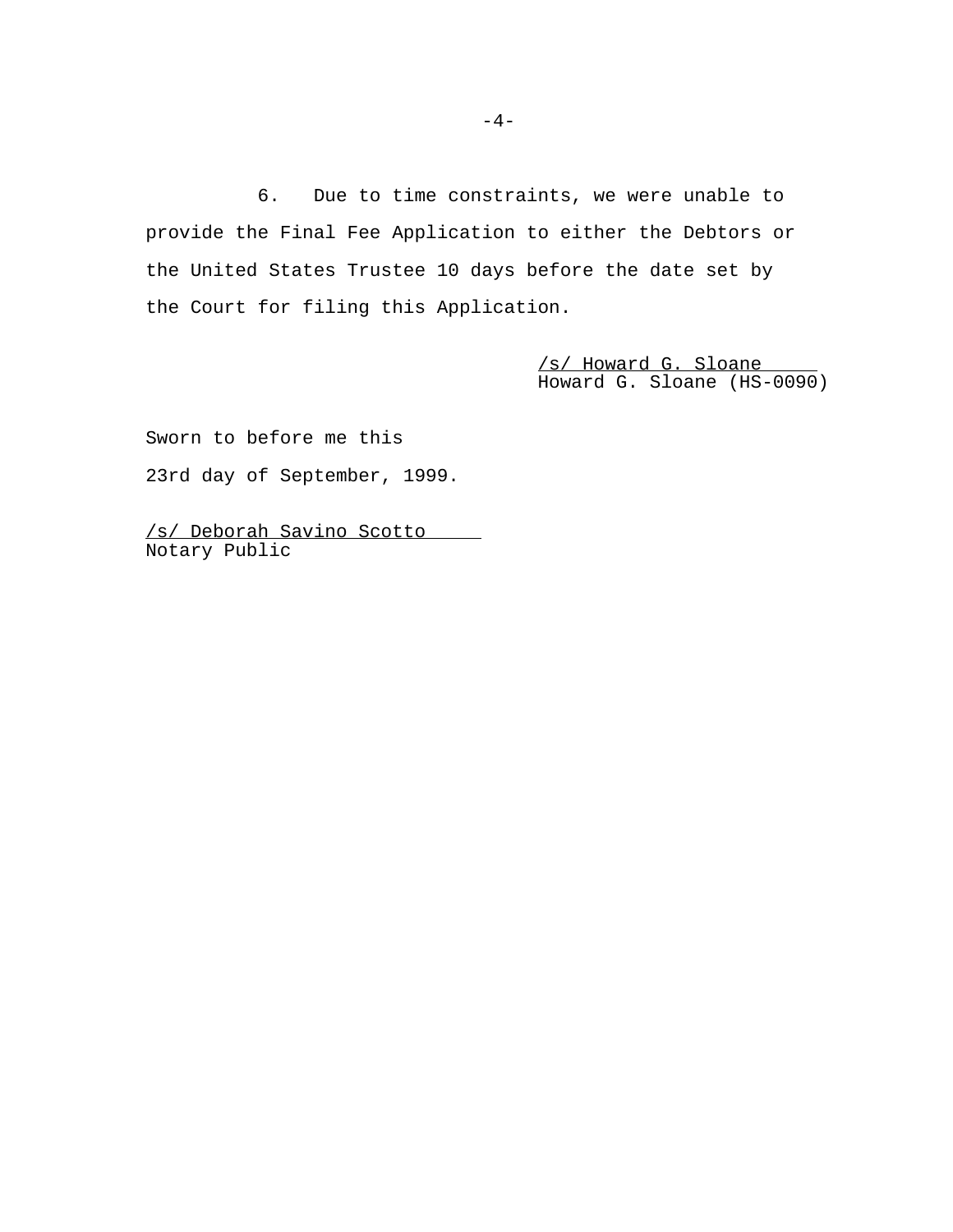6. Due to time constraints, we were unable to provide the Final Fee Application to either the Debtors or the United States Trustee 10 days before the date set by the Court for filing this Application.

/s/ Howard G. Sloane
Howard G. Sloane (HS-0090)

Sworn to before me this

23rd day of September, 1999.

/s/ Deborah Savino Scotto
Notary Public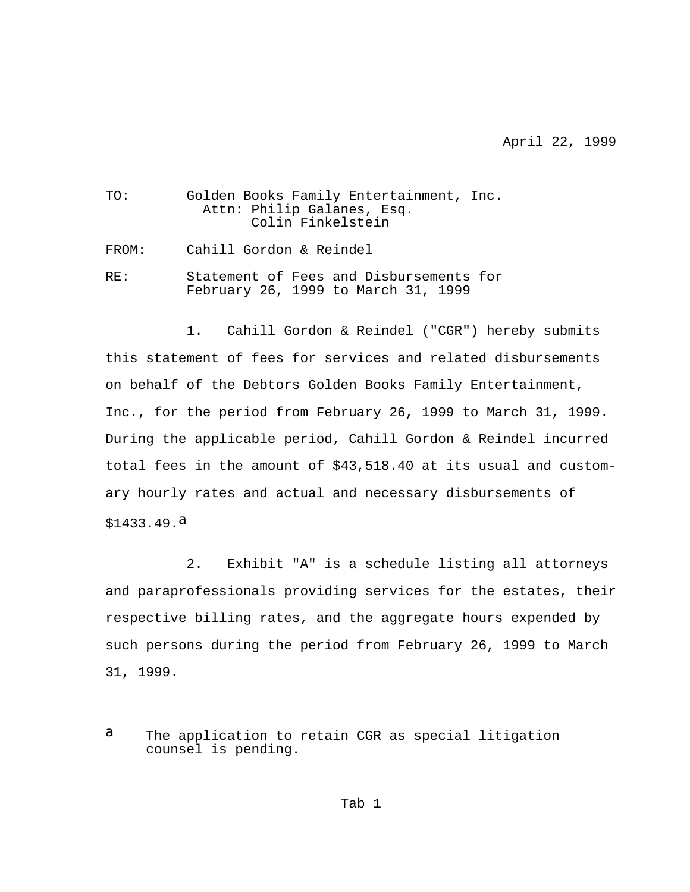April 22, 1999

TO: Golden Books Family Entertainment, Inc.
Attn: Philip Galanes, Esq.
Colin Finkelstein

FROM: Cahill Gordon & Reindel

RE: Statement of Fees and Disbursements for February 26, 1999 to March 31, 1999

1. Cahill Gordon & Reindel ("CGR") hereby submits this statement of fees for services and related disbursements on behalf of the Debtors Golden Books Family Entertainment, Inc., for the period from February 26, 1999 to March 31, 1999. During the applicable period, Cahill Gordon & Reindel incurred total fees in the amount of $43,518.40 at its usual and customary hourly rates and actual and necessary disbursements of $1433.49.[a]

2. Exhibit "A" is a schedule listing all attorneys and paraprofessionals providing services for the estates, their respective billing rates, and the aggregate hours expended by such persons during the period from February 26, 1999 to March 31, 1999.

---

[a] The application to retain CGR as special litigation counsel is pending.

Tab 1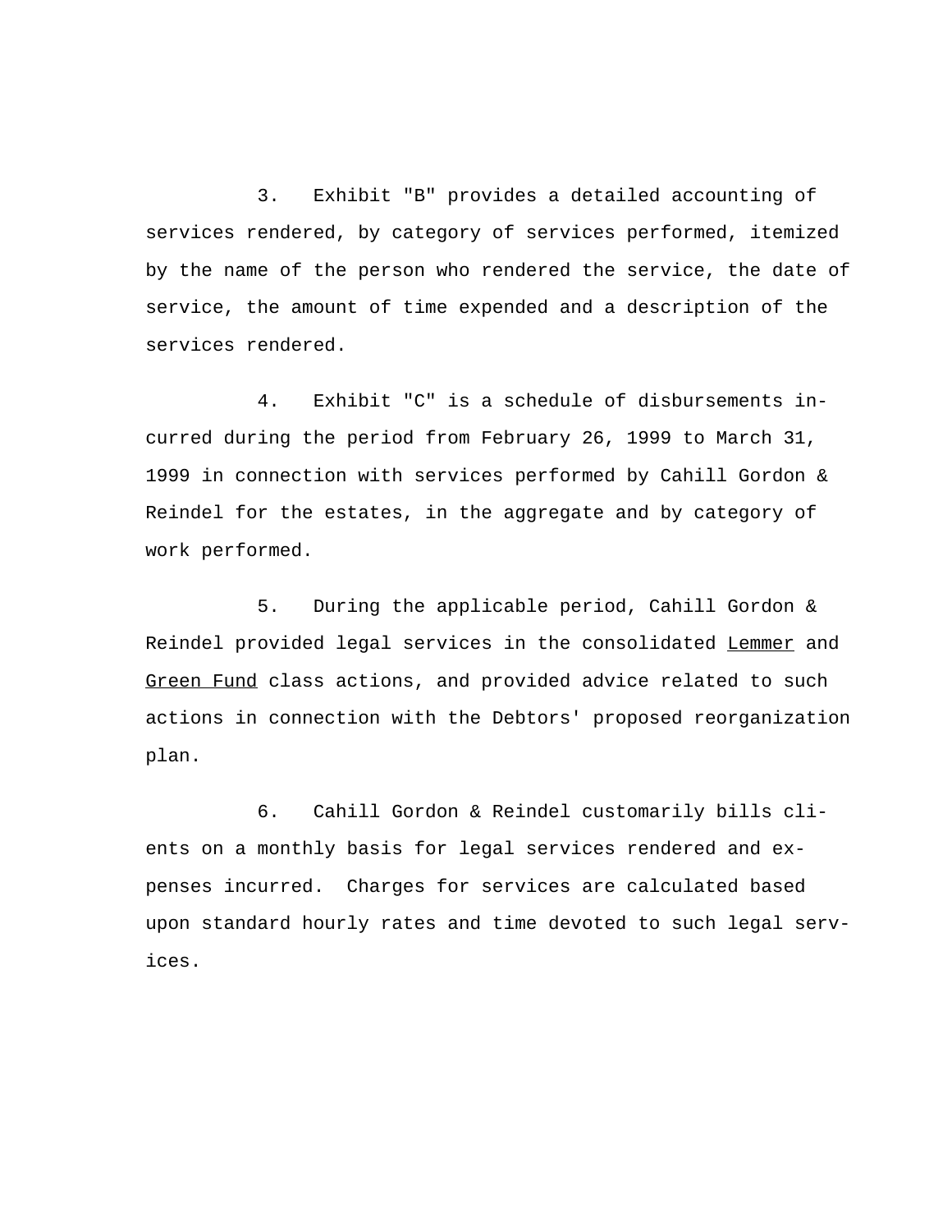3. Exhibit "B" provides a detailed accounting of services rendered, by category of services performed, itemized by the name of the person who rendered the service, the date of service, the amount of time expended and a description of the services rendered.

4. Exhibit "C" is a schedule of disbursements incurred during the period from February 26, 1999 to March 31, 1999 in connection with services performed by Cahill Gordon & Reindel for the estates, in the aggregate and by category of work performed.

5. During the applicable period, Cahill Gordon & Reindel provided legal services in the consolidated Lemmer and Green Fund class actions, and provided advice related to such actions in connection with the Debtors' proposed reorganization plan.

6. Cahill Gordon & Reindel customarily bills clients on a monthly basis for legal services rendered and expenses incurred. Charges for services are calculated based upon standard hourly rates and time devoted to such legal services.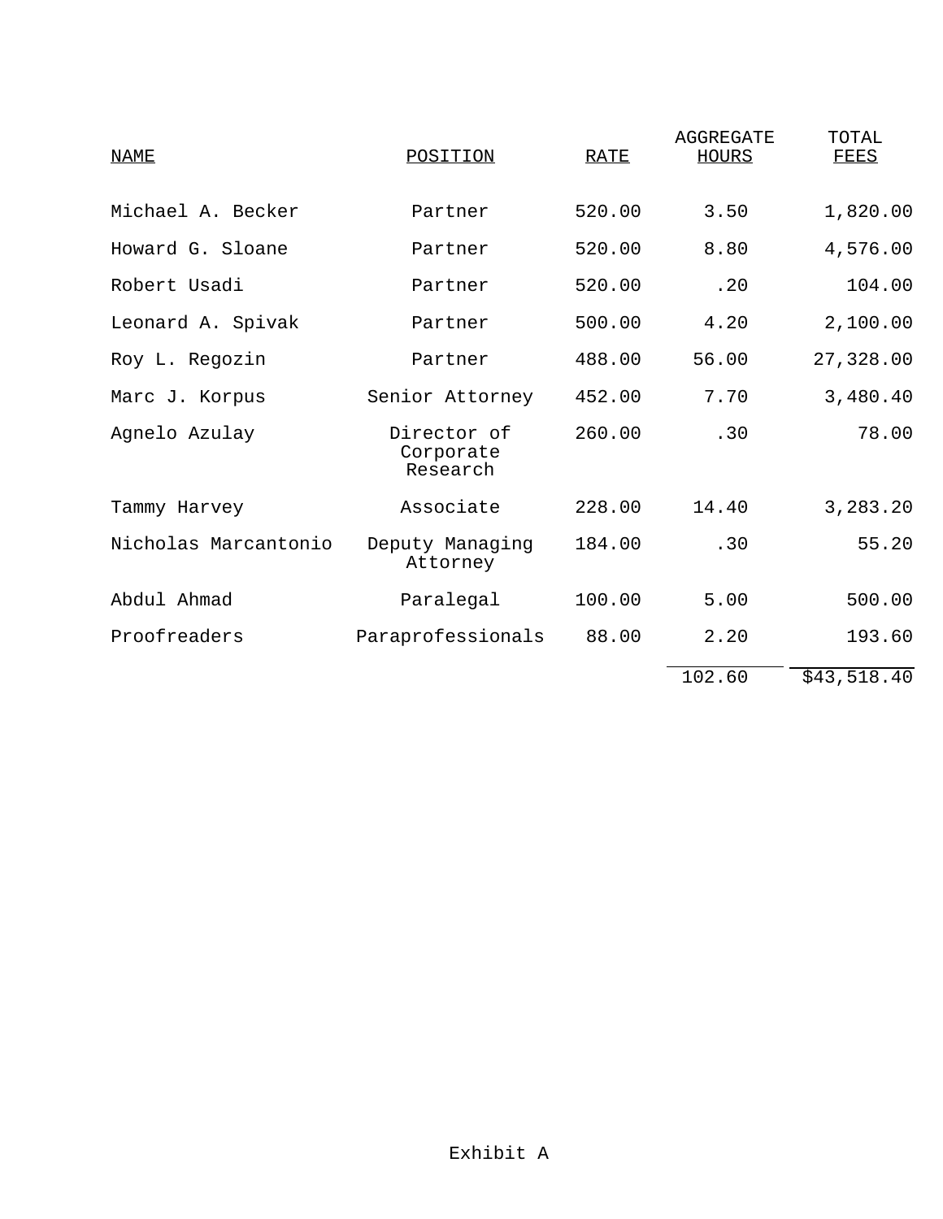| NAME | POSITION | RATE | AGGREGATE HOURS | TOTAL FEES |
|---|---|---|---|---|
| Michael A. Becker | Partner | 520.00 | 3.50 | 1,820.00 |
| Howard G. Sloane | Partner | 520.00 | 8.80 | 4,576.00 |
| Robert Usadi | Partner | 520.00 | .20 | 104.00 |
| Leonard A. Spivak | Partner | 500.00 | 4.20 | 2,100.00 |
| Roy L. Regozin | Partner | 488.00 | 56.00 | 27,328.00 |
| Marc J. Korpus | Senior Attorney | 452.00 | 7.70 | 3,480.40 |
| Agnelo Azulay | Director of Corporate Research | 260.00 | .30 | 78.00 |
| Tammy Harvey | Associate | 228.00 | 14.40 | 3,283.20 |
| Nicholas Marcantonio | Deputy Managing Attorney | 184.00 | .30 | 55.20 |
| Abdul Ahmad | Paralegal | 100.00 | 5.00 | 500.00 |
| Proofreaders | Paraprofessionals | 88.00 | 2.20 | 193.60 |
| | | | 102.60 | $43,518.40 |

Exhibit A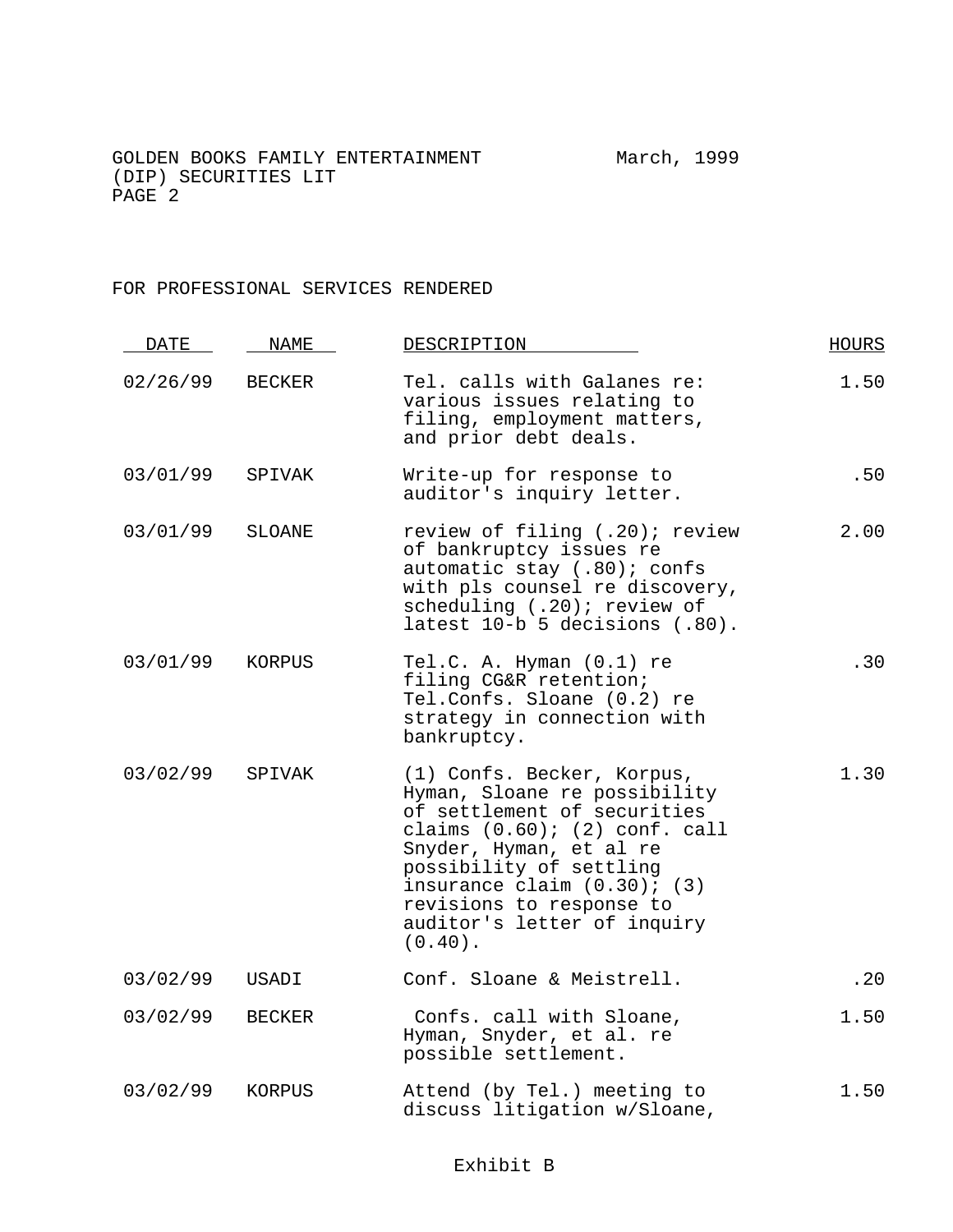GOLDEN BOOKS FAMILY ENTERTAINMENT March, 1999
(DIP) SECURITIES LIT

FOR PROFESSIONAL SERVICES RENDERED

| DATE | NAME | DESCRIPTION | HOURS |
|---|---|---|---|
| 02/26/99 | BECKER | Tel. calls with Galanes re: various issues relating to filing, employment matters, and prior debt deals. | 1.50 |
| 03/01/99 | SPIVAK | Write-up for response to auditor's inquiry letter. | .50 |
| 03/01/99 | SLOANE | review of filing (.20); review of bankruptcy issues re automatic stay (.80); confs with pls counsel re discovery, scheduling (.20); review of latest 10-b 5 decisions (.80). | 2.00 |
| 03/01/99 | KORPUS | Tel.C. A. Hyman (0.1) re filing CG&R retention; Tel.Confs. Sloane (0.2) re strategy in connection with bankruptcy. | .30 |
| 03/02/99 | SPIVAK | (1) Confs. Becker, Korpus, Hyman, Sloane re possibility of settlement of securities claims (0.60); (2) conf. call Snyder, Hyman, et al re possibility of settling insurance claim (0.30); (3) revisions to response to auditor's letter of inquiry (0.40). | 1.30 |
| 03/02/99 | USADI | Conf. Sloane & Meistrell. | .20 |
| 03/02/99 | BECKER | Confs. call with Sloane, Hyman, Snyder, et al. re possible settlement. | 1.50 |
| 03/02/99 | KORPUS | Attend (by Tel.) meeting to discuss litigation w/Sloane, | 1.50 |

Exhibit B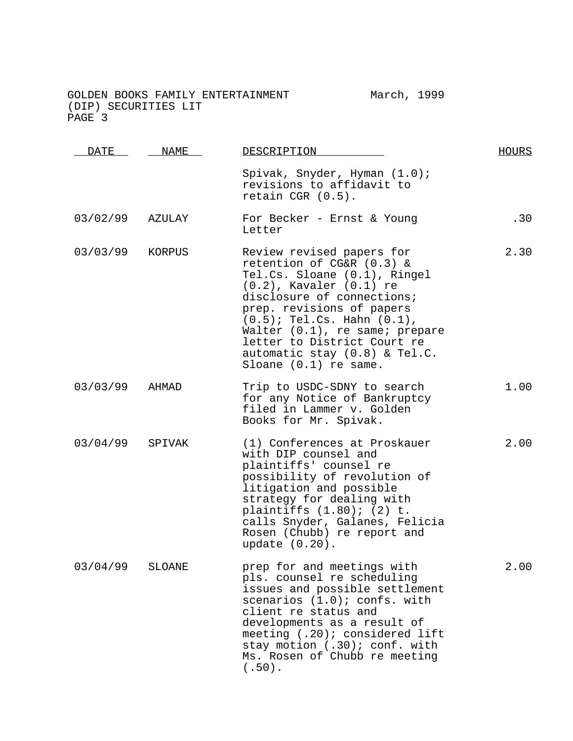GOLDEN BOOKS FAMILY ENTERTAINMENT March, 1999
(DIP) SECURITIES LIT

| DATE | NAME | DESCRIPTION | HOURS |
|---|---|---|---|
| | | Spivak, Snyder, Hyman (1.0); revisions to affidavit to retain CGR (0.5). | |
| 03/02/99 | AZULAY | For Becker - Ernst & Young Letter | .30 |
| 03/03/99 | KORPUS | Review revised papers for retention of CG&R (0.3) & Tel.Cs. Sloane (0.1), Ringel (0.2), Kavaler (0.1) re disclosure of connections; prep. revisions of papers (0.5); Tel.Cs. Hahn (0.1), Walter (0.1), re same; prepare letter to District Court re automatic stay (0.8) & Tel.C. Sloane (0.1) re same. | 2.30 |
| 03/03/99 | AHMAD | Trip to USDC-SDNY to search for any Notice of Bankruptcy filed in Lammer v. Golden Books for Mr. Spivak. | 1.00 |
| 03/04/99 | SPIVAK | (1) Conferences at Proskauer with DIP counsel and plaintiffs' counsel re possibility of revolution of litigation and possible strategy for dealing with plaintiffs (1.80); (2) t. calls Snyder, Galanes, Felicia Rosen (Chubb) re report and update (0.20). | 2.00 |
| 03/04/99 | SLOANE | prep for and meetings with pls. counsel re scheduling issues and possible settlement scenarios (1.0); confs. with client re status and developments as a result of meeting (.20); considered lift stay motion (.30); conf. with Ms. Rosen of Chubb re meeting (.50). | 2.00 |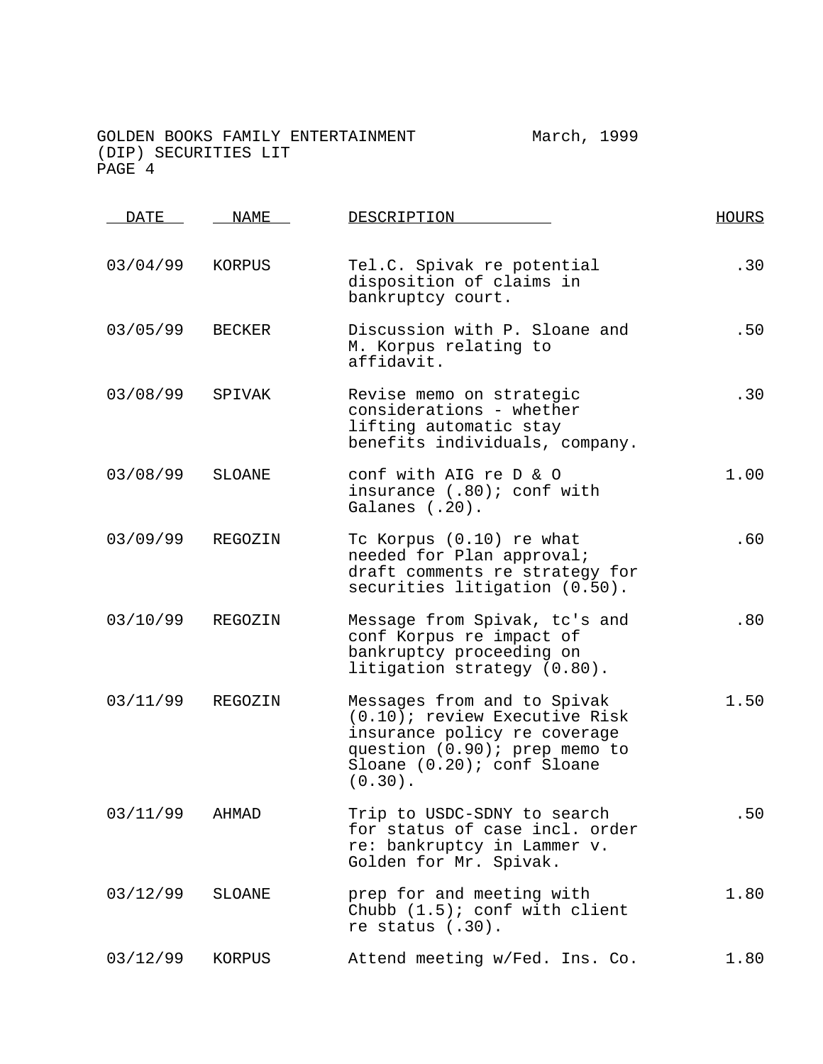GOLDEN BOOKS FAMILY ENTERTAINMENT March, 1999
(DIP) SECURITIES LIT

| DATE | NAME | DESCRIPTION | HOURS |
|---|---|---|---|
| 03/04/99 | KORPUS | Tel.C. Spivak re potential disposition of claims in bankruptcy court. | .30 |
| 03/05/99 | BECKER | Discussion with P. Sloane and M. Korpus relating to affidavit. | .50 |
| 03/08/99 | SPIVAK | Revise memo on strategic considerations - whether lifting automatic stay benefits individuals, company. | .30 |
| 03/08/99 | SLOANE | conf with AIG re D & O insurance (.80); conf with Galanes (.20). | 1.00 |
| 03/09/99 | REGOZIN | Tc Korpus (0.10) re what needed for Plan approval; draft comments re strategy for securities litigation (0.50). | .60 |
| 03/10/99 | REGOZIN | Message from Spivak, tc's and conf Korpus re impact of bankruptcy proceeding on litigation strategy (0.80). | .80 |
| 03/11/99 | REGOZIN | Messages from and to Spivak (0.10); review Executive Risk insurance policy re coverage question (0.90); prep memo to Sloane (0.20); conf Sloane (0.30). | 1.50 |
| 03/11/99 | AHMAD | Trip to USDC-SDNY to search for status of case incl. order re: bankruptcy in Lammer v. Golden for Mr. Spivak. | .50 |
| 03/12/99 | SLOANE | prep for and meeting with Chubb (1.5); conf with client re status (.30). | 1.80 |
| 03/12/99 | KORPUS | Attend meeting w/Fed. Ins. Co. | 1.80 |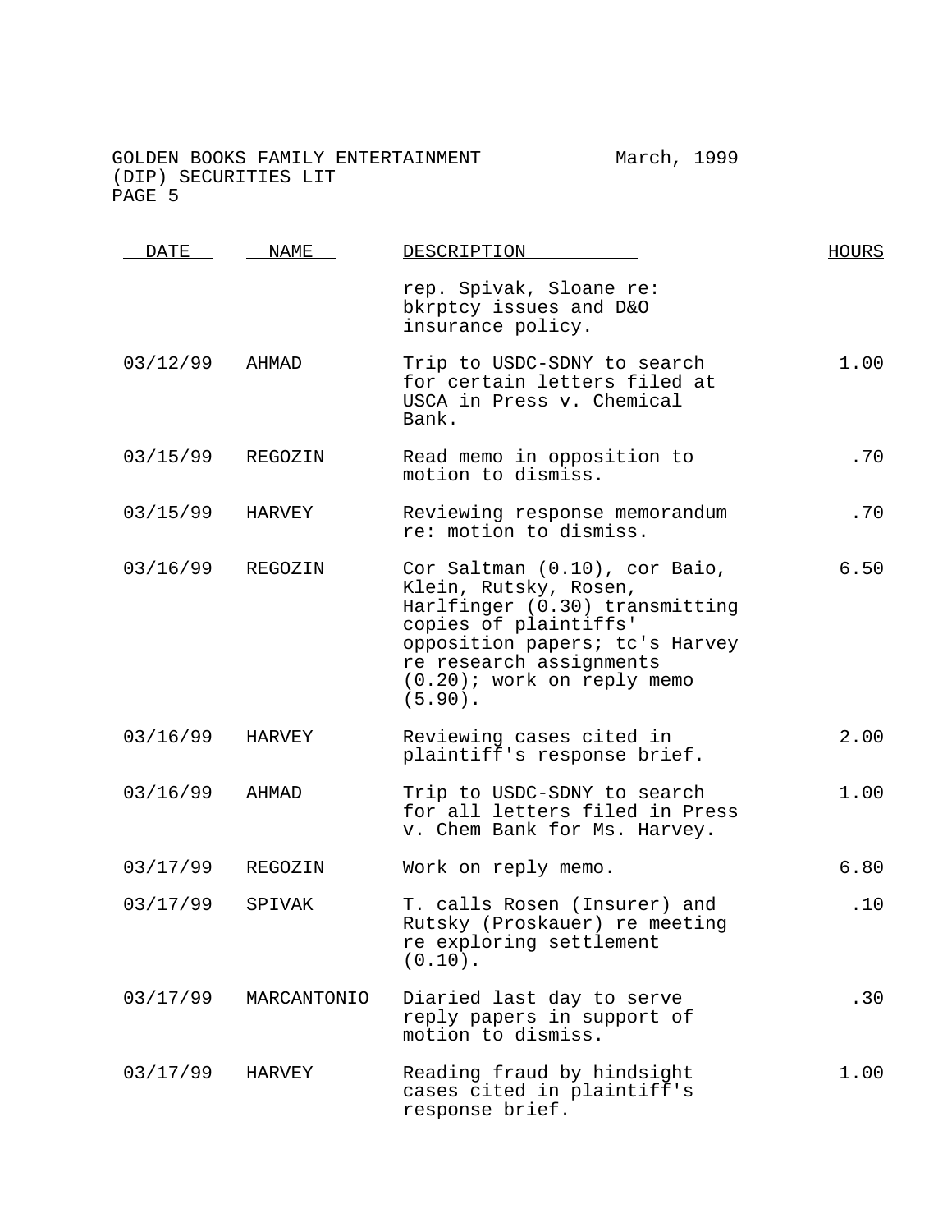GOLDEN BOOKS FAMILY ENTERTAINMENT (DIP) SECURITIES LIT

March, 1999

| DATE | NAME | DESCRIPTION | HOURS |
|---|---|---|---|
| | | rep. Spivak, Sloane re: bkrptcy issues and D&O insurance policy. | |
| 03/12/99 | AHMAD | Trip to USDC-SDNY to search for certain letters filed at USCA in Press v. Chemical Bank. | 1.00 |
| 03/15/99 | REGOZIN | Read memo in opposition to motion to dismiss. | .70 |
| 03/15/99 | HARVEY | Reviewing response memorandum re: motion to dismiss. | .70 |
| 03/16/99 | REGOZIN | Cor Saltman (0.10), cor Baio, Klein, Rutsky, Rosen, Harlfinger (0.30) transmitting copies of plaintiffs' opposition papers; tc's Harvey re research assignments (0.20); work on reply memo (5.90). | 6.50 |
| 03/16/99 | HARVEY | Reviewing cases cited in plaintiff's response brief. | 2.00 |
| 03/16/99 | AHMAD | Trip to USDC-SDNY to search for all letters filed in Press v. Chem Bank for Ms. Harvey. | 1.00 |
| 03/17/99 | REGOZIN | Work on reply memo. | 6.80 |
| 03/17/99 | SPIVAK | T. calls Rosen (Insurer) and Rutsky (Proskauer) re meeting re exploring settlement (0.10). | .10 |
| 03/17/99 | MARCANTONIO | Diaried last day to serve reply papers in support of motion to dismiss. | .30 |
| 03/17/99 | HARVEY | Reading fraud by hindsight cases cited in plaintiff's response brief. | 1.00 |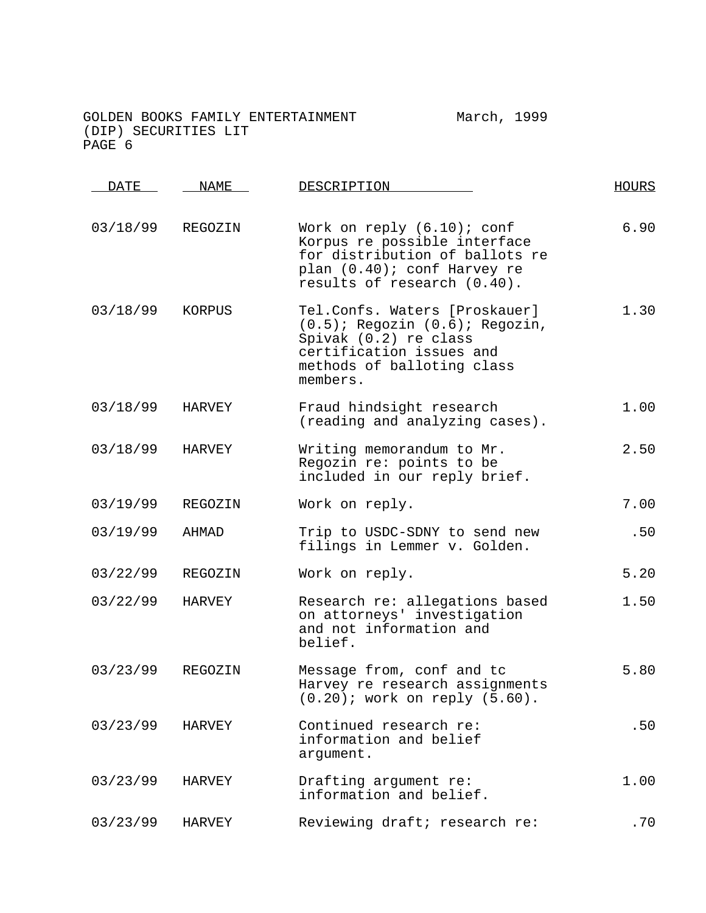GOLDEN BOOKS FAMILY ENTERTAINMENT March, 1999
(DIP) SECURITIES LIT

| DATE | NAME | DESCRIPTION | HOURS |
|---|---|---|---|
| 03/18/99 | REGOZIN | Work on reply (6.10); conf Korpus re possible interface for distribution of ballots re plan (0.40); conf Harvey re results of research (0.40). | 6.90 |
| 03/18/99 | KORPUS | Tel.Confs. Waters [Proskauer] (0.5); Regozin (0.6); Regozin, Spivak (0.2) re class certification issues and methods of balloting class members. | 1.30 |
| 03/18/99 | HARVEY | Fraud hindsight research (reading and analyzing cases). | 1.00 |
| 03/18/99 | HARVEY | Writing memorandum to Mr. Regozin re: points to be included in our reply brief. | 2.50 |
| 03/19/99 | REGOZIN | Work on reply. | 7.00 |
| 03/19/99 | AHMAD | Trip to USDC-SDNY to send new filings in Lemmer v. Golden. | .50 |
| 03/22/99 | REGOZIN | Work on reply. | 5.20 |
| 03/22/99 | HARVEY | Research re: allegations based on attorneys' investigation and not information and belief. | 1.50 |
| 03/23/99 | REGOZIN | Message from, conf and tc Harvey re research assignments (0.20); work on reply (5.60). | 5.80 |
| 03/23/99 | HARVEY | Continued research re: information and belief argument. | .50 |
| 03/23/99 | HARVEY | Drafting argument re: information and belief. | 1.00 |
| 03/23/99 | HARVEY | Reviewing draft; research re: | .70 |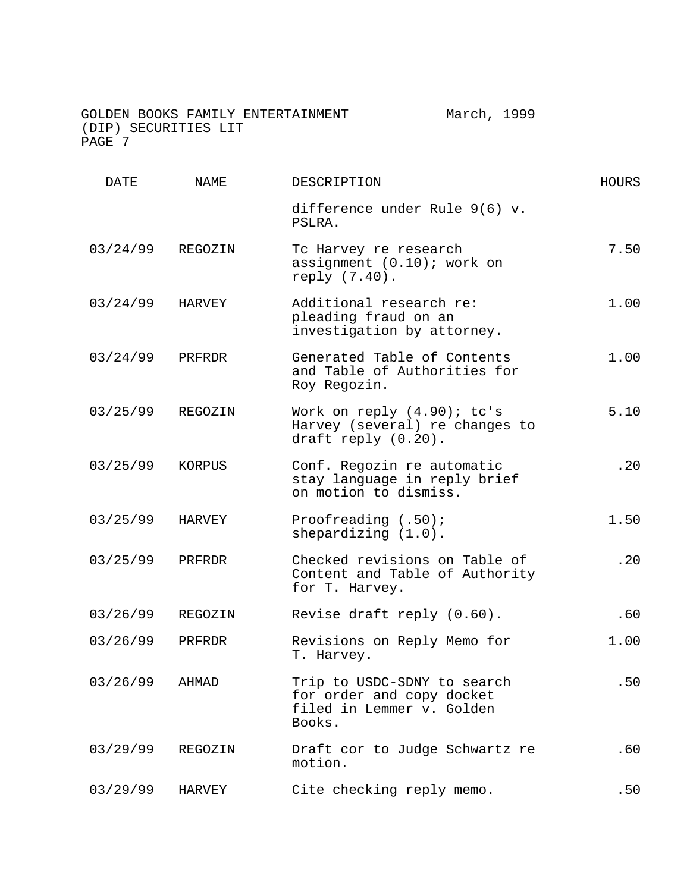| DATE | NAME | DESCRIPTION | HOURS |
|---|---|---|---|
| | | difference under Rule 9(6) v. PSLRA. | |
| 03/24/99 | REGOZIN | Tc Harvey re research assignment (0.10); work on reply (7.40). | 7.50 |
| 03/24/99 | HARVEY | Additional research re: pleading fraud on an investigation by attorney. | 1.00 |
| 03/24/99 | PRFRDR | Generated Table of Contents and Table of Authorities for Roy Regozin. | 1.00 |
| 03/25/99 | REGOZIN | Work on reply (4.90); tc's Harvey (several) re changes to draft reply (0.20). | 5.10 |
| 03/25/99 | KORPUS | Conf. Regozin re automatic stay language in reply brief on motion to dismiss. | .20 |
| 03/25/99 | HARVEY | Proofreading (.50); shepardizing (1.0). | 1.50 |
| 03/25/99 | PRFRDR | Checked revisions on Table of Content and Table of Authority for T. Harvey. | .20 |
| 03/26/99 | REGOZIN | Revise draft reply (0.60). | .60 |
| 03/26/99 | PRFRDR | Revisions on Reply Memo for T. Harvey. | 1.00 |
| 03/26/99 | AHMAD | Trip to USDC-SDNY to search for order and copy docket filed in Lemmer v. Golden Books. | .50 |
| 03/29/99 | REGOZIN | Draft cor to Judge Schwartz re motion. | .60 |
| 03/29/99 | HARVEY | Cite checking reply memo. | .50 |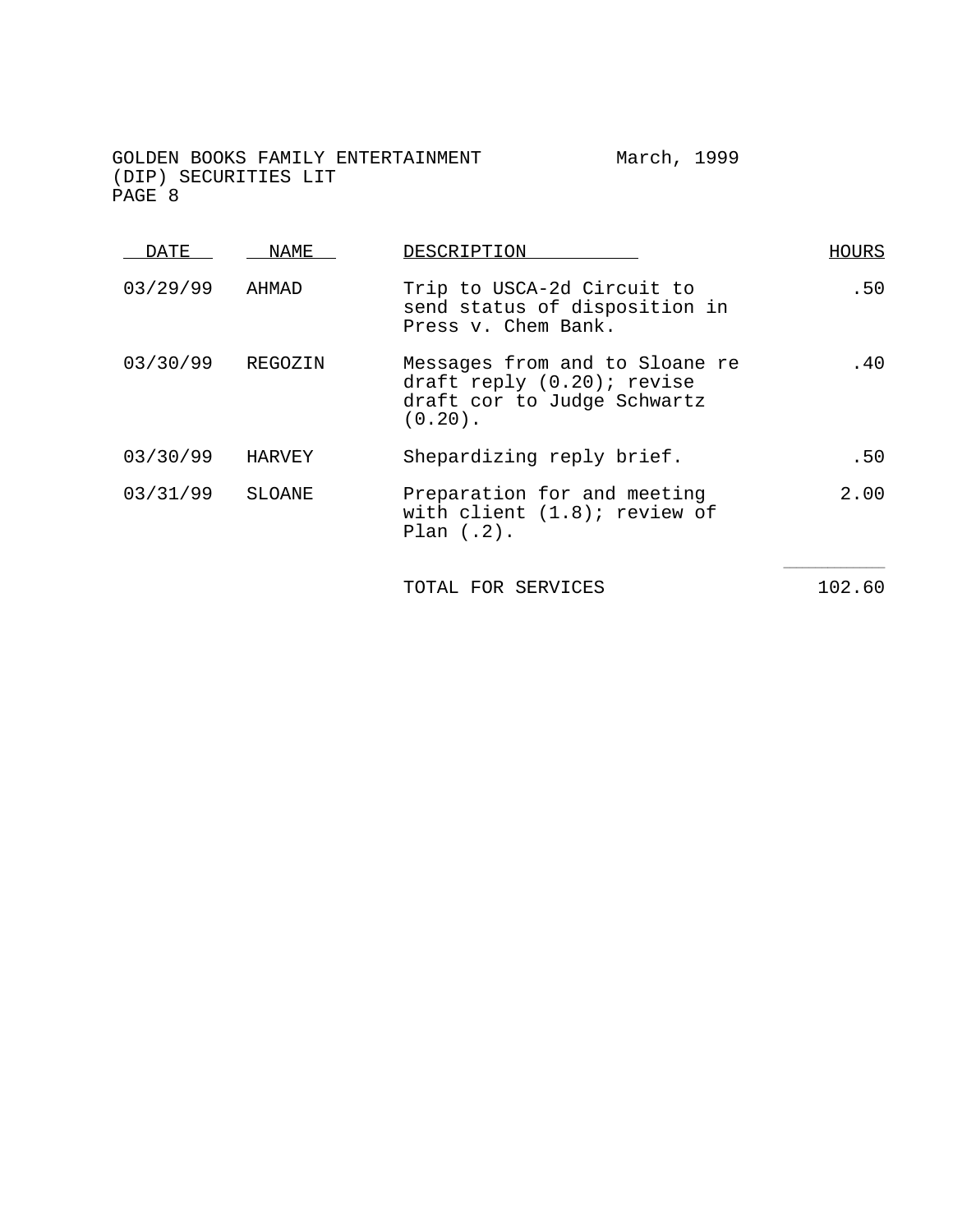GOLDEN BOOKS FAMILY ENTERTAINMENT March, 1999
(DIP) SECURITIES LIT

| DATE | NAME | DESCRIPTION | HOURS |
| --- | --- | --- | --- |
| 03/29/99 | AHMAD | Trip to USCA-2d Circuit to send status of disposition in Press v. Chem Bank. | .50 |
| 03/30/99 | REGOZIN | Messages from and to Sloane re draft reply (0.20); revise draft cor to Judge Schwartz (0.20). | .40 |
| 03/30/99 | HARVEY | Shepardizing reply brief. | .50 |
| 03/31/99 | SLOANE | Preparation for and meeting with client (1.8); review of Plan (.2). | 2.00 |
| | | TOTAL FOR SERVICES | 102.60 |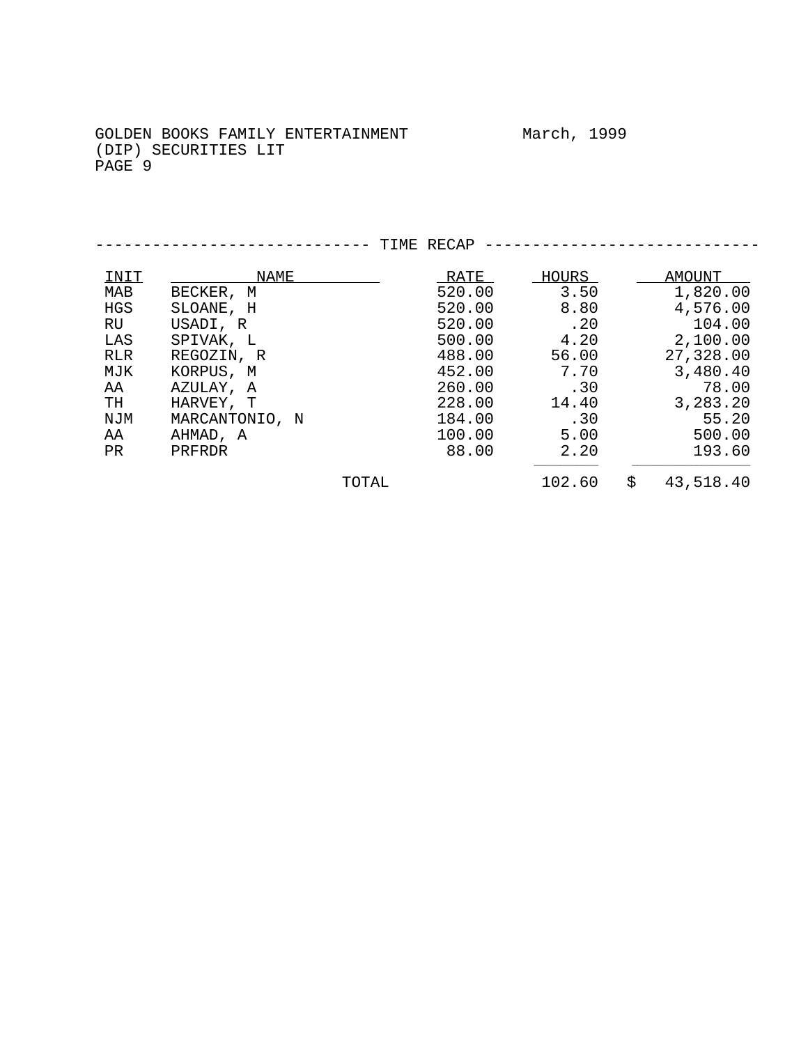GOLDEN BOOKS FAMILY ENTERTAINMENT March, 1999
(DIP) SECURITIES LIT
PAGE 9

## TIME RECAP

| INIT | NAME | RATE | HOURS | AMOUNT |
|---|---|---|---|---|
| MAB | BECKER, M | 520.00 | 3.50 | 1,820.00 |
| HGS | SLOANE, H | 520.00 | 8.80 | 4,576.00 |
| RU | USADI, R | 520.00 | .20 | 104.00 |
| LAS | SPIVAK, L | 500.00 | 4.20 | 2,100.00 |
| RLR | REGOZIN, R | 488.00 | 56.00 | 27,328.00 |
| MJK | KORPUS, M | 452.00 | 7.70 | 3,480.40 |
| AA | AZULAY, A | 260.00 | .30 | 78.00 |
| TH | HARVEY, T | 228.00 | 14.40 | 3,283.20 |
| NJM | MARCANTONIO, N | 184.00 | .30 | 55.20 |
| AA | AHMAD, A | 100.00 | 5.00 | 500.00 |
| PR | PRFRDR | 88.00 | 2.20 | 193.60 |
| | TOTAL | | 102.60 | $ 43,518.40 |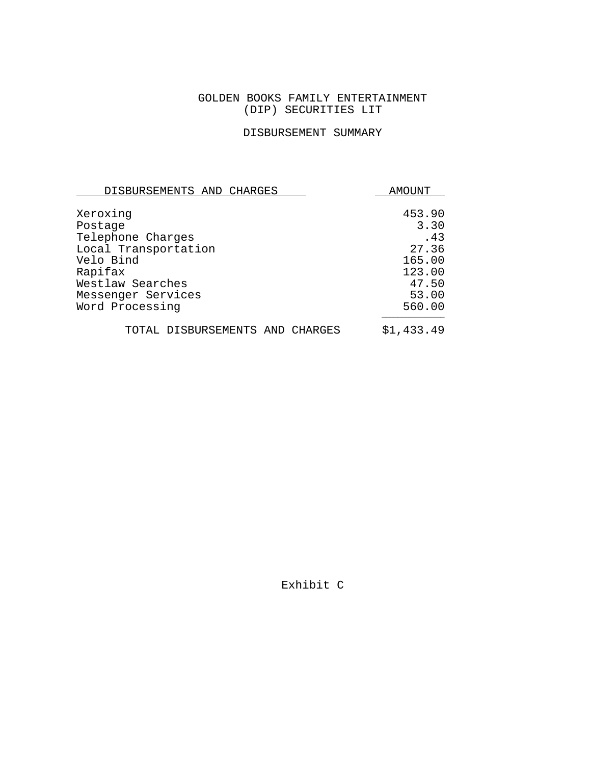GOLDEN BOOKS FAMILY ENTERTAINMENT
(DIP) SECURITIES LIT

DISBURSEMENT SUMMARY

| DISBURSEMENTS AND CHARGES | AMOUNT |
|---|---|
| Xeroxing | 453.90 |
| Postage | 3.30 |
| Telephone Charges | .43 |
| Local Transportation | 27.36 |
| Velo Bind | 165.00 |
| Rapifax | 123.00 |
| Westlaw Searches | 47.50 |
| Messenger Services | 53.00 |
| Word Processing | 560.00 |
| TOTAL DISBURSEMENTS AND CHARGES | $1,433.49 |

Exhibit C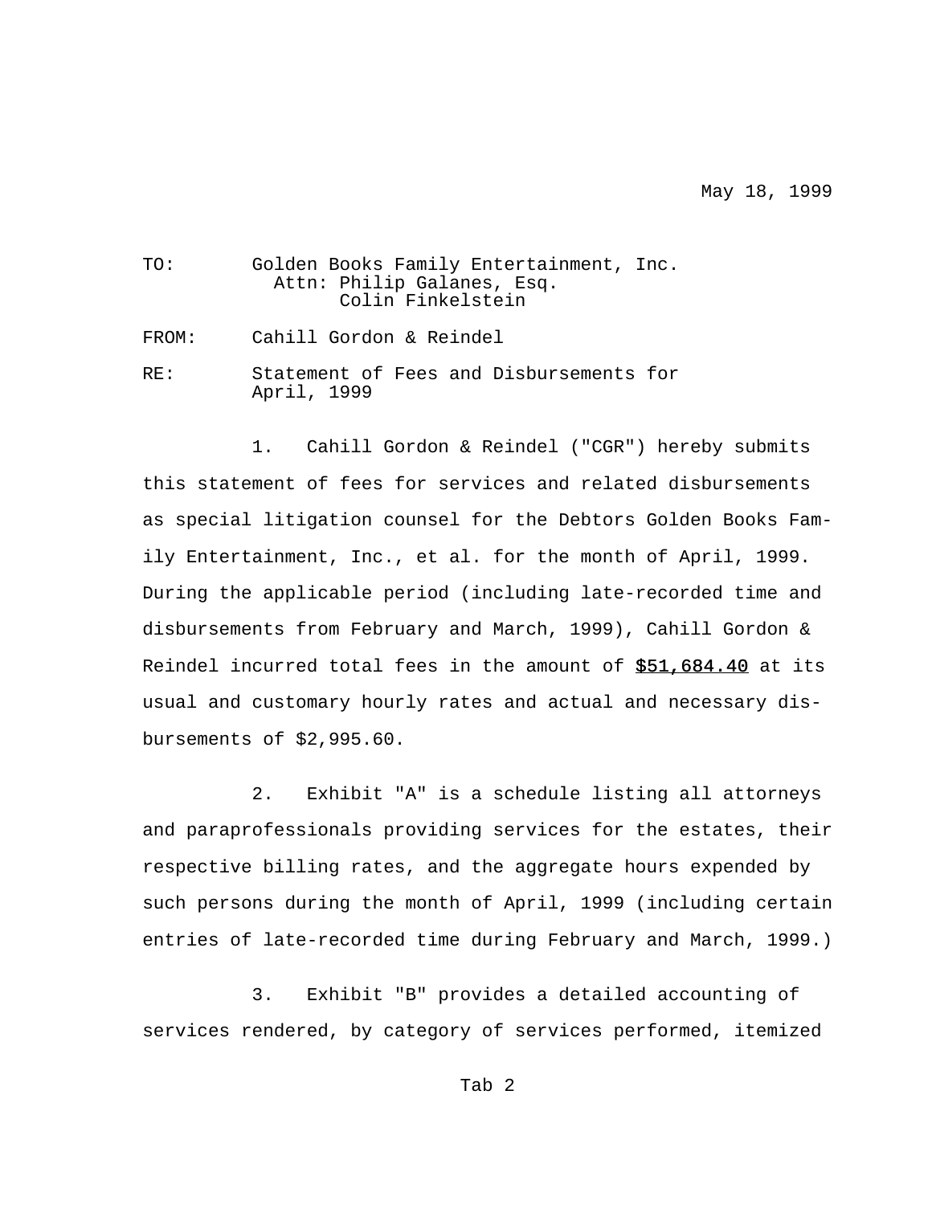May 18, 1999

TO: Golden Books Family Entertainment, Inc.
Attn: Philip Galanes, Esq.
Colin Finkelstein

FROM: Cahill Gordon & Reindel

RE: Statement of Fees and Disbursements for April, 1999

1. Cahill Gordon & Reindel ("CGR") hereby submits this statement of fees for services and related disbursements as special litigation counsel for the Debtors Golden Books Family Entertainment, Inc., et al. for the month of April, 1999. During the applicable period (including late-recorded time and disbursements from February and March, 1999), Cahill Gordon & Reindel incurred total fees in the amount of **$51,684.40** at its usual and customary hourly rates and actual and necessary disbursements of $2,995.60.

2. Exhibit "A" is a schedule listing all attorneys and paraprofessionals providing services for the estates, their respective billing rates, and the aggregate hours expended by such persons during the month of April, 1999 (including certain entries of late-recorded time during February and March, 1999.)

3. Exhibit "B" provides a detailed accounting of services rendered, by category of services performed, itemized

Tab 2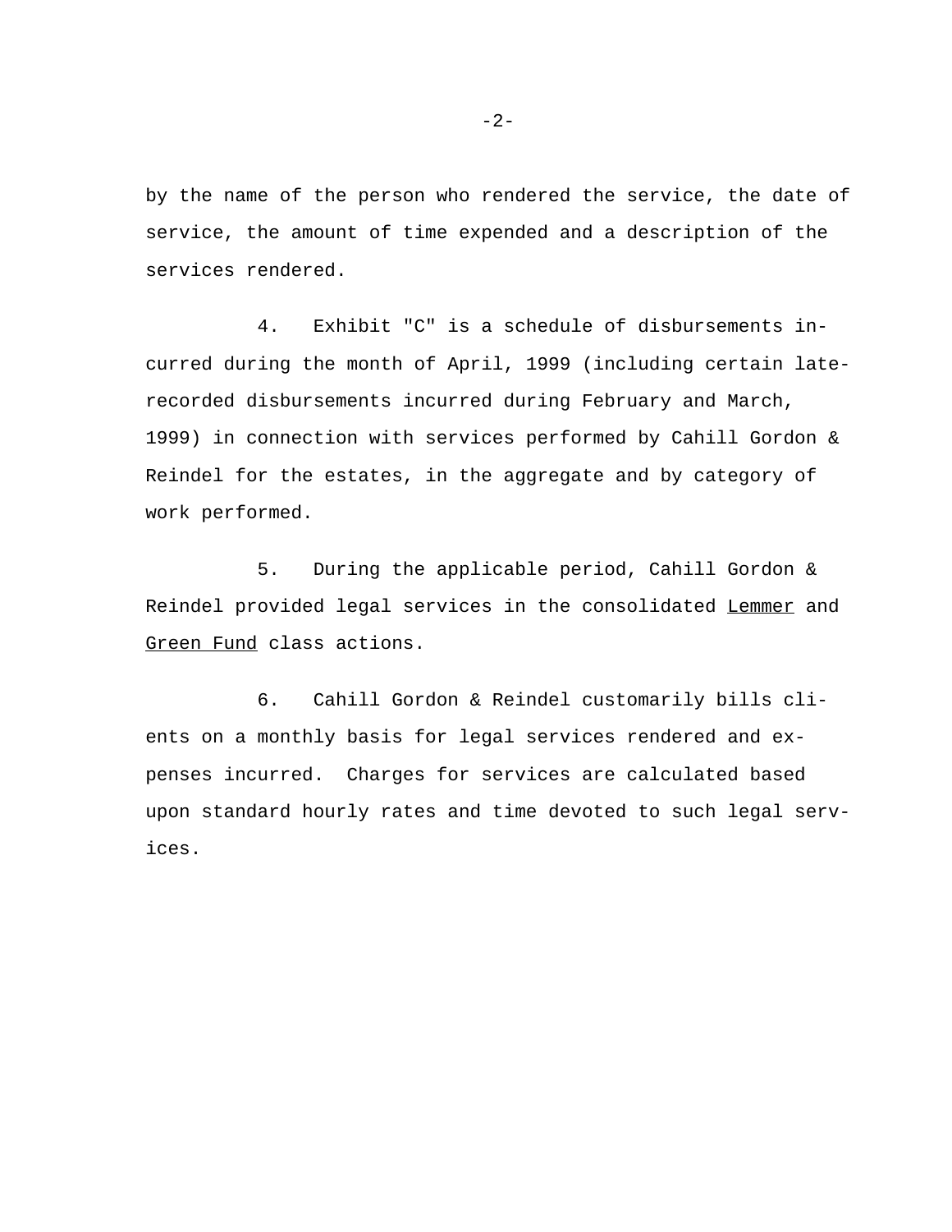by the name of the person who rendered the service, the date of service, the amount of time expended and a description of the services rendered.

4. Exhibit "C" is a schedule of disbursements incurred during the month of April, 1999 (including certain late-recorded disbursements incurred during February and March, 1999) in connection with services performed by Cahill Gordon & Reindel for the estates, in the aggregate and by category of work performed.

5. During the applicable period, Cahill Gordon & Reindel provided legal services in the consolidated Lemmer and Green Fund class actions.

6. Cahill Gordon & Reindel customarily bills clients on a monthly basis for legal services rendered and expenses incurred. Charges for services are calculated based upon standard hourly rates and time devoted to such legal services.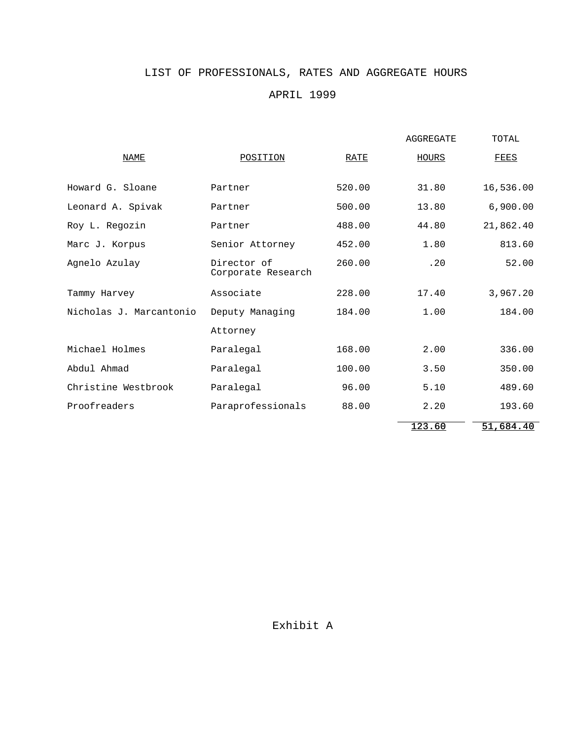# LIST OF PROFESSIONALS, RATES AND AGGREGATE HOURS

## APRIL 1999

| NAME | POSITION | RATE | AGGREGATE HOURS | TOTAL FEES |
|---|---|---|---|---|
| Howard G. Sloane | Partner | 520.00 | 31.80 | 16,536.00 |
| Leonard A. Spivak | Partner | 500.00 | 13.80 | 6,900.00 |
| Roy L. Regozin | Partner | 488.00 | 44.80 | 21,862.40 |
| Marc J. Korpus | Senior Attorney | 452.00 | 1.80 | 813.60 |
| Agnelo Azulay | Director of Corporate Research | 260.00 | .20 | 52.00 |
| Tammy Harvey | Associate | 228.00 | 17.40 | 3,967.20 |
| Nicholas J. Marcantonio | Deputy Managing Attorney | 184.00 | 1.00 | 184.00 |
| Michael Holmes | Paralegal | 168.00 | 2.00 | 336.00 |
| Abdul Ahmad | Paralegal | 100.00 | 3.50 | 350.00 |
| Christine Westbrook | Paralegal | 96.00 | 5.10 | 489.60 |
| Proofreaders | Paraprofessionals | 88.00 | 2.20 | 193.60 |
| | | | 123.60 | 51,684.40 |

Exhibit A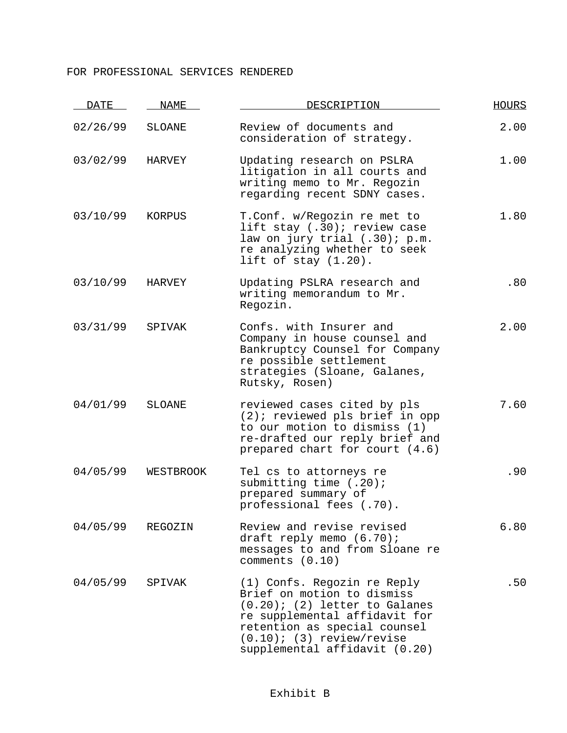FOR PROFESSIONAL SERVICES RENDERED

| DATE | NAME | DESCRIPTION | HOURS |
|---|---|---|---|
| 02/26/99 | SLOANE | Review of documents and consideration of strategy. | 2.00 |
| 03/02/99 | HARVEY | Updating research on PSLRA litigation in all courts and writing memo to Mr. Regozin regarding recent SDNY cases. | 1.00 |
| 03/10/99 | KORPUS | T.Conf. w/Regozin re met to lift stay (.30); review case law on jury trial (.30); p.m. re analyzing whether to seek lift of stay (1.20). | 1.80 |
| 03/10/99 | HARVEY | Updating PSLRA research and writing memorandum to Mr. Regozin. | .80 |
| 03/31/99 | SPIVAK | Confs. with Insurer and Company in house counsel and Bankruptcy Counsel for Company re possible settlement strategies (Sloane, Galanes, Rutsky, Rosen) | 2.00 |
| 04/01/99 | SLOANE | reviewed cases cited by pls (2); reviewed pls brief in opp to our motion to dismiss (1) re-drafted our reply brief and prepared chart for court (4.6) | 7.60 |
| 04/05/99 | WESTBROOK | Tel cs to attorneys re submitting time (.20); prepared summary of professional fees (.70). | .90 |
| 04/05/99 | REGOZIN | Review and revise revised draft reply memo (6.70); messages to and from Sloane re comments (0.10) | 6.80 |
| 04/05/99 | SPIVAK | (1) Confs. Regozin re Reply Brief on motion to dismiss (0.20); (2) letter to Galanes re supplemental affidavit for retention as special counsel (0.10); (3) review/revise supplemental affidavit (0.20) | .50 |

Exhibit B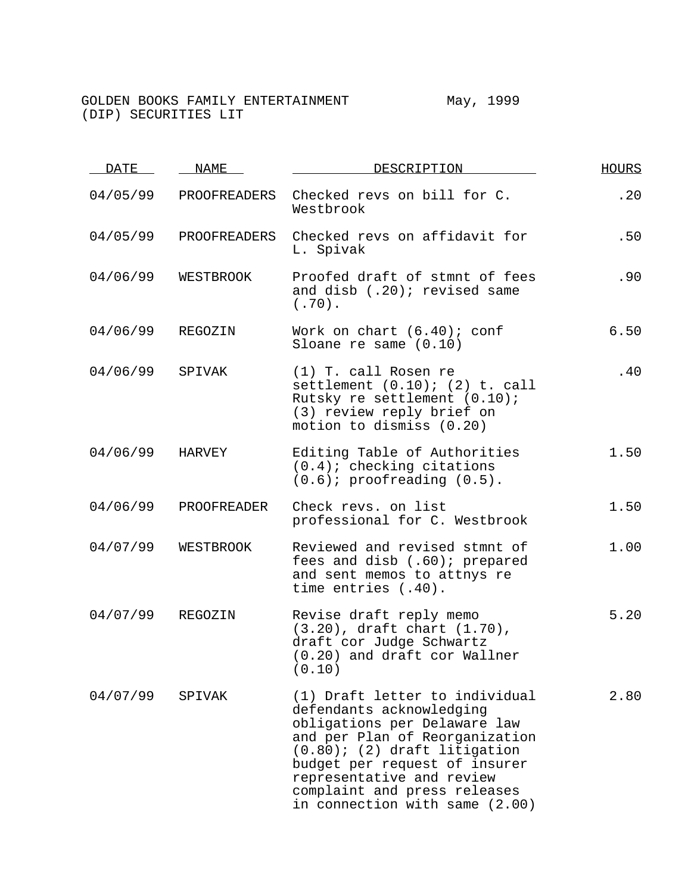GOLDEN BOOKS FAMILY ENTERTAINMENT May, 1999
(DIP) SECURITIES LIT

| DATE | NAME | DESCRIPTION | HOURS |
|---|---|---|---|
| 04/05/99 | PROOFREADERS | Checked revs on bill for C. Westbrook | .20 |
| 04/05/99 | PROOFREADERS | Checked revs on affidavit for L. Spivak | .50 |
| 04/06/99 | WESTBROOK | Proofed draft of stmnt of fees and disb (.20); revised same (.70). | .90 |
| 04/06/99 | REGOZIN | Work on chart (6.40); conf Sloane re same (0.10) | 6.50 |
| 04/06/99 | SPIVAK | (1) T. call Rosen re settlement (0.10); (2) t. call Rutsky re settlement (0.10); (3) review reply brief on motion to dismiss (0.20) | .40 |
| 04/06/99 | HARVEY | Editing Table of Authorities (0.4); checking citations (0.6); proofreading (0.5). | 1.50 |
| 04/06/99 | PROOFREADER | Check revs. on list professional for C. Westbrook | 1.50 |
| 04/07/99 | WESTBROOK | Reviewed and revised stmnt of fees and disb (.60); prepared and sent memos to attnys re time entries (.40). | 1.00 |
| 04/07/99 | REGOZIN | Revise draft reply memo (3.20), draft chart (1.70), draft cor Judge Schwartz (0.20) and draft cor Wallner (0.10) | 5.20 |
| 04/07/99 | SPIVAK | (1) Draft letter to individual defendants acknowledging obligations per Delaware law and per Plan of Reorganization (0.80); (2) draft litigation budget per request of insurer representative and review complaint and press releases in connection with same (2.00) | 2.80 |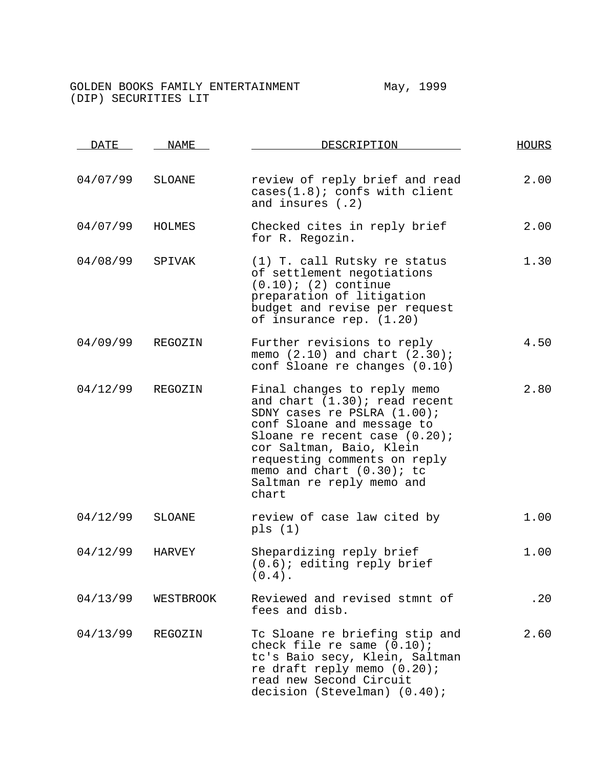GOLDEN BOOKS FAMILY ENTERTAINMENT May, 1999
(DIP) SECURITIES LIT

| DATE | NAME | DESCRIPTION | HOURS |
|---|---|---|---|
| 04/07/99 | SLOANE | review of reply brief and read cases(1.8); confs with client and insures (.2) | 2.00 |
| 04/07/99 | HOLMES | Checked cites in reply brief for R. Regozin. | 2.00 |
| 04/08/99 | SPIVAK | (1) T. call Rutsky re status of settlement negotiations (0.10); (2) continue preparation of litigation budget and revise per request of insurance rep. (1.20) | 1.30 |
| 04/09/99 | REGOZIN | Further revisions to reply memo (2.10) and chart (2.30); conf Sloane re changes (0.10) | 4.50 |
| 04/12/99 | REGOZIN | Final changes to reply memo and chart (1.30); read recent SDNY cases re PSLRA (1.00); conf Sloane and message to Sloane re recent case (0.20); cor Saltman, Baio, Klein requesting comments on reply memo and chart (0.30); tc Saltman re reply memo and chart | 2.80 |
| 04/12/99 | SLOANE | review of case law cited by pls (1) | 1.00 |
| 04/12/99 | HARVEY | Shepardizing reply brief (0.6); editing reply brief (0.4). | 1.00 |
| 04/13/99 | WESTBROOK | Reviewed and revised stmnt of fees and disb. | .20 |
| 04/13/99 | REGOZIN | Tc Sloane re briefing stip and check file re same (0.10); tc's Baio secy, Klein, Saltman re draft reply memo (0.20); read new Second Circuit decision (Stevelman) (0.40); | 2.60 |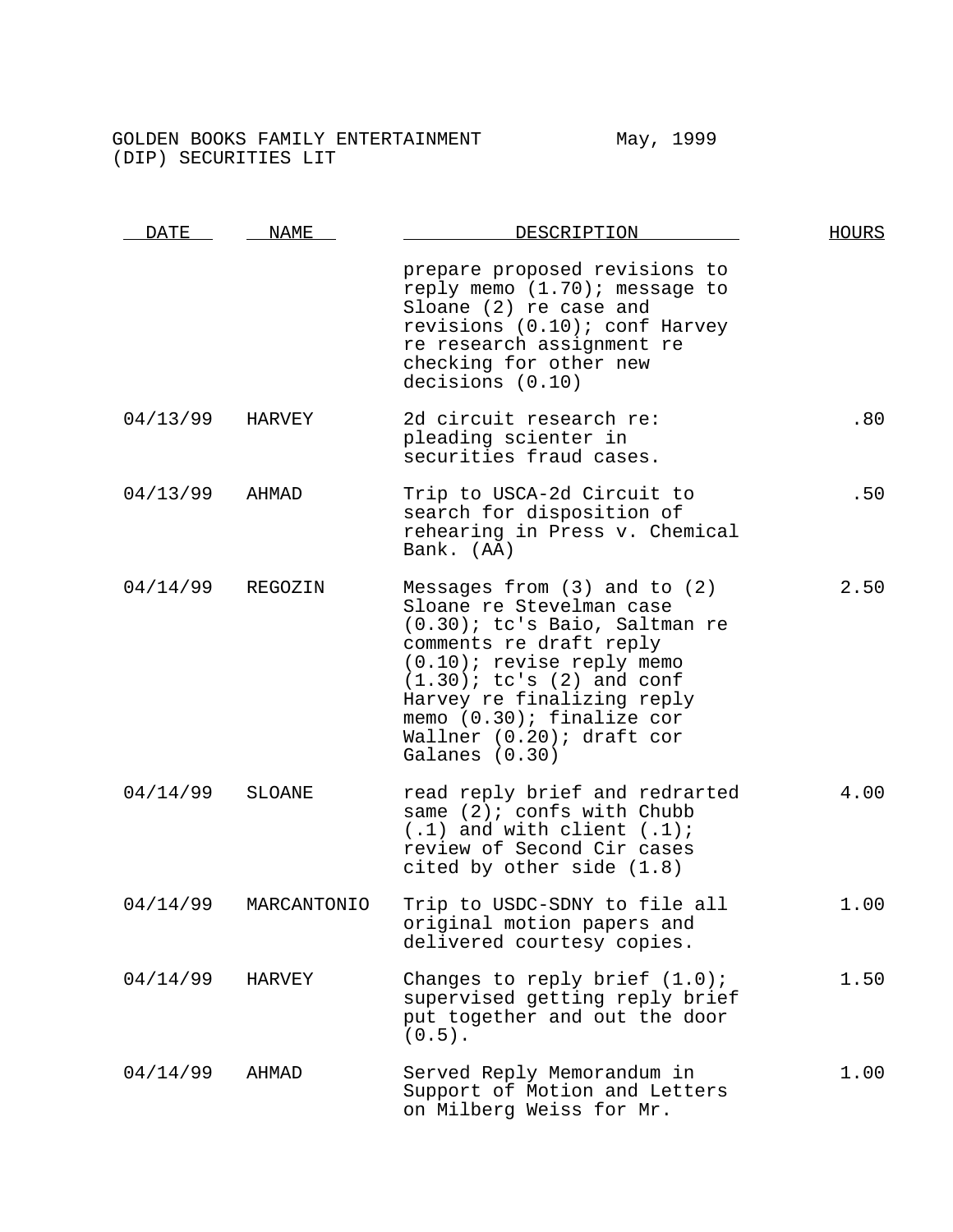GOLDEN BOOKS FAMILY ENTERTAINMENT (DIP) SECURITIES LIT — May, 1999

| DATE | NAME | DESCRIPTION | HOURS |
|---|---|---|---|
| | | prepare proposed revisions to reply memo (1.70); message to Sloane (2) re case and revisions (0.10); conf Harvey re research assignment re checking for other new decisions (0.10) | |
| 04/13/99 | HARVEY | 2d circuit research re: pleading scienter in securities fraud cases. | .80 |
| 04/13/99 | AHMAD | Trip to USCA-2d Circuit to search for disposition of rehearing in Press v. Chemical Bank. (AA) | .50 |
| 04/14/99 | REGOZIN | Messages from (3) and to (2) Sloane re Stevelman case (0.30); tc's Baio, Saltman re comments re draft reply (0.10); revise reply memo (1.30); tc's (2) and conf Harvey re finalizing reply memo (0.30); finalize cor Wallner (0.20); draft cor Galanes (0.30) | 2.50 |
| 04/14/99 | SLOANE | read reply brief and redrarted same (2); confs with Chubb (.1) and with client (.1); review of Second Cir cases cited by other side (1.8) | 4.00 |
| 04/14/99 | MARCANTONIO | Trip to USDC-SDNY to file all original motion papers and delivered courtesy copies. | 1.00 |
| 04/14/99 | HARVEY | Changes to reply brief (1.0); supervised getting reply brief put together and out the door (0.5). | 1.50 |
| 04/14/99 | AHMAD | Served Reply Memorandum in Support of Motion and Letters on Milberg Weiss for Mr. | 1.00 |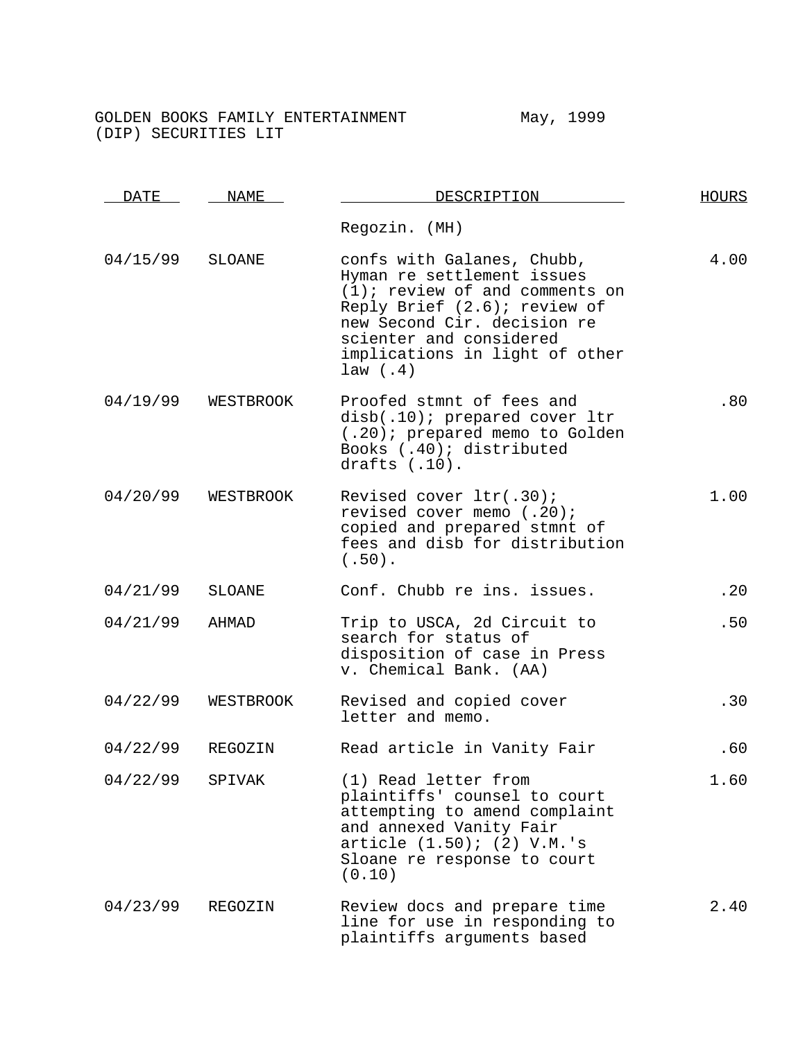GOLDEN BOOKS FAMILY ENTERTAINMENT (DIP) SECURITIES LIT — May, 1999

| DATE | NAME | DESCRIPTION | HOURS |
|---|---|---|---|
| | | Regozin. (MH) | |
| 04/15/99 | SLOANE | confs with Galanes, Chubb, Hyman re settlement issues (1); review of and comments on Reply Brief (2.6); review of new Second Cir. decision re scienter and considered implications in light of other law (.4) | 4.00 |
| 04/19/99 | WESTBROOK | Proofed stmnt of fees and disb(.10); prepared cover ltr (.20); prepared memo to Golden Books (.40); distributed drafts (.10). | .80 |
| 04/20/99 | WESTBROOK | Revised cover ltr(.30); revised cover memo (.20); copied and prepared stmnt of fees and disb for distribution (.50). | 1.00 |
| 04/21/99 | SLOANE | Conf. Chubb re ins. issues. | .20 |
| 04/21/99 | AHMAD | Trip to USCA, 2d Circuit to search for status of disposition of case in Press v. Chemical Bank. (AA) | .50 |
| 04/22/99 | WESTBROOK | Revised and copied cover letter and memo. | .30 |
| 04/22/99 | REGOZIN | Read article in Vanity Fair | .60 |
| 04/22/99 | SPIVAK | (1) Read letter from plaintiffs' counsel to court attempting to amend complaint and annexed Vanity Fair article (1.50); (2) V.M.'s Sloane re response to court (0.10) | 1.60 |
| 04/23/99 | REGOZIN | Review docs and prepare time line for use in responding to plaintiffs arguments based | 2.40 |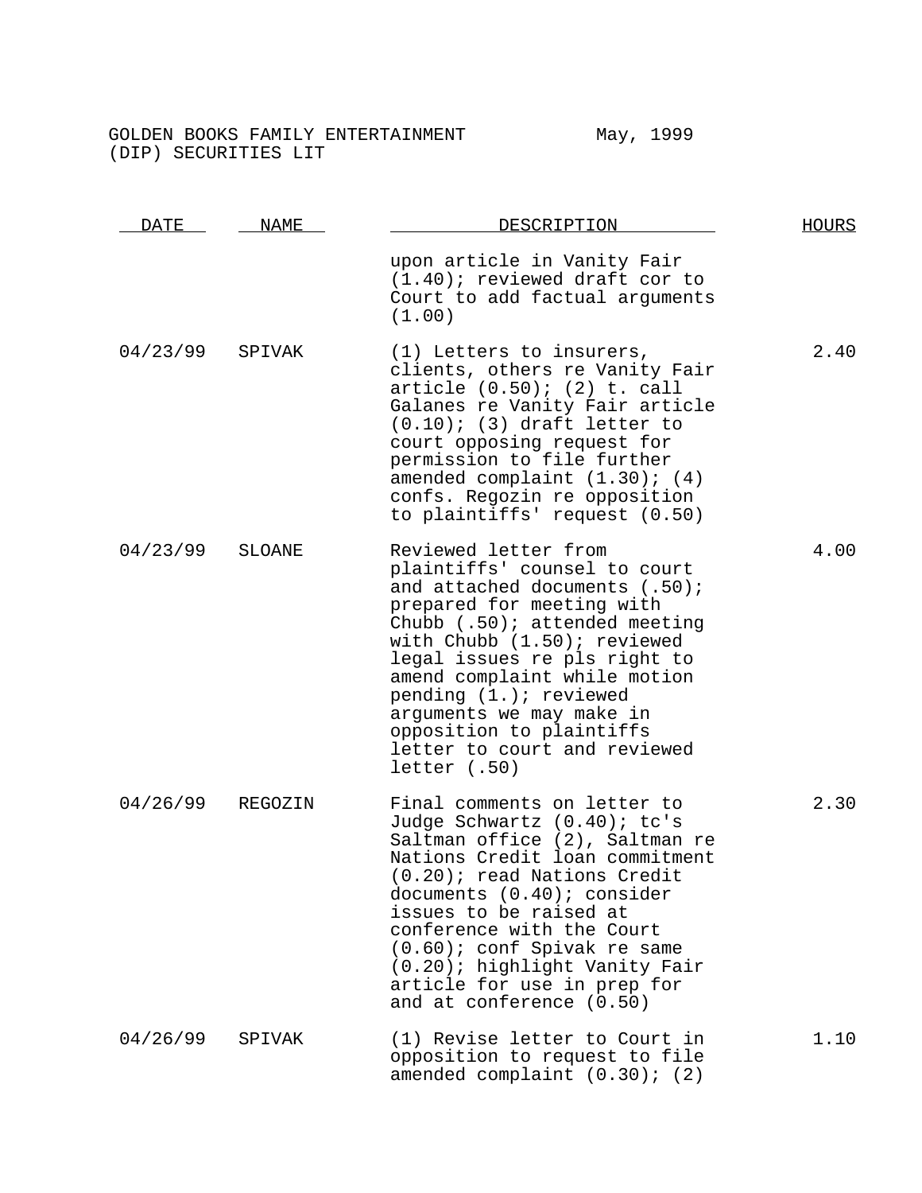GOLDEN BOOKS FAMILY ENTERTAINMENT May, 1999
(DIP) SECURITIES LIT

| DATE | NAME | DESCRIPTION | HOURS |
|---|---|---|---|
| | | upon article in Vanity Fair (1.40); reviewed draft cor to Court to add factual arguments (1.00) | |
| 04/23/99 | SPIVAK | (1) Letters to insurers, clients, others re Vanity Fair article (0.50); (2) t. call Galanes re Vanity Fair article (0.10); (3) draft letter to court opposing request for permission to file further amended complaint (1.30); (4) confs. Regozin re opposition to plaintiffs' request (0.50) | 2.40 |
| 04/23/99 | SLOANE | Reviewed letter from plaintiffs' counsel to court and attached documents (.50); prepared for meeting with Chubb (.50); attended meeting with Chubb (1.50); reviewed legal issues re pls right to amend complaint while motion pending (1.); reviewed arguments we may make in opposition to plaintiffs letter to court and reviewed letter (.50) | 4.00 |
| 04/26/99 | REGOZIN | Final comments on letter to Judge Schwartz (0.40); tc's Saltman office (2), Saltman re Nations Credit loan commitment (0.20); read Nations Credit documents (0.40); consider issues to be raised at conference with the Court (0.60); conf Spivak re same (0.20); highlight Vanity Fair article for use in prep for and at conference (0.50) | 2.30 |
| 04/26/99 | SPIVAK | (1) Revise letter to Court in opposition to request to file amended complaint (0.30); (2) | 1.10 |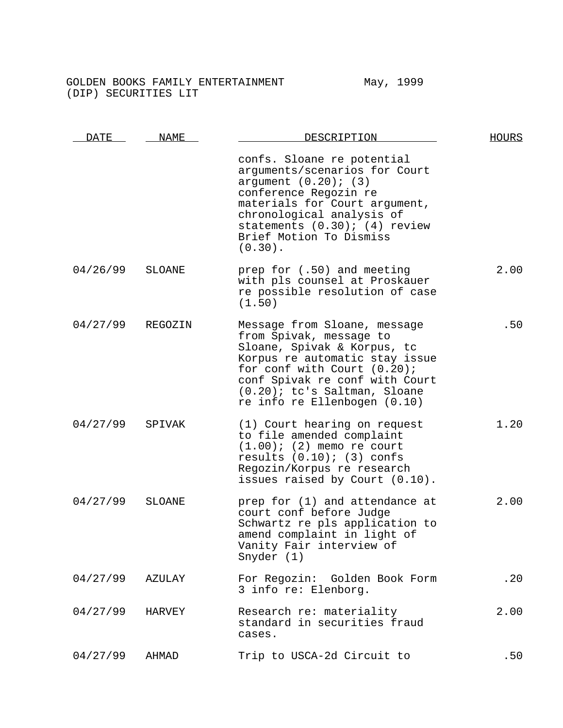GOLDEN BOOKS FAMILY ENTERTAINMENT May, 1999
(DIP) SECURITIES LIT

| DATE | NAME | DESCRIPTION | HOURS |
|---|---|---|---|
| | | confs. Sloane re potential arguments/scenarios for Court argument (0.20); (3) conference Regozin re materials for Court argument, chronological analysis of statements (0.30); (4) review Brief Motion To Dismiss (0.30). | |
| 04/26/99 | SLOANE | prep for (.50) and meeting with pls counsel at Proskauer re possible resolution of case (1.50) | 2.00 |
| 04/27/99 | REGOZIN | Message from Sloane, message from Spivak, message to Sloane, Spivak & Korpus, tc Korpus re automatic stay issue for conf with Court (0.20); conf Spivak re conf with Court (0.20); tc's Saltman, Sloane re info re Ellenbogen (0.10) | .50 |
| 04/27/99 | SPIVAK | (1) Court hearing on request to file amended complaint (1.00); (2) memo re court results (0.10); (3) confs Regozin/Korpus re research issues raised by Court (0.10). | 1.20 |
| 04/27/99 | SLOANE | prep for (1) and attendance at court conf before Judge Schwartz re pls application to amend complaint in light of Vanity Fair interview of Snyder (1) | 2.00 |
| 04/27/99 | AZULAY | For Regozin: Golden Book Form 3 info re: Elenborg. | .20 |
| 04/27/99 | HARVEY | Research re: materiality standard in securities fraud cases. | 2.00 |
| 04/27/99 | AHMAD | Trip to USCA-2d Circuit to | .50 |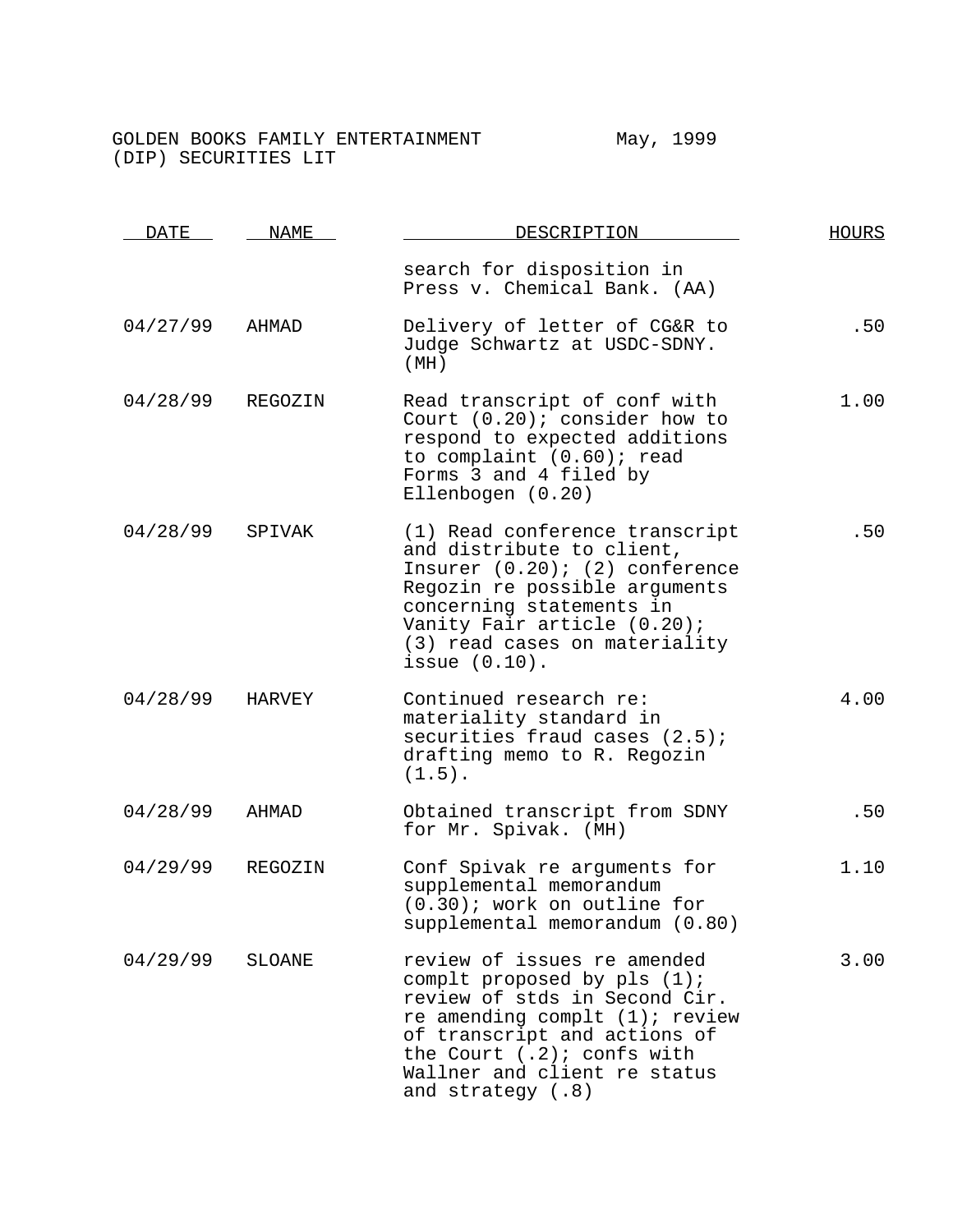GOLDEN BOOKS FAMILY ENTERTAINMENT May, 1999
(DIP) SECURITIES LIT

| DATE | NAME | DESCRIPTION | HOURS |
|---|---|---|---|
| | | search for disposition in Press v. Chemical Bank. (AA) | |
| 04/27/99 | AHMAD | Delivery of letter of CG&R to Judge Schwartz at USDC-SDNY. (MH) | .50 |
| 04/28/99 | REGOZIN | Read transcript of conf with Court (0.20); consider how to respond to expected additions to complaint (0.60); read Forms 3 and 4 filed by Ellenbogen (0.20) | 1.00 |
| 04/28/99 | SPIVAK | (1) Read conference transcript and distribute to client, Insurer (0.20); (2) conference Regozin re possible arguments concerning statements in Vanity Fair article (0.20); (3) read cases on materiality issue (0.10). | .50 |
| 04/28/99 | HARVEY | Continued research re: materiality standard in securities fraud cases (2.5); drafting memo to R. Regozin (1.5). | 4.00 |
| 04/28/99 | AHMAD | Obtained transcript from SDNY for Mr. Spivak. (MH) | .50 |
| 04/29/99 | REGOZIN | Conf Spivak re arguments for supplemental memorandum (0.30); work on outline for supplemental memorandum (0.80) | 1.10 |
| 04/29/99 | SLOANE | review of issues re amended complt proposed by pls (1); review of stds in Second Cir. re amending complt (1); review of transcript and actions of the Court (.2); confs with Wallner and client re status and strategy (.8) | 3.00 |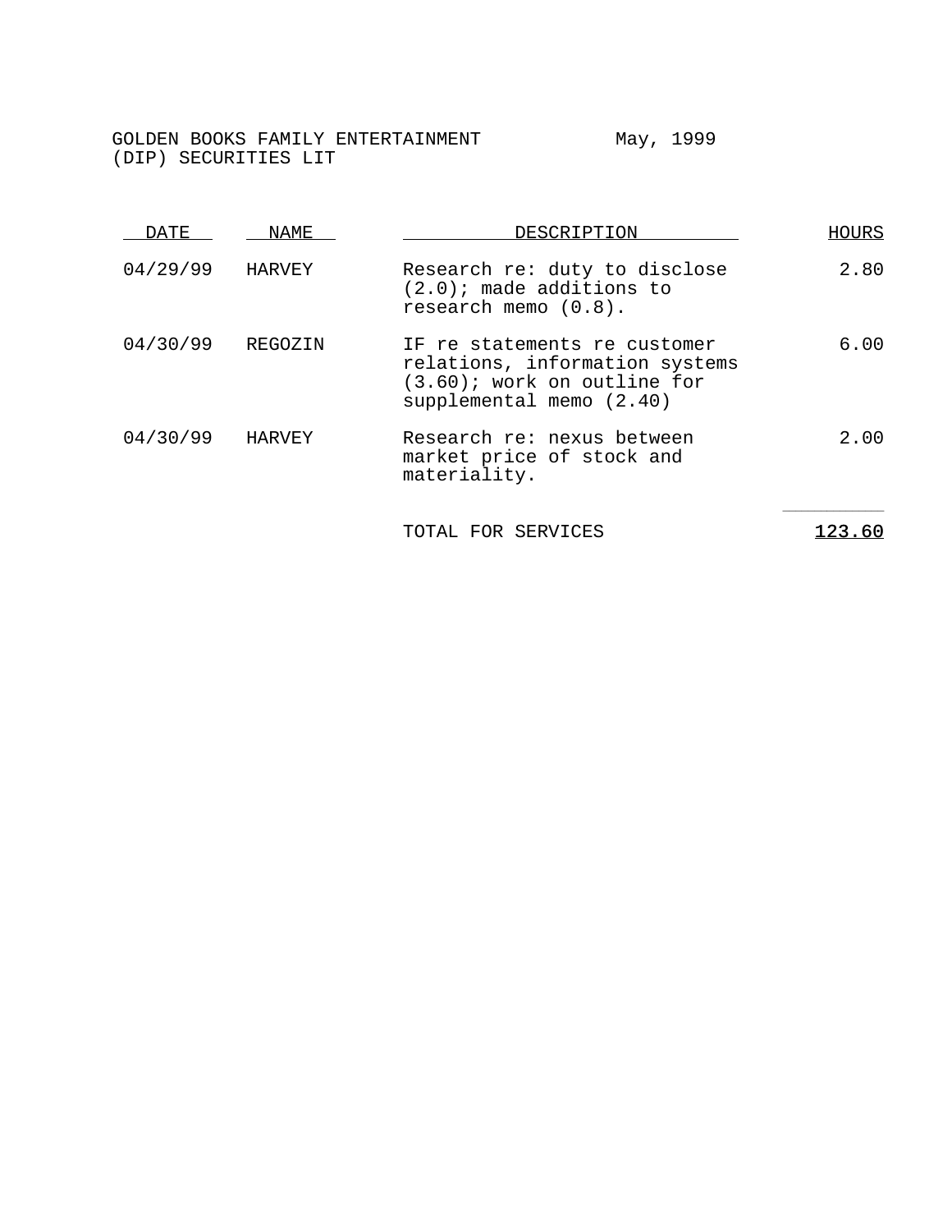GOLDEN BOOKS FAMILY ENTERTAINMENT (DIP) SECURITIES LIT

May, 1999

| DATE | NAME | DESCRIPTION | HOURS |
|---|---|---|---|
| 04/29/99 | HARVEY | Research re: duty to disclose (2.0); made additions to research memo (0.8). | 2.80 |
| 04/30/99 | REGOZIN | IF re statements re customer relations, information systems (3.60); work on outline for supplemental memo (2.40) | 6.00 |
| 04/30/99 | HARVEY | Research re: nexus between market price of stock and materiality. | 2.00 |
| | | TOTAL FOR SERVICES | **123.60** |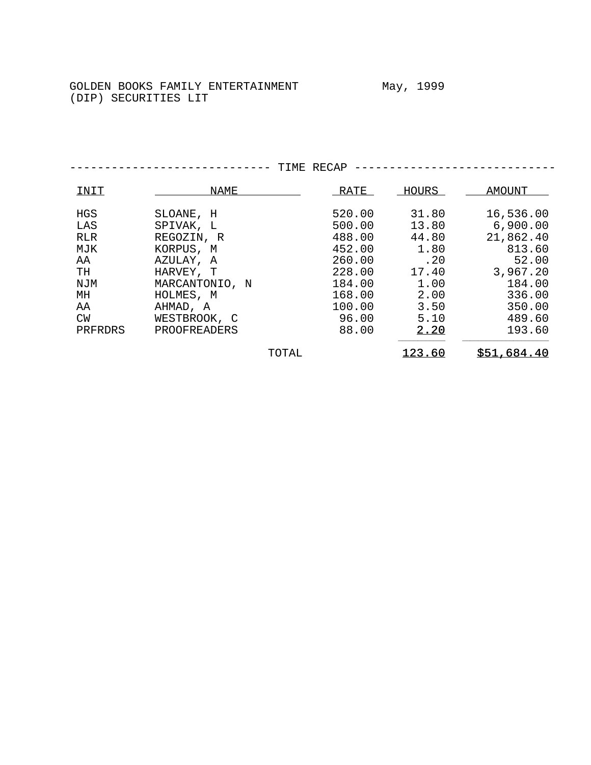GOLDEN BOOKS FAMILY ENTERTAINMENT May, 1999
(DIP) SECURITIES LIT

---------------------------- TIME RECAP ----------------------------

| INIT | NAME | RATE | HOURS | AMOUNT |
|---|---|---|---|---|
| HGS | SLOANE, H | 520.00 | 31.80 | 16,536.00 |
| LAS | SPIVAK, L | 500.00 | 13.80 | 6,900.00 |
| RLR | REGOZIN, R | 488.00 | 44.80 | 21,862.40 |
| MJK | KORPUS, M | 452.00 | 1.80 | 813.60 |
| AA | AZULAY, A | 260.00 | .20 | 52.00 |
| TH | HARVEY, T | 228.00 | 17.40 | 3,967.20 |
| NJM | MARCANTONIO, N | 184.00 | 1.00 | 184.00 |
| MH | HOLMES, M | 168.00 | 2.00 | 336.00 |
| AA | AHMAD, A | 100.00 | 3.50 | 350.00 |
| CW | WESTBROOK, C | 96.00 | 5.10 | 489.60 |
| PRFRDRS | PROOFREADERS | 88.00 | 2.20 | 193.60 |
| | TOTAL | | 123.60 | $51,684.40 |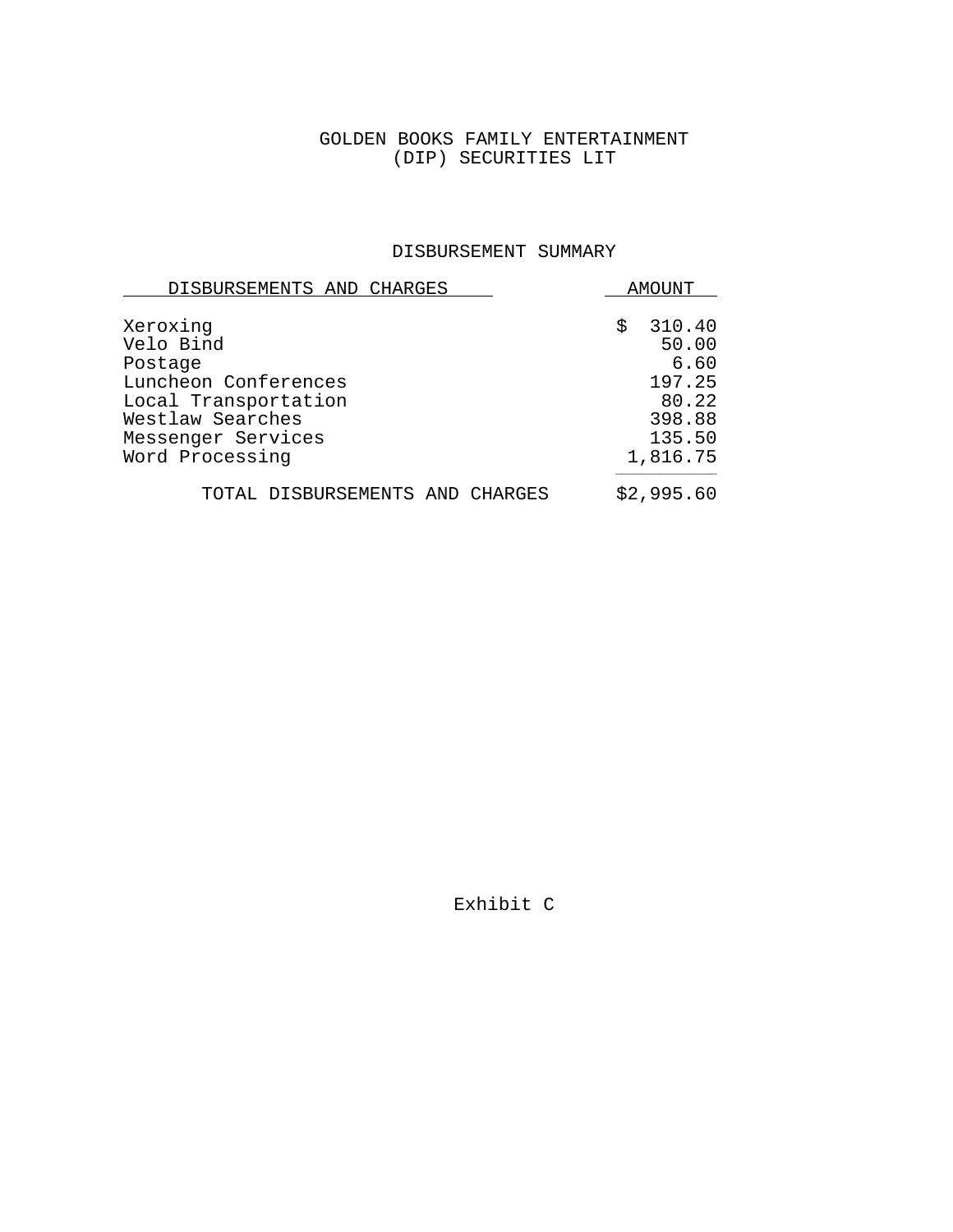GOLDEN BOOKS FAMILY ENTERTAINMENT
(DIP) SECURITIES LIT

DISBURSEMENT SUMMARY

| DISBURSEMENTS AND CHARGES | AMOUNT |
|---|---|
| Xeroxing | $ 310.40 |
| Velo Bind | 50.00 |
| Postage | 6.60 |
| Luncheon Conferences | 197.25 |
| Local Transportation | 80.22 |
| Westlaw Searches | 398.88 |
| Messenger Services | 135.50 |
| Word Processing | 1,816.75 |
| TOTAL DISBURSEMENTS AND CHARGES | $2,995.60 |

Exhibit C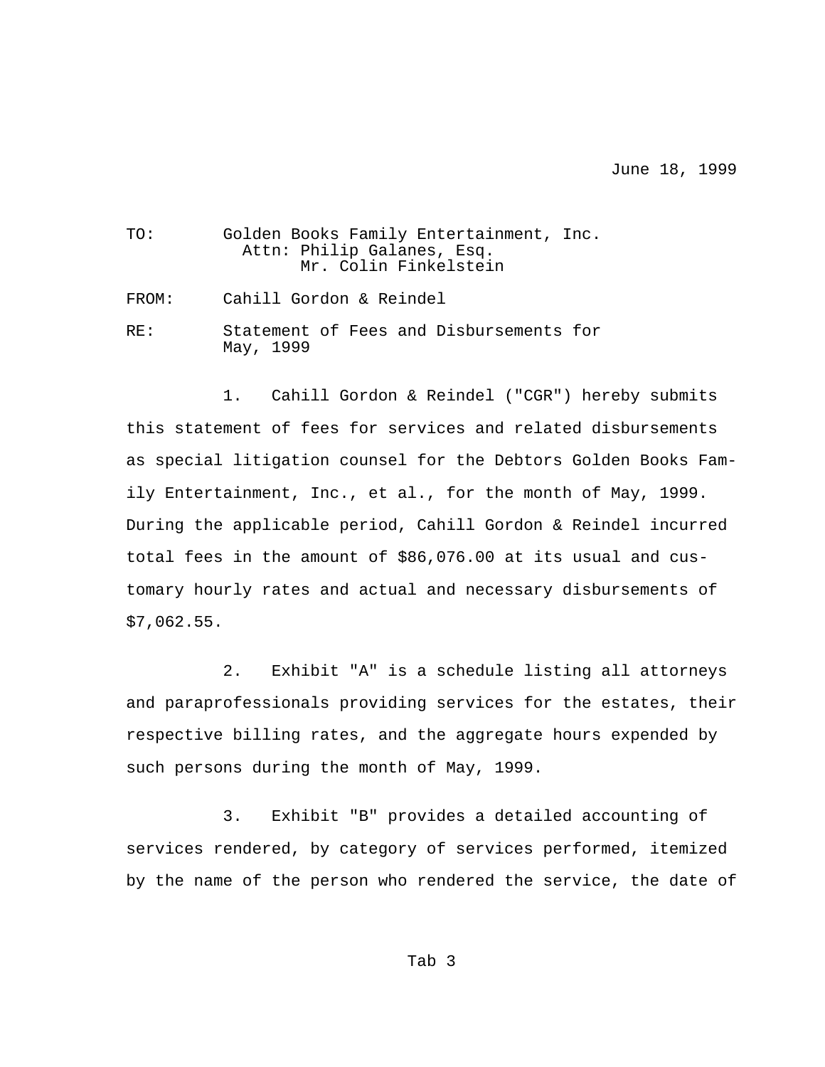June 18, 1999

TO: Golden Books Family Entertainment, Inc.
Attn: Philip Galanes, Esq.
Mr. Colin Finkelstein

FROM: Cahill Gordon & Reindel

RE: Statement of Fees and Disbursements for May, 1999

1. Cahill Gordon & Reindel ("CGR") hereby submits this statement of fees for services and related disbursements as special litigation counsel for the Debtors Golden Books Family Entertainment, Inc., et al., for the month of May, 1999. During the applicable period, Cahill Gordon & Reindel incurred total fees in the amount of $86,076.00 at its usual and customary hourly rates and actual and necessary disbursements of $7,062.55.

2. Exhibit "A" is a schedule listing all attorneys and paraprofessionals providing services for the estates, their respective billing rates, and the aggregate hours expended by such persons during the month of May, 1999.

3. Exhibit "B" provides a detailed accounting of services rendered, by category of services performed, itemized by the name of the person who rendered the service, the date of

Tab 3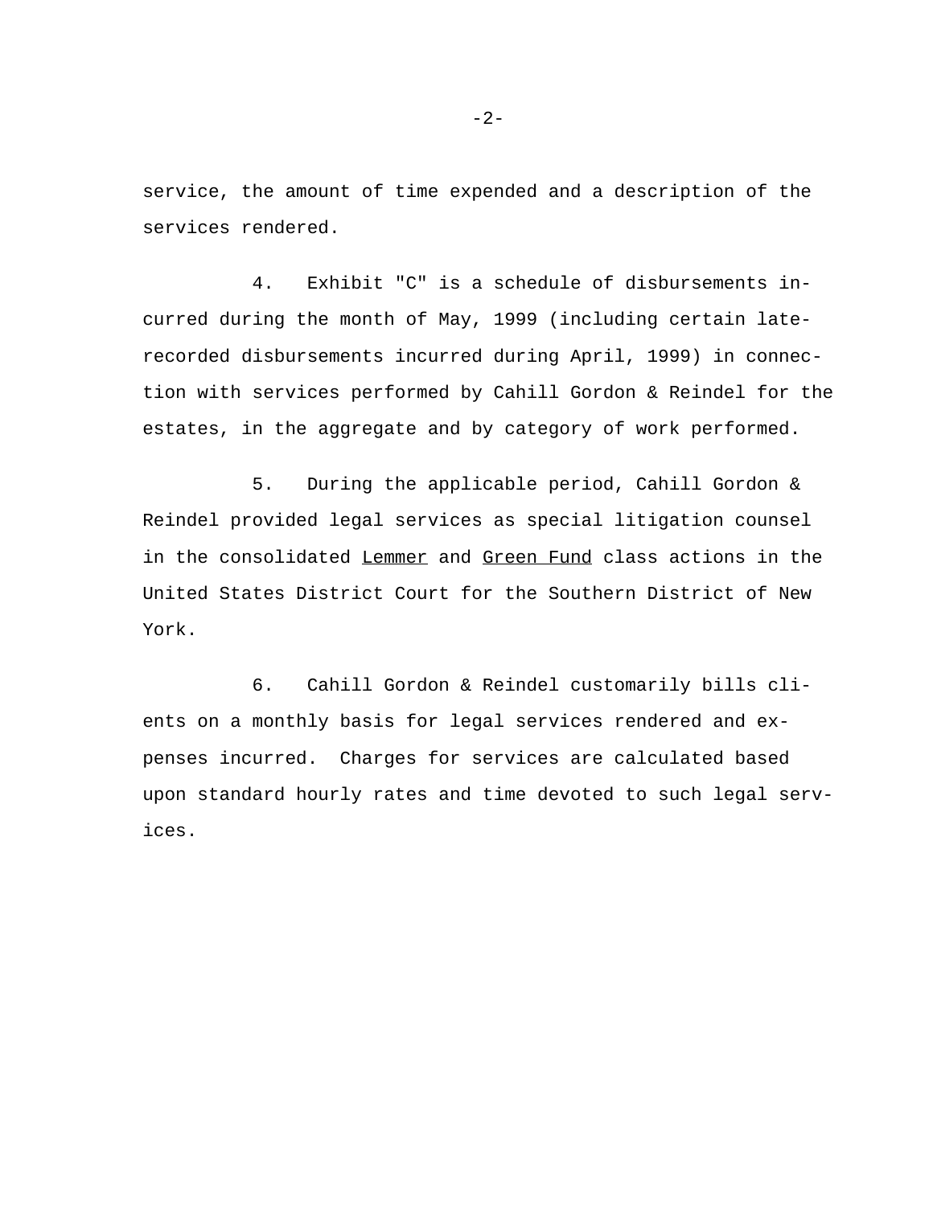service, the amount of time expended and a description of the services rendered.

4. Exhibit "C" is a schedule of disbursements incurred during the month of May, 1999 (including certain late-recorded disbursements incurred during April, 1999) in connection with services performed by Cahill Gordon & Reindel for the estates, in the aggregate and by category of work performed.

5. During the applicable period, Cahill Gordon & Reindel provided legal services as special litigation counsel in the consolidated Lemmer and Green Fund class actions in the United States District Court for the Southern District of New York.

6. Cahill Gordon & Reindel customarily bills clients on a monthly basis for legal services rendered and expenses incurred. Charges for services are calculated based upon standard hourly rates and time devoted to such legal services.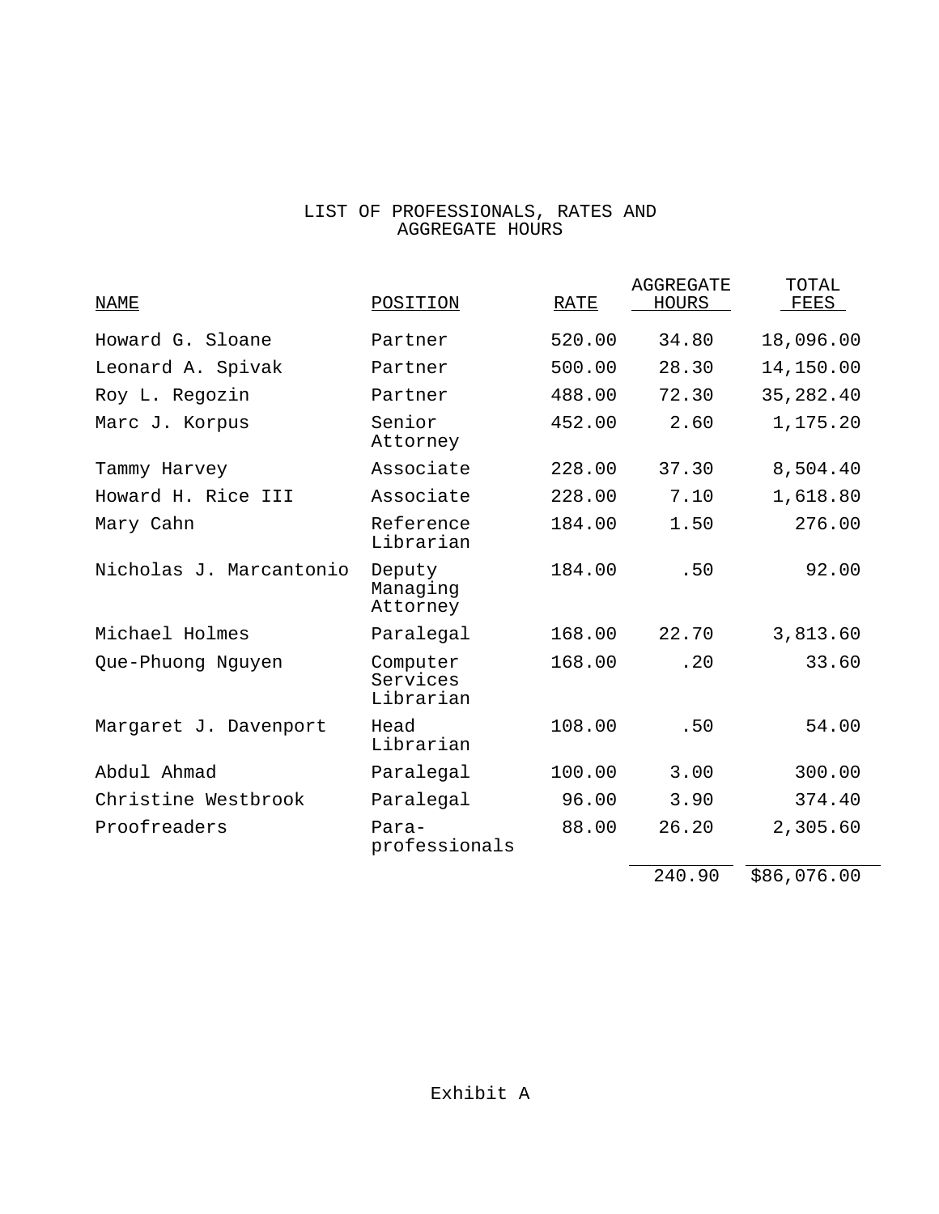# LIST OF PROFESSIONALS, RATES AND AGGREGATE HOURS

| NAME | POSITION | RATE | AGGREGATE HOURS | TOTAL FEES |
|---|---|---|---|---|
| Howard G. Sloane | Partner | 520.00 | 34.80 | 18,096.00 |
| Leonard A. Spivak | Partner | 500.00 | 28.30 | 14,150.00 |
| Roy L. Regozin | Partner | 488.00 | 72.30 | 35,282.40 |
| Marc J. Korpus | Senior Attorney | 452.00 | 2.60 | 1,175.20 |
| Tammy Harvey | Associate | 228.00 | 37.30 | 8,504.40 |
| Howard H. Rice III | Associate | 228.00 | 7.10 | 1,618.80 |
| Mary Cahn | Reference Librarian | 184.00 | 1.50 | 276.00 |
| Nicholas J. Marcantonio | Deputy Managing Attorney | 184.00 | .50 | 92.00 |
| Michael Holmes | Paralegal | 168.00 | 22.70 | 3,813.60 |
| Que-Phuong Nguyen | Computer Services Librarian | 168.00 | .20 | 33.60 |
| Margaret J. Davenport | Head Librarian | 108.00 | .50 | 54.00 |
| Abdul Ahmad | Paralegal | 100.00 | 3.00 | 300.00 |
| Christine Westbrook | Paralegal | 96.00 | 3.90 | 374.40 |
| Proofreaders | Para-professionals | 88.00 | 26.20 | 2,305.60 |
| | | | 240.90 | $86,076.00 |

Exhibit A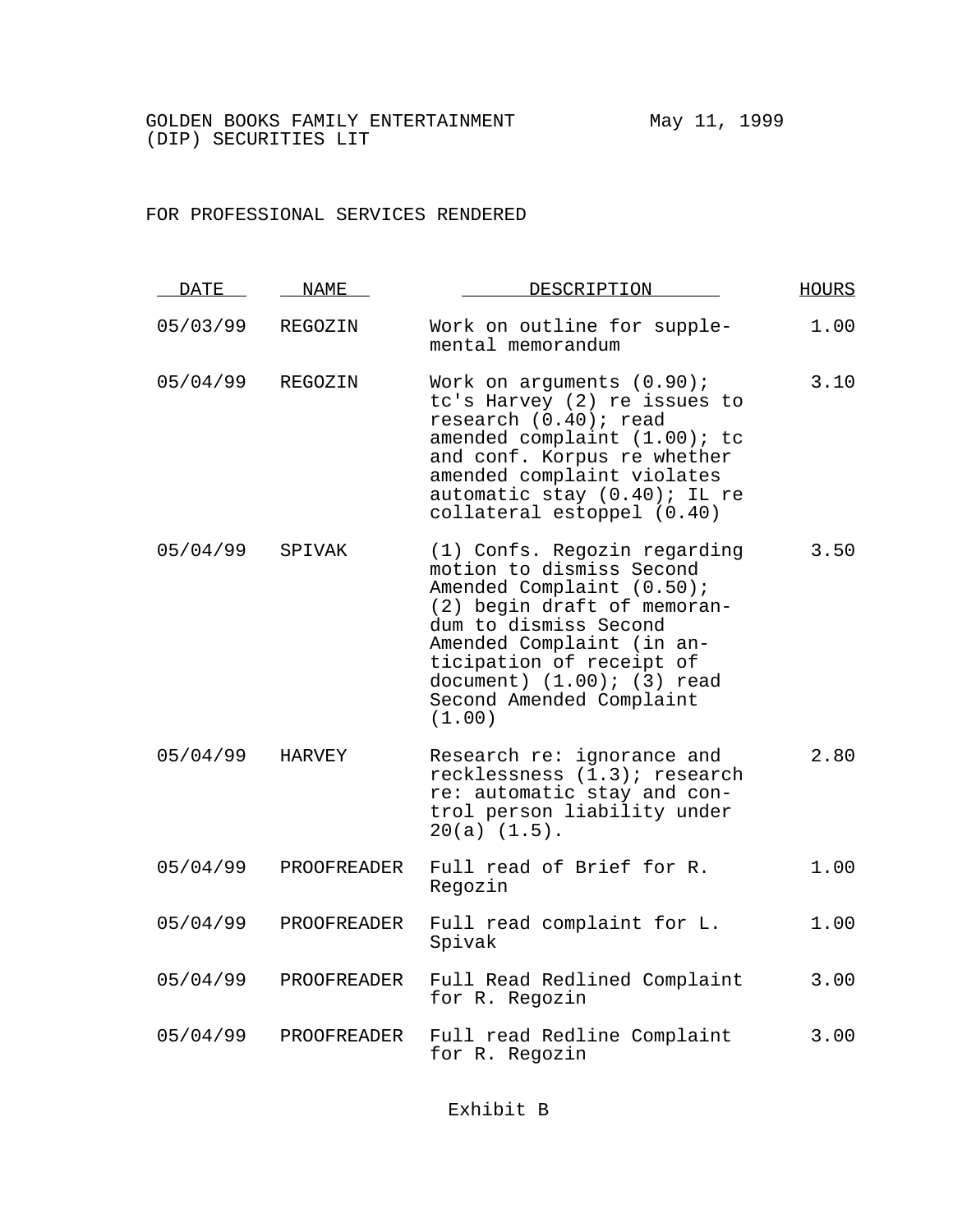GOLDEN BOOKS FAMILY ENTERTAINMENT (DIP) SECURITIES LIT

May 11, 1999

FOR PROFESSIONAL SERVICES RENDERED

| DATE | NAME | DESCRIPTION | HOURS |
|---|---|---|---|
| 05/03/99 | REGOZIN | Work on outline for supplemental memorandum | 1.00 |
| 05/04/99 | REGOZIN | Work on arguments (0.90); tc's Harvey (2) re issues to research (0.40); read amended complaint (1.00); tc and conf. Korpus re whether amended complaint violates automatic stay (0.40); IL re collateral estoppel (0.40) | 3.10 |
| 05/04/99 | SPIVAK | (1) Confs. Regozin regarding motion to dismiss Second Amended Complaint (0.50); (2) begin draft of memorandum to dismiss Second Amended Complaint (in anticipation of receipt of document) (1.00); (3) read Second Amended Complaint (1.00) | 3.50 |
| 05/04/99 | HARVEY | Research re: ignorance and recklessness (1.3); research re: automatic stay and control person liability under 20(a) (1.5). | 2.80 |
| 05/04/99 | PROOFREADER | Full read of Brief for R. Regozin | 1.00 |
| 05/04/99 | PROOFREADER | Full read complaint for L. Spivak | 1.00 |
| 05/04/99 | PROOFREADER | Full Read Redlined Complaint for R. Regozin | 3.00 |
| 05/04/99 | PROOFREADER | Full read Redline Complaint for R. Regozin | 3.00 |

Exhibit B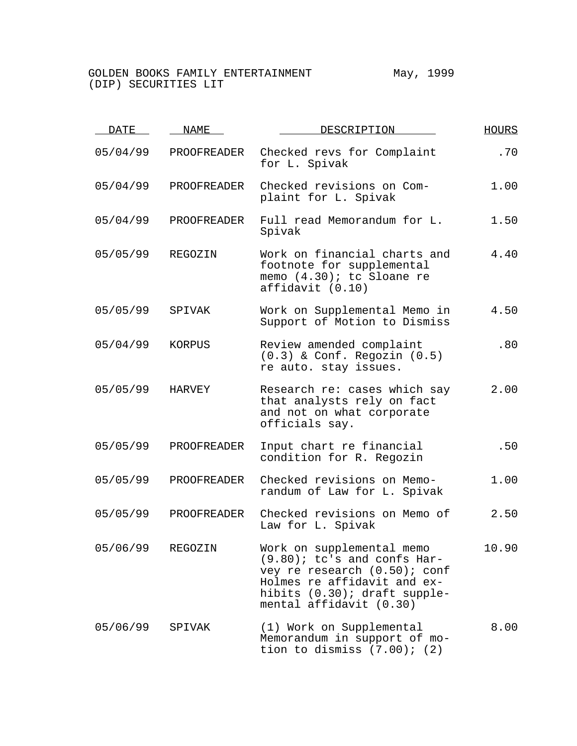GOLDEN BOOKS FAMILY ENTERTAINMENT (DIP) SECURITIES LIT

May, 1999

| DATE | NAME | DESCRIPTION | HOURS |
|---|---|---|---|
| 05/04/99 | PROOFREADER | Checked revs for Complaint for L. Spivak | .70 |
| 05/04/99 | PROOFREADER | Checked revisions on Complaint for L. Spivak | 1.00 |
| 05/04/99 | PROOFREADER | Full read Memorandum for L. Spivak | 1.50 |
| 05/05/99 | REGOZIN | Work on financial charts and footnote for supplemental memo (4.30); tc Sloane re affidavit (0.10) | 4.40 |
| 05/05/99 | SPIVAK | Work on Supplemental Memo in Support of Motion to Dismiss | 4.50 |
| 05/04/99 | KORPUS | Review amended complaint (0.3) & Conf. Regozin (0.5) re auto. stay issues. | .80 |
| 05/05/99 | HARVEY | Research re: cases which say that analysts rely on fact and not on what corporate officials say. | 2.00 |
| 05/05/99 | PROOFREADER | Input chart re financial condition for R. Regozin | .50 |
| 05/05/99 | PROOFREADER | Checked revisions on Memorandum of Law for L. Spivak | 1.00 |
| 05/05/99 | PROOFREADER | Checked revisions on Memo of Law for L. Spivak | 2.50 |
| 05/06/99 | REGOZIN | Work on supplemental memo (9.80); tc's and confs Harvey re research (0.50); conf Holmes re affidavit and exhibits (0.30); draft supplemental affidavit (0.30) | 10.90 |
| 05/06/99 | SPIVAK | (1) Work on Supplemental Memorandum in support of motion to dismiss (7.00); (2) | 8.00 |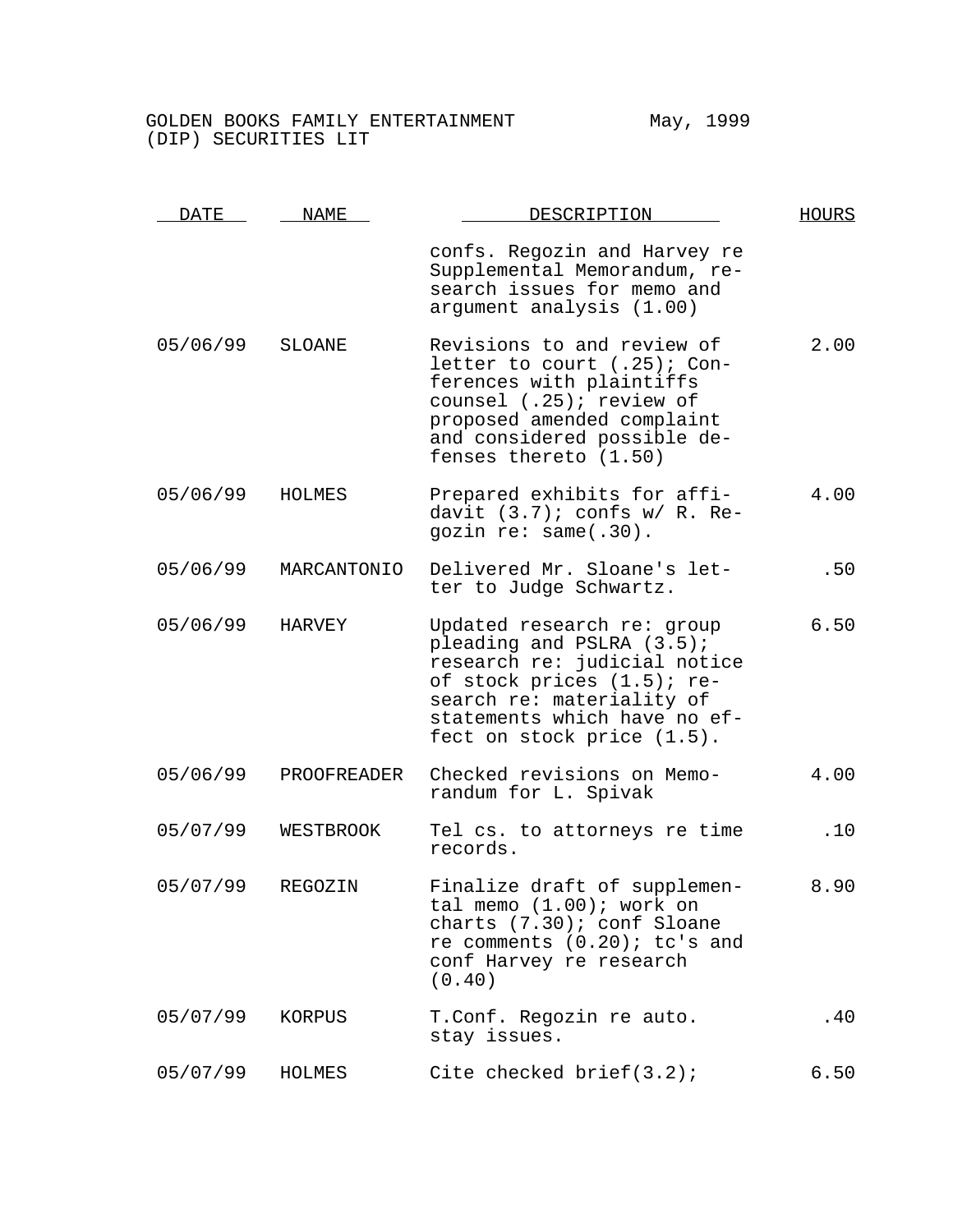GOLDEN BOOKS FAMILY ENTERTAINMENT (DIP) SECURITIES LIT — May, 1999

| DATE | NAME | DESCRIPTION | HOURS |
|---|---|---|---|
| | | confs. Regozin and Harvey re Supplemental Memorandum, research issues for memo and argument analysis (1.00) | |
| 05/06/99 | SLOANE | Revisions to and review of letter to court (.25); Conferences with plaintiffs counsel (.25); review of proposed amended complaint and considered possible defenses thereto (1.50) | 2.00 |
| 05/06/99 | HOLMES | Prepared exhibits for affidavit (3.7); confs w/ R. Regozin re: same(.30). | 4.00 |
| 05/06/99 | MARCANTONIO | Delivered Mr. Sloane's letter to Judge Schwartz. | .50 |
| 05/06/99 | HARVEY | Updated research re: group pleading and PSLRA (3.5); research re: judicial notice of stock prices (1.5); research re: materiality of statements which have no effect on stock price (1.5). | 6.50 |
| 05/06/99 | PROOFREADER | Checked revisions on Memorandum for L. Spivak | 4.00 |
| 05/07/99 | WESTBROOK | Tel cs. to attorneys re time records. | .10 |
| 05/07/99 | REGOZIN | Finalize draft of supplemental memo (1.00); work on charts (7.30); conf Sloane re comments (0.20); tc's and conf Harvey re research (0.40) | 8.90 |
| 05/07/99 | KORPUS | T.Conf. Regozin re auto. stay issues. | .40 |
| 05/07/99 | HOLMES | Cite checked brief(3.2); | 6.50 |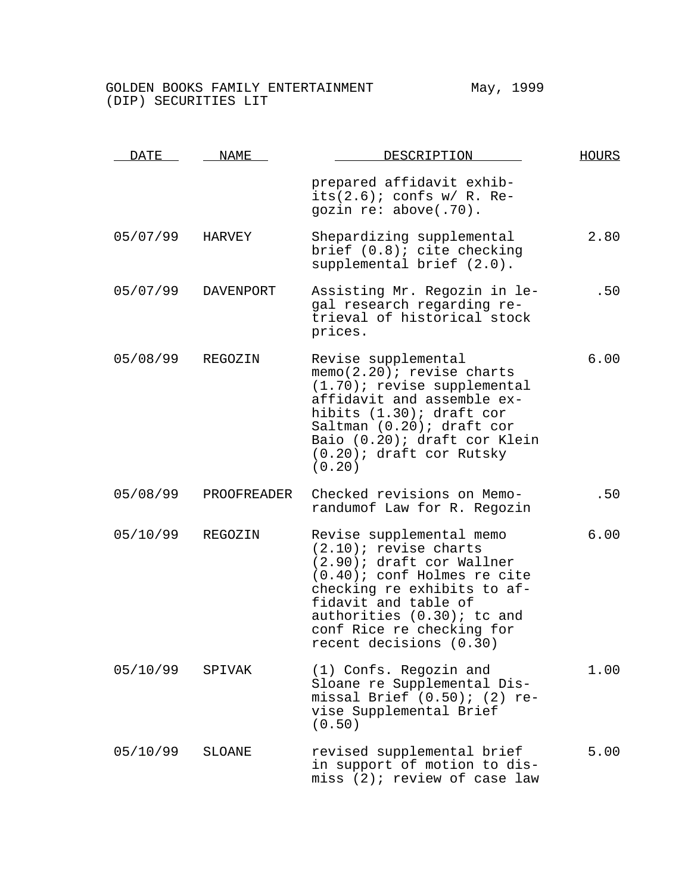GOLDEN BOOKS FAMILY ENTERTAINMENT (DIP) SECURITIES LIT — May, 1999

| DATE | NAME | DESCRIPTION | HOURS |
| --- | --- | --- | --- |
| | | prepared affidavit exhibits(2.6); confs w/ R. Regozin re: above(.70). | |
| 05/07/99 | HARVEY | Shepardizing supplemental brief (0.8); cite checking supplemental brief (2.0). | 2.80 |
| 05/07/99 | DAVENPORT | Assisting Mr. Regozin in legal research regarding retrieval of historical stock prices. | .50 |
| 05/08/99 | REGOZIN | Revise supplemental memo(2.20); revise charts (1.70); revise supplemental affidavit and assemble exhibits (1.30); draft cor Saltman (0.20); draft cor Baio (0.20); draft cor Klein (0.20); draft cor Rutsky (0.20) | 6.00 |
| 05/08/99 | PROOFREADER | Checked revisions on Memorandumof Law for R. Regozin | .50 |
| 05/10/99 | REGOZIN | Revise supplemental memo (2.10); revise charts (2.90); draft cor Wallner (0.40); conf Holmes re cite checking re exhibits to affidavit and table of authorities (0.30); tc and conf Rice re checking for recent decisions (0.30) | 6.00 |
| 05/10/99 | SPIVAK | (1) Confs. Regozin and Sloane re Supplemental Dismissal Brief (0.50); (2) revise Supplemental Brief (0.50) | 1.00 |
| 05/10/99 | SLOANE | revised supplemental brief in support of motion to dismiss (2); review of case law | 5.00 |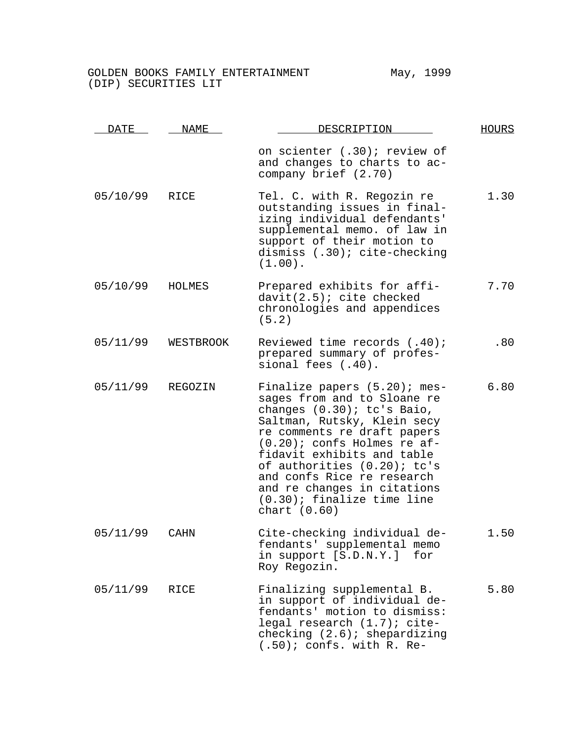GOLDEN BOOKS FAMILY ENTERTAINMENT May, 1999
(DIP) SECURITIES LIT

| DATE | NAME | DESCRIPTION | HOURS |
|---|---|---|---|
| | | on scienter (.30); review of and changes to charts to accompany brief (2.70) | |
| 05/10/99 | RICE | Tel. C. with R. Regozin re outstanding issues in finalizing individual defendants' supplemental memo. of law in support of their motion to dismiss (.30); cite-checking (1.00). | 1.30 |
| 05/10/99 | HOLMES | Prepared exhibits for affidavit(2.5); cite checked chronologies and appendices (5.2) | 7.70 |
| 05/11/99 | WESTBROOK | Reviewed time records (.40); prepared summary of professional fees (.40). | .80 |
| 05/11/99 | REGOZIN | Finalize papers (5.20); messages from and to Sloane re changes (0.30); tc's Baio, Saltman, Rutsky, Klein secy re comments re draft papers (0.20); confs Holmes re affidavit exhibits and table of authorities (0.20); tc's and confs Rice re research and re changes in citations (0.30); finalize time line chart (0.60) | 6.80 |
| 05/11/99 | CAHN | Cite-checking individual defendants' supplemental memo in support [S.D.N.Y.] for Roy Regozin. | 1.50 |
| 05/11/99 | RICE | Finalizing supplemental B. in support of individual defendants' motion to dismiss: legal research (1.7); cite-checking (2.6); shepardizing (.50); confs. with R. Re- | 5.80 |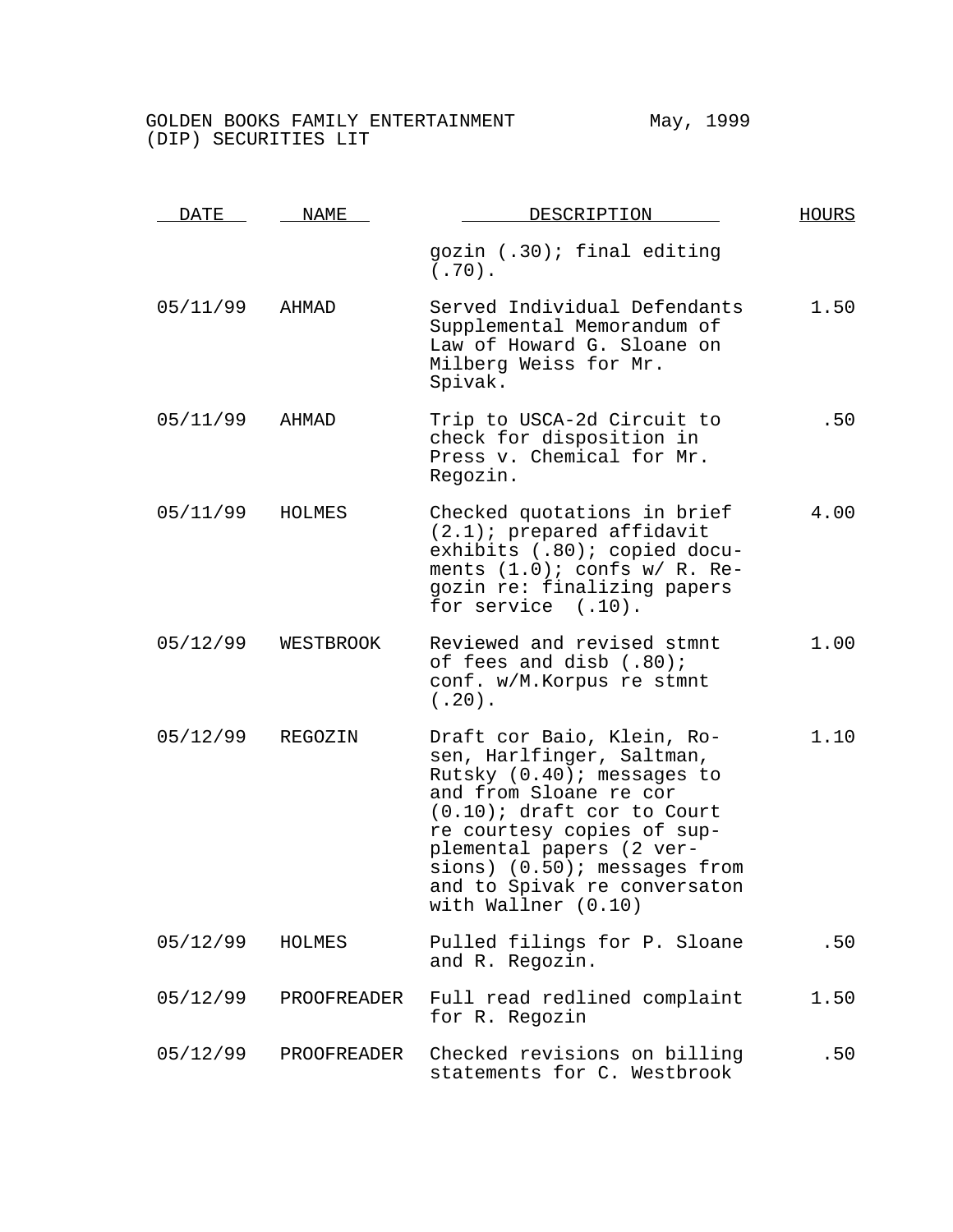GOLDEN BOOKS FAMILY ENTERTAINMENT May, 1999
(DIP) SECURITIES LIT

| DATE | NAME | DESCRIPTION | HOURS |
|---|---|---|---|
| | | gozin (.30); final editing (.70). | |
| 05/11/99 | AHMAD | Served Individual Defendants Supplemental Memorandum of Law of Howard G. Sloane on Milberg Weiss for Mr. Spivak. | 1.50 |
| 05/11/99 | AHMAD | Trip to USCA-2d Circuit to check for disposition in Press v. Chemical for Mr. Regozin. | .50 |
| 05/11/99 | HOLMES | Checked quotations in brief (2.1); prepared affidavit exhibits (.80); copied documents (1.0); confs w/ R. Regozin re: finalizing papers for service (.10). | 4.00 |
| 05/12/99 | WESTBROOK | Reviewed and revised stmnt of fees and disb (.80); conf. w/M.Korpus re stmnt (.20). | 1.00 |
| 05/12/99 | REGOZIN | Draft cor Baio, Klein, Rosen, Harlfinger, Saltman, Rutsky (0.40); messages to and from Sloane re cor (0.10); draft cor to Court re courtesy copies of supplemental papers (2 versions) (0.50); messages from and to Spivak re conversaton with Wallner (0.10) | 1.10 |
| 05/12/99 | HOLMES | Pulled filings for P. Sloane and R. Regozin. | .50 |
| 05/12/99 | PROOFREADER | Full read redlined complaint for R. Regozin | 1.50 |
| 05/12/99 | PROOFREADER | Checked revisions on billing statements for C. Westbrook | .50 |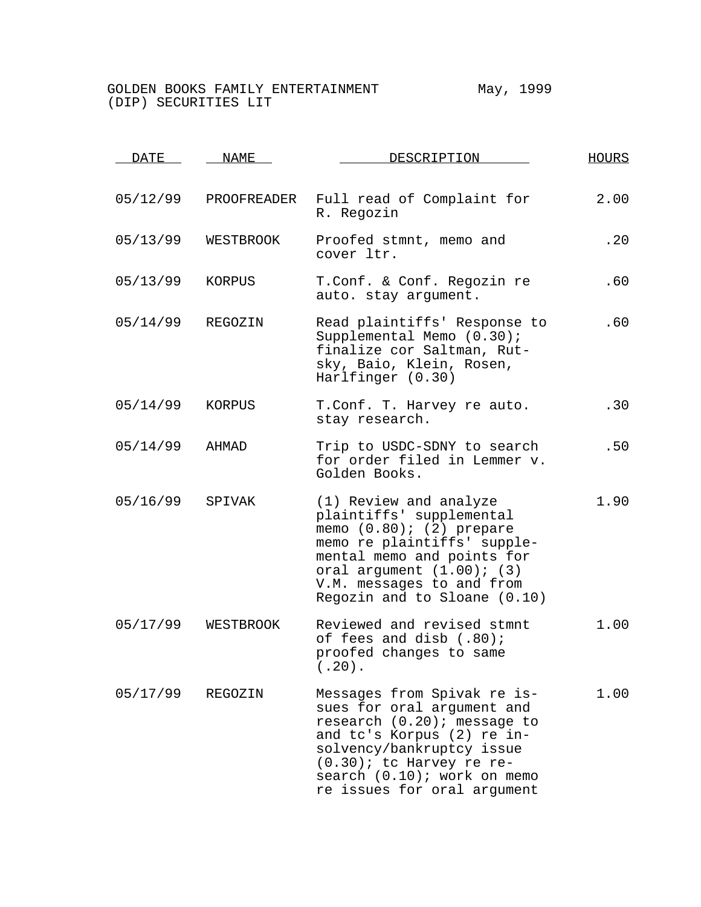GOLDEN BOOKS FAMILY ENTERTAINMENT (DIP) SECURITIES LIT

May, 1999

| DATE | NAME | DESCRIPTION | HOURS |
|---|---|---|---|
| 05/12/99 | PROOFREADER | Full read of Complaint for R. Regozin | 2.00 |
| 05/13/99 | WESTBROOK | Proofed stmnt, memo and cover ltr. | .20 |
| 05/13/99 | KORPUS | T.Conf. & Conf. Regozin re auto. stay argument. | .60 |
| 05/14/99 | REGOZIN | Read plaintiffs' Response to Supplemental Memo (0.30); finalize cor Saltman, Rutsky, Baio, Klein, Rosen, Harlfinger (0.30) | .60 |
| 05/14/99 | KORPUS | T.Conf. T. Harvey re auto. stay research. | .30 |
| 05/14/99 | AHMAD | Trip to USDC-SDNY to search for order filed in Lemmer v. Golden Books. | .50 |
| 05/16/99 | SPIVAK | (1) Review and analyze plaintiffs' supplemental memo (0.80); (2) prepare memo re plaintiffs' supplemental memo and points for oral argument (1.00); (3) V.M. messages to and from Regozin and to Sloane (0.10) | 1.90 |
| 05/17/99 | WESTBROOK | Reviewed and revised stmnt of fees and disb (.80); proofed changes to same (.20). | 1.00 |
| 05/17/99 | REGOZIN | Messages from Spivak re issues for oral argument and research (0.20); message to and tc's Korpus (2) re insolvency/bankruptcy issue (0.30); tc Harvey re research (0.10); work on memo re issues for oral argument | 1.00 |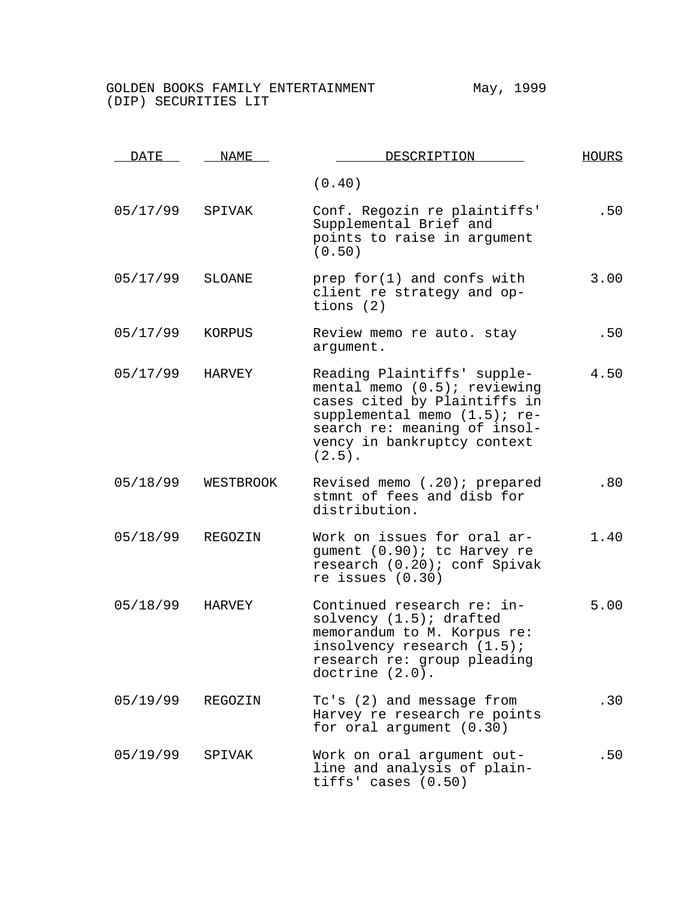GOLDEN BOOKS FAMILY ENTERTAINMENT (DIP) SECURITIES LIT — May, 1999

| DATE | NAME | DESCRIPTION | HOURS |
|---|---|---|---|
| | | (0.40) | |
| 05/17/99 | SPIVAK | Conf. Regozin re plaintiffs' Supplemental Brief and points to raise in argument (0.50) | .50 |
| 05/17/99 | SLOANE | prep for(1) and confs with client re strategy and options (2) | 3.00 |
| 05/17/99 | KORPUS | Review memo re auto. stay argument. | .50 |
| 05/17/99 | HARVEY | Reading Plaintiffs' supplemental memo (0.5); reviewing cases cited by Plaintiffs in supplemental memo (1.5); research re: meaning of insolvency in bankruptcy context (2.5). | 4.50 |
| 05/18/99 | WESTBROOK | Revised memo (.20); prepared stmnt of fees and disb for distribution. | .80 |
| 05/18/99 | REGOZIN | Work on issues for oral argument (0.90); tc Harvey re research (0.20); conf Spivak re issues (0.30) | 1.40 |
| 05/18/99 | HARVEY | Continued research re: insolvency (1.5); drafted memorandum to M. Korpus re: insolvency research (1.5); research re: group pleading doctrine (2.0). | 5.00 |
| 05/19/99 | REGOZIN | Tc's (2) and message from Harvey re research re points for oral argument (0.30) | .30 |
| 05/19/99 | SPIVAK | Work on oral argument outline and analysis of plaintiffs' cases (0.50) | .50 |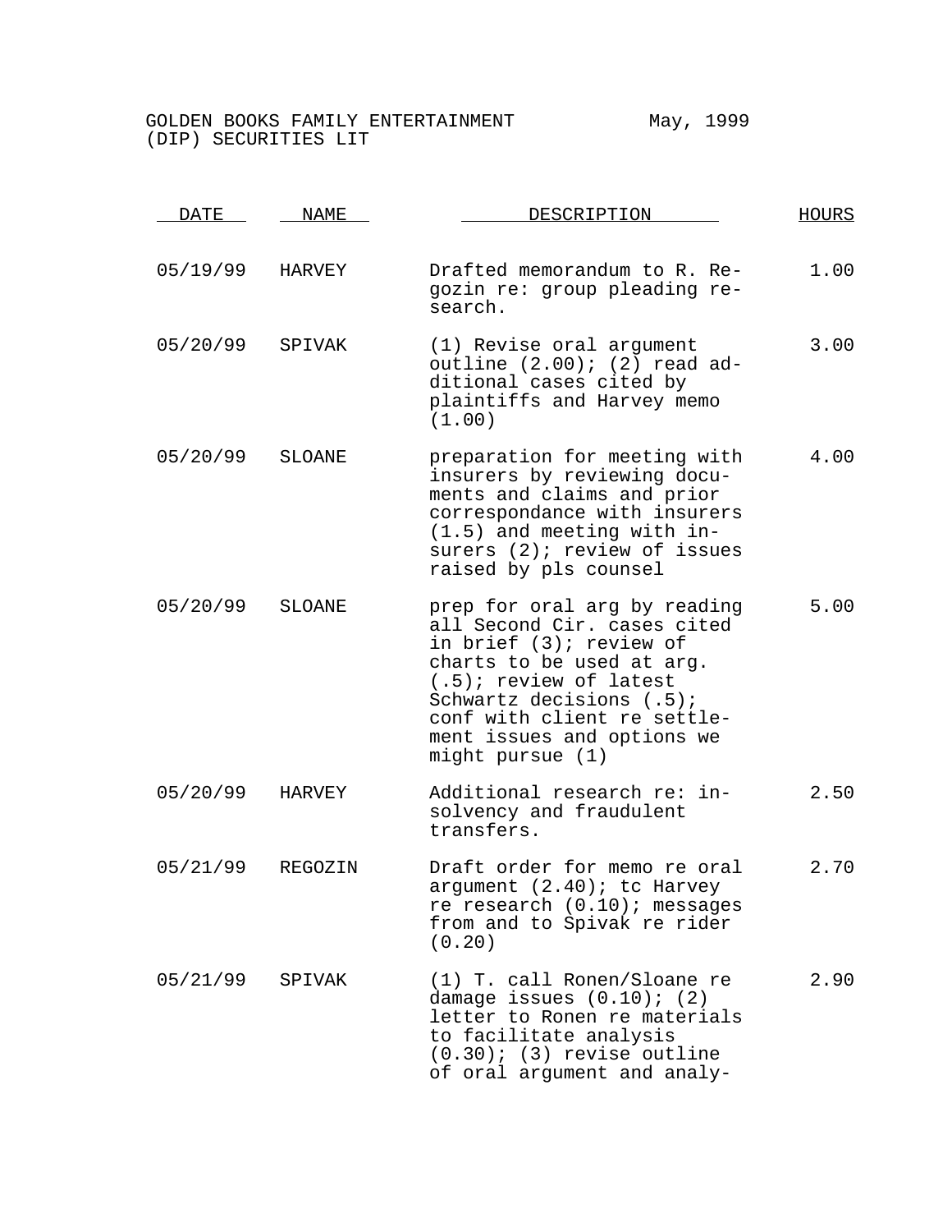GOLDEN BOOKS FAMILY ENTERTAINMENT (DIP) SECURITIES LIT

May, 1999

| DATE | NAME | DESCRIPTION | HOURS |
|---|---|---|---|
| 05/19/99 | HARVEY | Drafted memorandum to R. Regozin re: group pleading research. | 1.00 |
| 05/20/99 | SPIVAK | (1) Revise oral argument outline (2.00); (2) read additional cases cited by plaintiffs and Harvey memo (1.00) | 3.00 |
| 05/20/99 | SLOANE | preparation for meeting with insurers by reviewing documents and claims and prior correspondance with insurers (1.5) and meeting with insurers (2); review of issues raised by pls counsel | 4.00 |
| 05/20/99 | SLOANE | prep for oral arg by reading all Second Cir. cases cited in brief (3); review of charts to be used at arg. (.5); review of latest Schwartz decisions (.5); conf with client re settlement issues and options we might pursue (1) | 5.00 |
| 05/20/99 | HARVEY | Additional research re: insolvency and fraudulent transfers. | 2.50 |
| 05/21/99 | REGOZIN | Draft order for memo re oral argument (2.40); tc Harvey re research (0.10); messages from and to Spivak re rider (0.20) | 2.70 |
| 05/21/99 | SPIVAK | (1) T. call Ronen/Sloane re damage issues (0.10); (2) letter to Ronen re materials to facilitate analysis (0.30); (3) revise outline of oral argument and analy- | 2.90 |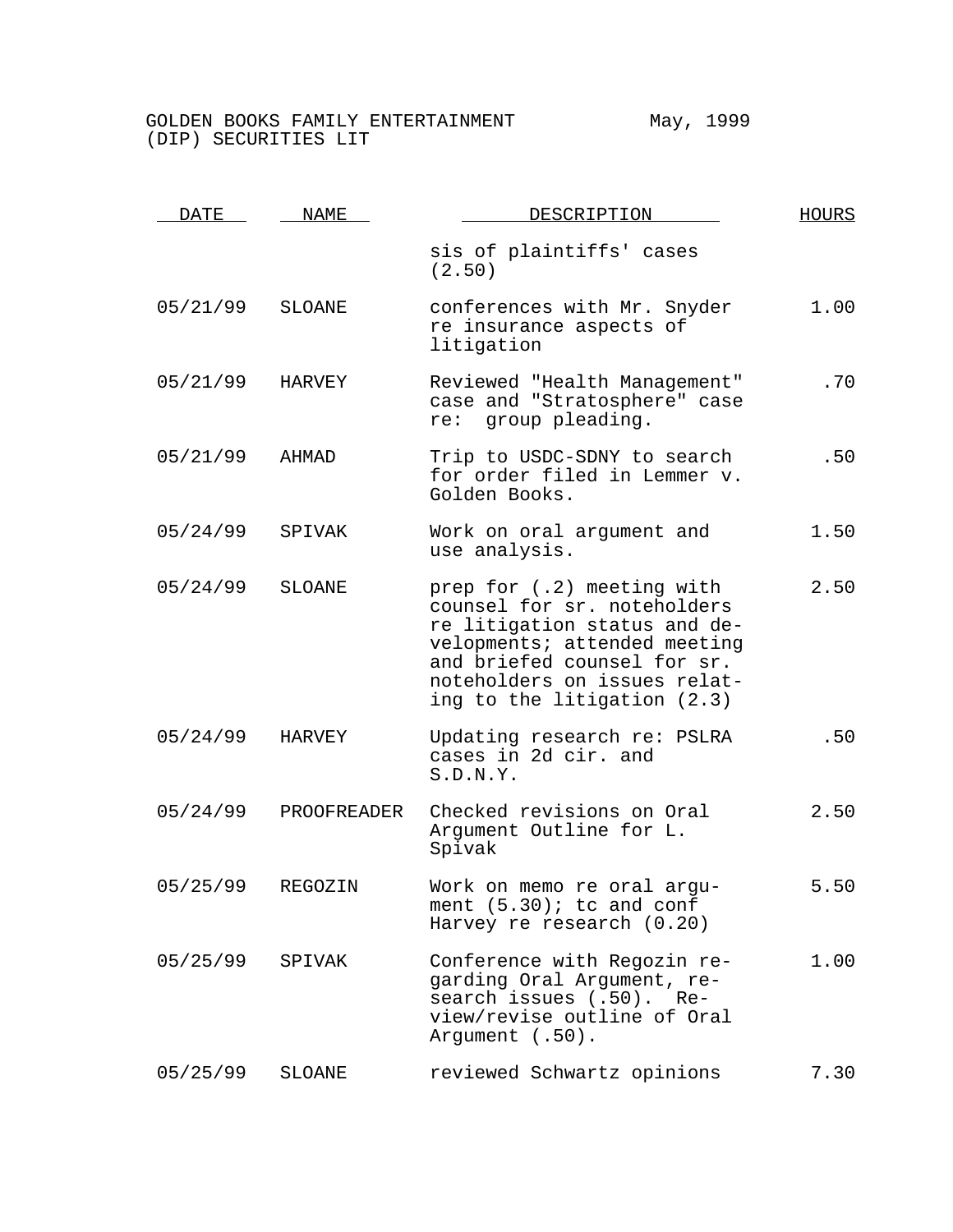GOLDEN BOOKS FAMILY ENTERTAINMENT (DIP) SECURITIES LIT — May, 1999

| DATE | NAME | DESCRIPTION | HOURS |
|---|---|---|---|
| | | sis of plaintiffs' cases (2.50) | |
| 05/21/99 | SLOANE | conferences with Mr. Snyder re insurance aspects of litigation | 1.00 |
| 05/21/99 | HARVEY | Reviewed "Health Management" case and "Stratosphere" case re: group pleading. | .70 |
| 05/21/99 | AHMAD | Trip to USDC-SDNY to search for order filed in Lemmer v. Golden Books. | .50 |
| 05/24/99 | SPIVAK | Work on oral argument and use analysis. | 1.50 |
| 05/24/99 | SLOANE | prep for (.2) meeting with counsel for sr. noteholders re litigation status and developments; attended meeting and briefed counsel for sr. noteholders on issues relating to the litigation (2.3) | 2.50 |
| 05/24/99 | HARVEY | Updating research re: PSLRA cases in 2d cir. and S.D.N.Y. | .50 |
| 05/24/99 | PROOFREADER | Checked revisions on Oral Argument Outline for L. Spivak | 2.50 |
| 05/25/99 | REGOZIN | Work on memo re oral argument (5.30); tc and conf Harvey re research (0.20) | 5.50 |
| 05/25/99 | SPIVAK | Conference with Regozin regarding Oral Argument, research issues (.50). Review/revise outline of Oral Argument (.50). | 1.00 |
| 05/25/99 | SLOANE | reviewed Schwartz opinions | 7.30 |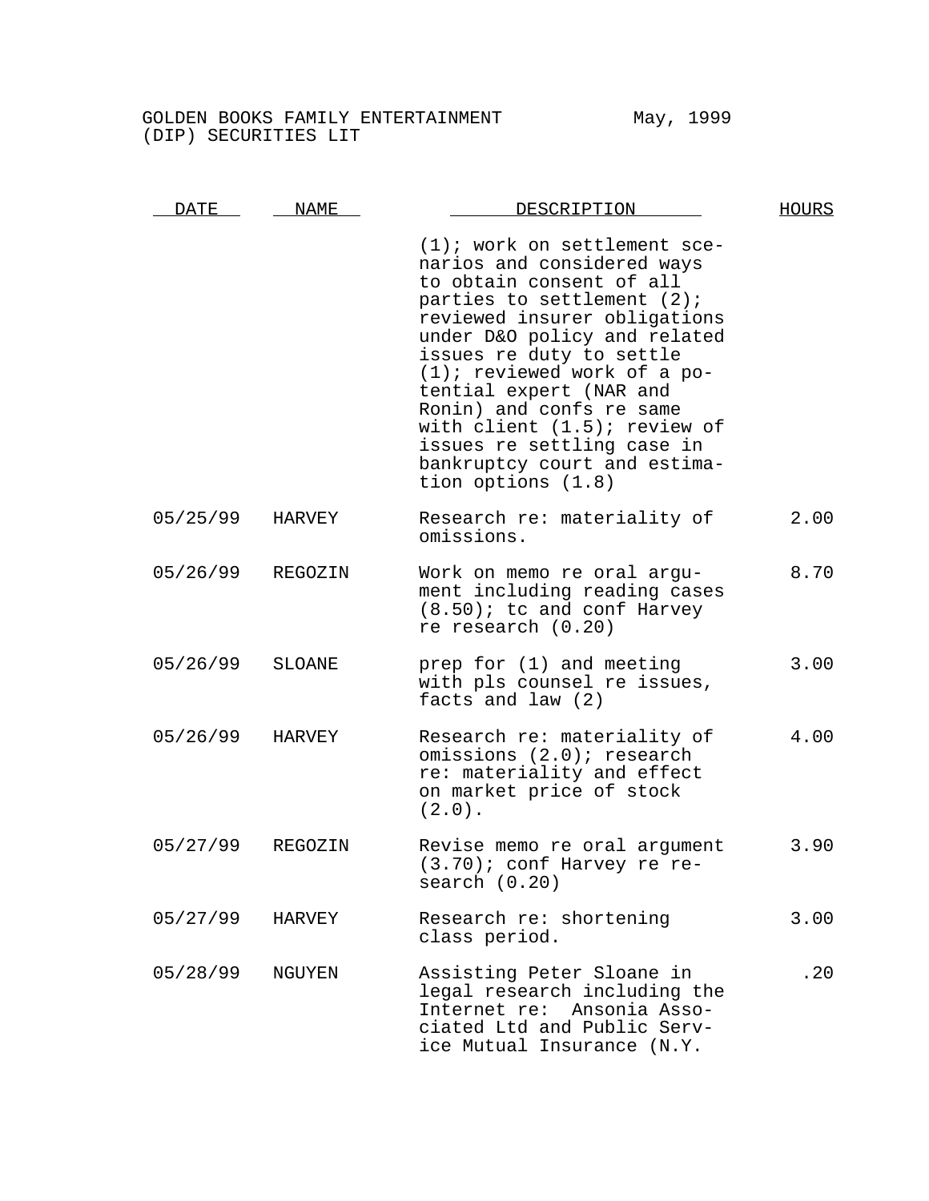GOLDEN BOOKS FAMILY ENTERTAINMENT (DIP) SECURITIES LIT — May, 1999

| DATE | NAME | DESCRIPTION | HOURS |
|---|---|---|---|
| | | (1); work on settlement scenarios and considered ways to obtain consent of all parties to settlement (2); reviewed insurer obligations under D&O policy and related issues re duty to settle (1); reviewed work of a potential expert (NAR and Ronin) and confs re same with client (1.5); review of issues re settling case in bankruptcy court and estimation options (1.8) | |
| 05/25/99 | HARVEY | Research re: materiality of omissions. | 2.00 |
| 05/26/99 | REGOZIN | Work on memo re oral argument including reading cases (8.50); tc and conf Harvey re research (0.20) | 8.70 |
| 05/26/99 | SLOANE | prep for (1) and meeting with pls counsel re issues, facts and law (2) | 3.00 |
| 05/26/99 | HARVEY | Research re: materiality of omissions (2.0); research re: materiality and effect on market price of stock (2.0). | 4.00 |
| 05/27/99 | REGOZIN | Revise memo re oral argument (3.70); conf Harvey re research (0.20) | 3.90 |
| 05/27/99 | HARVEY | Research re: shortening class period. | 3.00 |
| 05/28/99 | NGUYEN | Assisting Peter Sloane in legal research including the Internet re: Ansonia Associated Ltd and Public Service Mutual Insurance (N.Y. | .20 |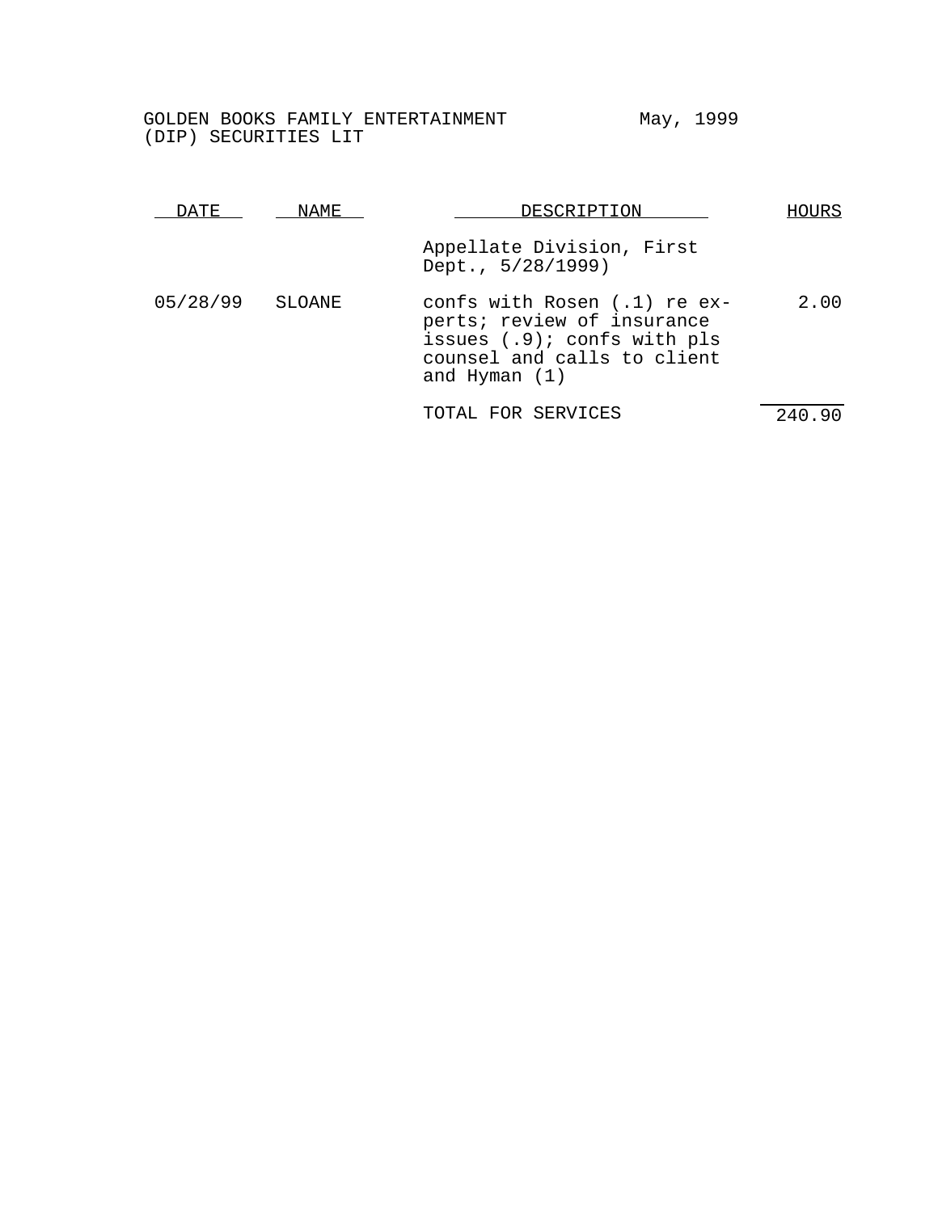GOLDEN BOOKS FAMILY ENTERTAINMENT (DIP) SECURITIES LIT — May, 1999

| DATE | NAME | DESCRIPTION | HOURS |
|---|---|---|---|
| | | Appellate Division, First Dept., 5/28/1999) | |
| 05/28/99 | SLOANE | confs with Rosen (.1) re experts; review of insurance issues (.9); confs with pls counsel and calls to client and Hyman (1) | 2.00 |
| | | TOTAL FOR SERVICES | 240.90 |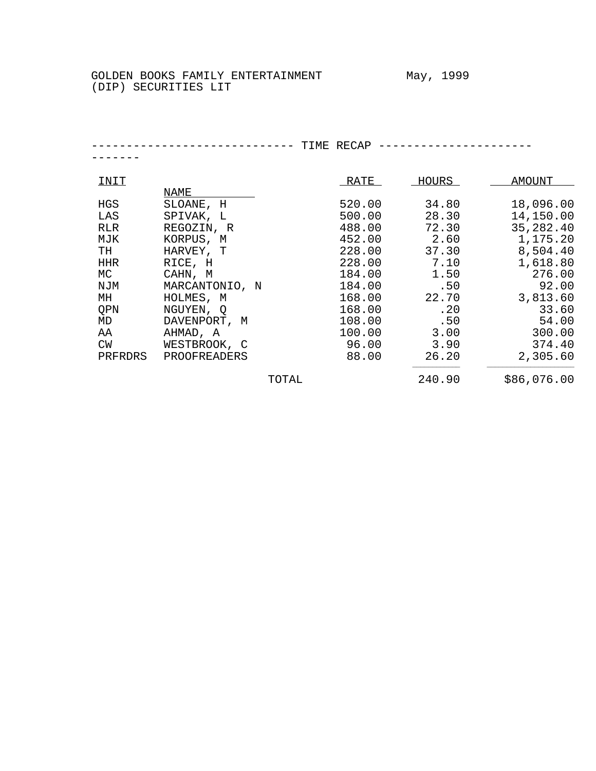GOLDEN BOOKS FAMILY ENTERTAINMENT (DIP) SECURITIES LIT

May, 1999

---------------------------- TIME RECAP -----------------------------

| INIT | NAME | RATE | HOURS | AMOUNT |
|---|---|---|---|---|
| HGS | SLOANE, H | 520.00 | 34.80 | 18,096.00 |
| LAS | SPIVAK, L | 500.00 | 28.30 | 14,150.00 |
| RLR | REGOZIN, R | 488.00 | 72.30 | 35,282.40 |
| MJK | KORPUS, M | 452.00 | 2.60 | 1,175.20 |
| TH | HARVEY, T | 228.00 | 37.30 | 8,504.40 |
| HHR | RICE, H | 228.00 | 7.10 | 1,618.80 |
| MC | CAHN, M | 184.00 | 1.50 | 276.00 |
| NJM | MARCANTONIO, N | 184.00 | .50 | 92.00 |
| MH | HOLMES, M | 168.00 | 22.70 | 3,813.60 |
| QPN | NGUYEN, Q | 168.00 | .20 | 33.60 |
| MD | DAVENPORT, M | 108.00 | .50 | 54.00 |
| AA | AHMAD, A | 100.00 | 3.00 | 300.00 |
| CW | WESTBROOK, C | 96.00 | 3.90 | 374.40 |
| PRFRDRS | PROOFREADERS | 88.00 | 26.20 | 2,305.60 |
| | TOTAL | | 240.90 | $86,076.00 |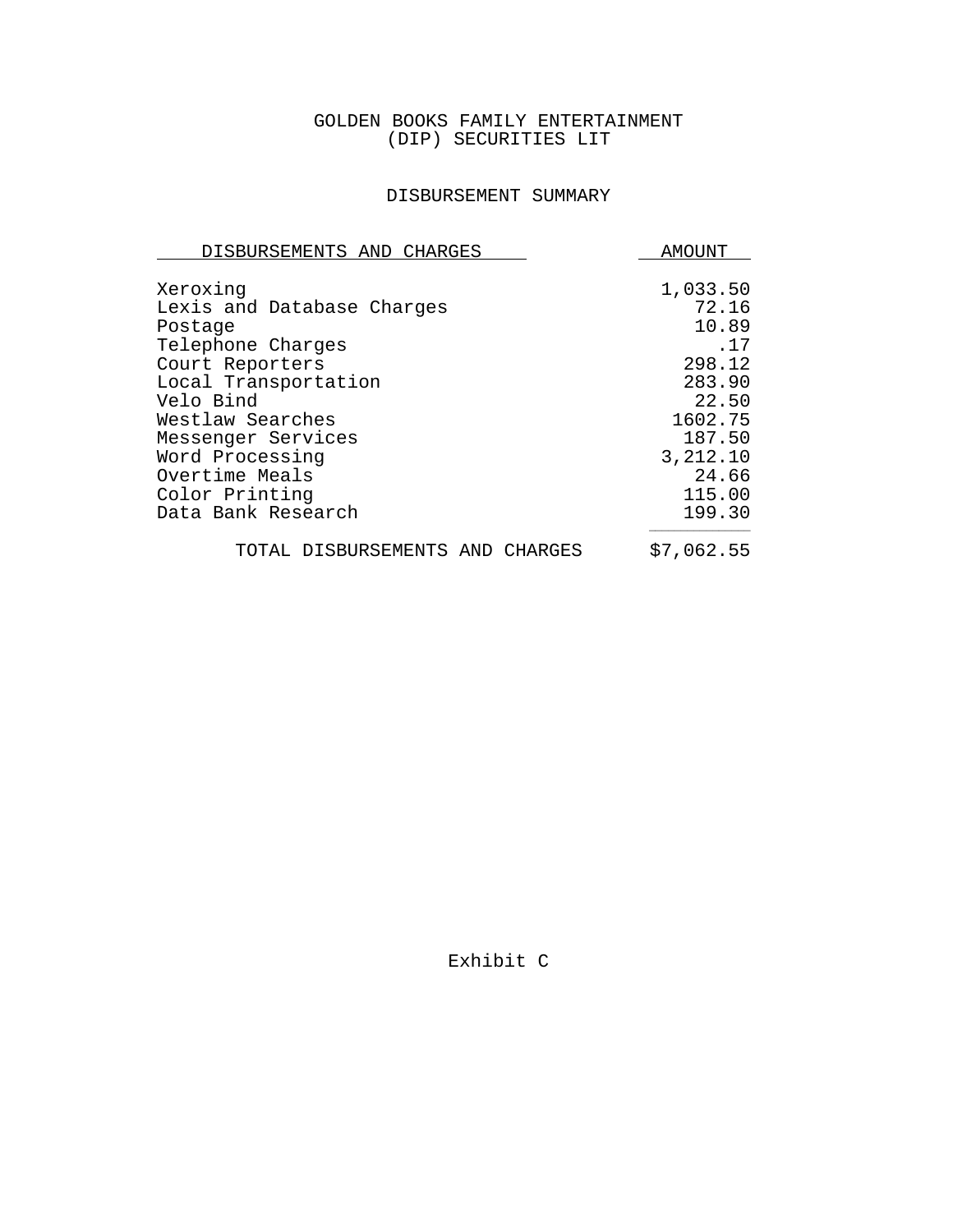GOLDEN BOOKS FAMILY ENTERTAINMENT
(DIP) SECURITIES LIT

DISBURSEMENT SUMMARY

| DISBURSEMENTS AND CHARGES | AMOUNT |
| --- | --- |
| Xeroxing | 1,033.50 |
| Lexis and Database Charges | 72.16 |
| Postage | 10.89 |
| Telephone Charges | .17 |
| Court Reporters | 298.12 |
| Local Transportation | 283.90 |
| Velo Bind | 22.50 |
| Westlaw Searches | 1602.75 |
| Messenger Services | 187.50 |
| Word Processing | 3,212.10 |
| Overtime Meals | 24.66 |
| Color Printing | 115.00 |
| Data Bank Research | 199.30 |
| TOTAL DISBURSEMENTS AND CHARGES | $7,062.55 |

Exhibit C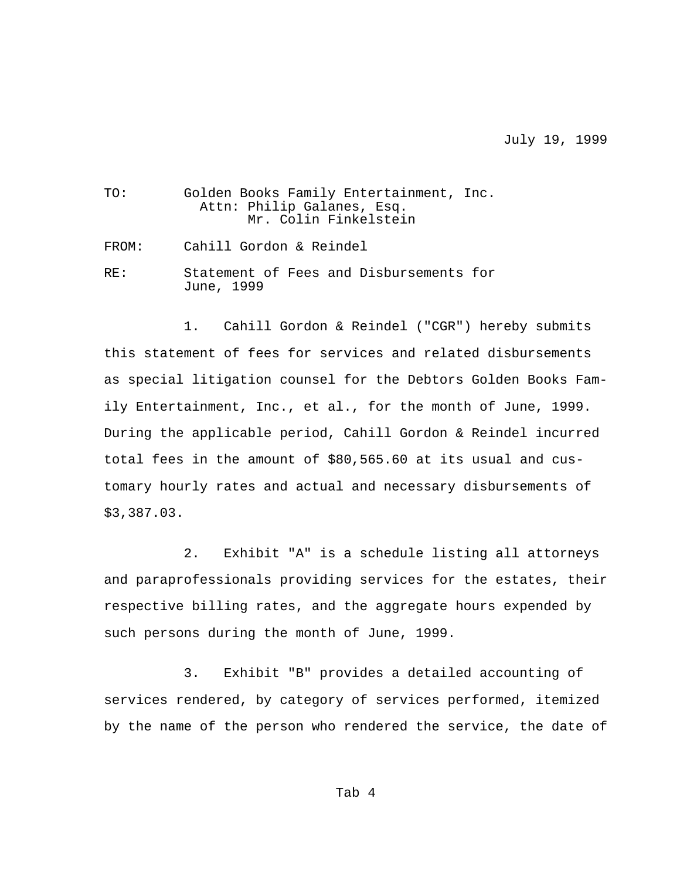July 19, 1999

TO: Golden Books Family Entertainment, Inc.
Attn: Philip Galanes, Esq.
Mr. Colin Finkelstein

FROM: Cahill Gordon & Reindel

RE: Statement of Fees and Disbursements for June, 1999

1. Cahill Gordon & Reindel ("CGR") hereby submits this statement of fees for services and related disbursements as special litigation counsel for the Debtors Golden Books Family Entertainment, Inc., et al., for the month of June, 1999. During the applicable period, Cahill Gordon & Reindel incurred total fees in the amount of $80,565.60 at its usual and customary hourly rates and actual and necessary disbursements of $3,387.03.

2. Exhibit "A" is a schedule listing all attorneys and paraprofessionals providing services for the estates, their respective billing rates, and the aggregate hours expended by such persons during the month of June, 1999.

3. Exhibit "B" provides a detailed accounting of services rendered, by category of services performed, itemized by the name of the person who rendered the service, the date of

Tab 4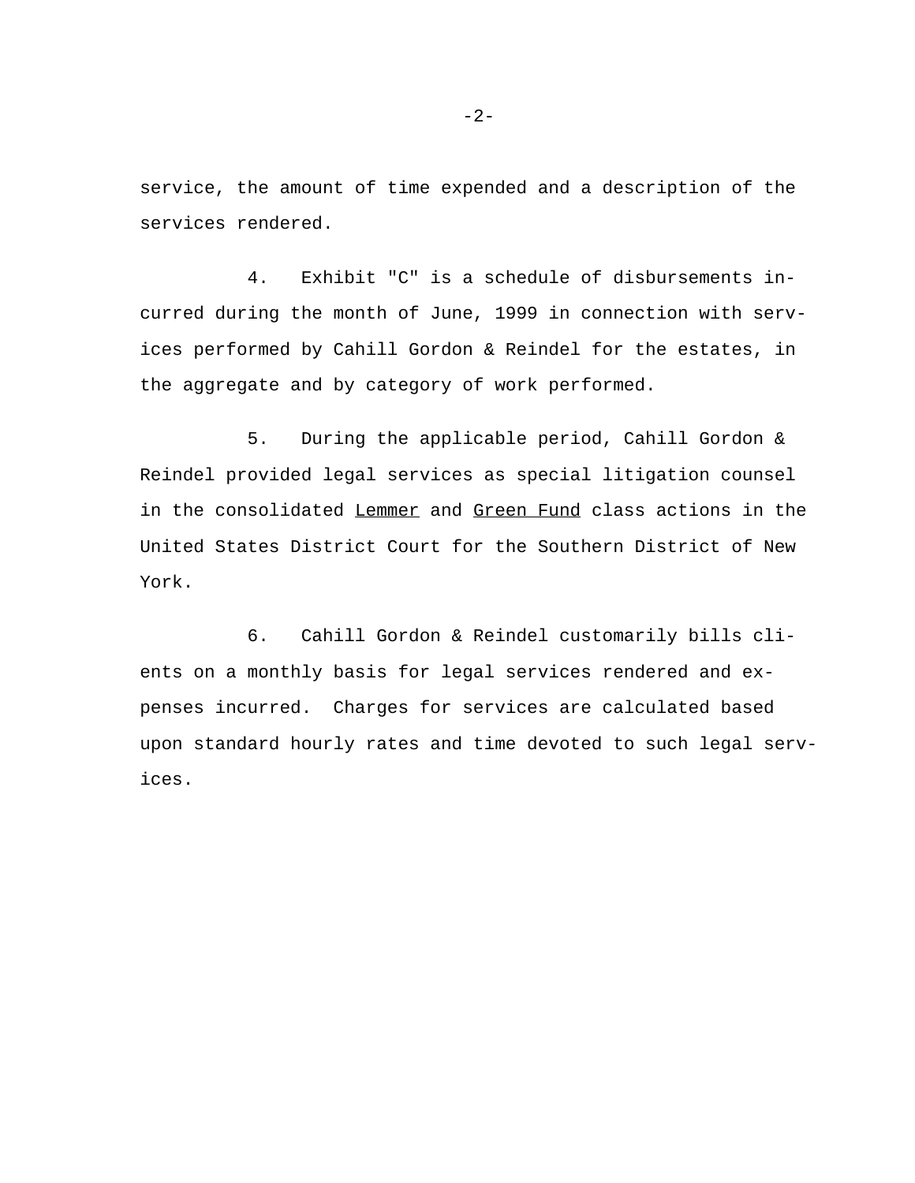service, the amount of time expended and a description of the services rendered.

4. Exhibit "C" is a schedule of disbursements incurred during the month of June, 1999 in connection with services performed by Cahill Gordon & Reindel for the estates, in the aggregate and by category of work performed.

5. During the applicable period, Cahill Gordon & Reindel provided legal services as special litigation counsel in the consolidated Lemmer and Green Fund class actions in the United States District Court for the Southern District of New York.

6. Cahill Gordon & Reindel customarily bills clients on a monthly basis for legal services rendered and expenses incurred. Charges for services are calculated based upon standard hourly rates and time devoted to such legal services.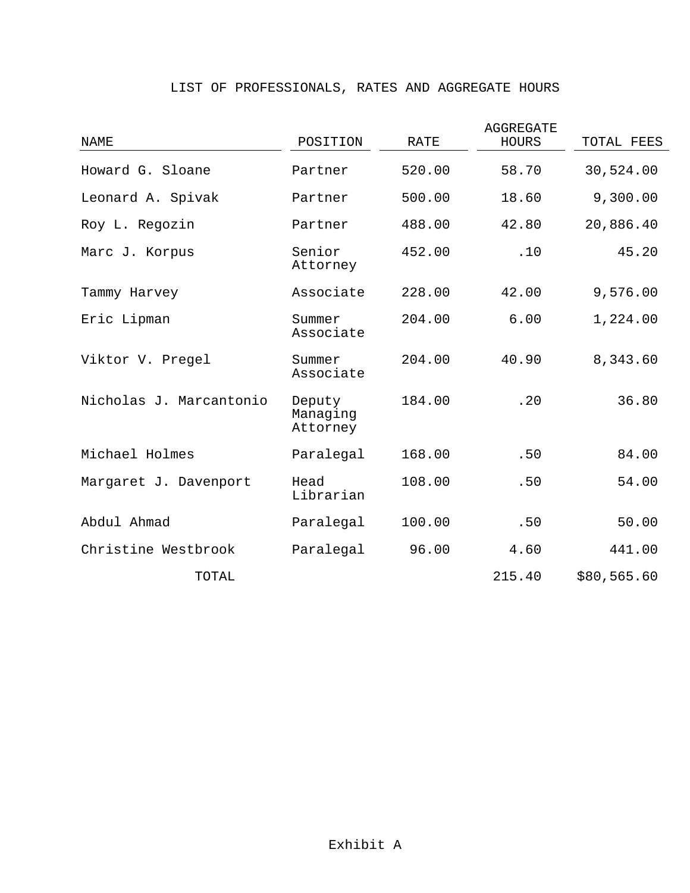# LIST OF PROFESSIONALS, RATES AND AGGREGATE HOURS

| NAME | POSITION | RATE | AGGREGATE HOURS | TOTAL FEES |
|---|---|---|---|---|
| Howard G. Sloane | Partner | 520.00 | 58.70 | 30,524.00 |
| Leonard A. Spivak | Partner | 500.00 | 18.60 | 9,300.00 |
| Roy L. Regozin | Partner | 488.00 | 42.80 | 20,886.40 |
| Marc J. Korpus | Senior Attorney | 452.00 | .10 | 45.20 |
| Tammy Harvey | Associate | 228.00 | 42.00 | 9,576.00 |
| Eric Lipman | Summer Associate | 204.00 | 6.00 | 1,224.00 |
| Viktor V. Pregel | Summer Associate | 204.00 | 40.90 | 8,343.60 |
| Nicholas J. Marcantonio | Deputy Managing Attorney | 184.00 | .20 | 36.80 |
| Michael Holmes | Paralegal | 168.00 | .50 | 84.00 |
| Margaret J. Davenport | Head Librarian | 108.00 | .50 | 54.00 |
| Abdul Ahmad | Paralegal | 100.00 | .50 | 50.00 |
| Christine Westbrook | Paralegal | 96.00 | 4.60 | 441.00 |
| TOTAL | | | 215.40 | $80,565.60 |

Exhibit A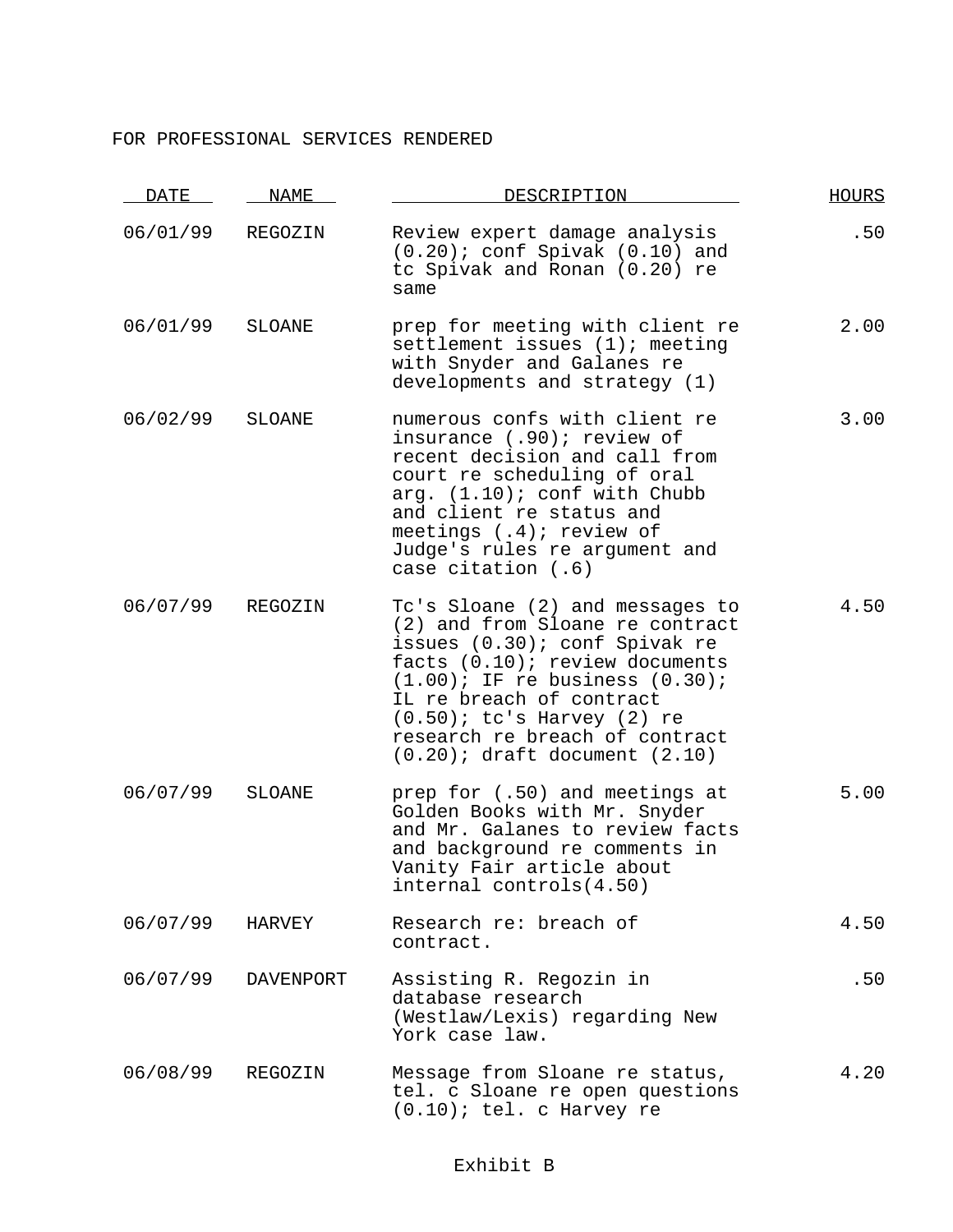FOR PROFESSIONAL SERVICES RENDERED

| DATE | NAME | DESCRIPTION | HOURS |
|---|---|---|---|
| 06/01/99 | REGOZIN | Review expert damage analysis (0.20); conf Spivak (0.10) and tc Spivak and Ronan (0.20) re same | .50 |
| 06/01/99 | SLOANE | prep for meeting with client re settlement issues (1); meeting with Snyder and Galanes re developments and strategy (1) | 2.00 |
| 06/02/99 | SLOANE | numerous confs with client re insurance (.90); review of recent decision and call from court re scheduling of oral arg. (1.10); conf with Chubb and client re status and meetings (.4); review of Judge's rules re argument and case citation (.6) | 3.00 |
| 06/07/99 | REGOZIN | Tc's Sloane (2) and messages to (2) and from Sloane re contract issues (0.30); conf Spivak re facts (0.10); review documents (1.00); IF re business (0.30); IL re breach of contract (0.50); tc's Harvey (2) re research re breach of contract (0.20); draft document (2.10) | 4.50 |
| 06/07/99 | SLOANE | prep for (.50) and meetings at Golden Books with Mr. Snyder and Mr. Galanes to review facts and background re comments in Vanity Fair article about internal controls(4.50) | 5.00 |
| 06/07/99 | HARVEY | Research re: breach of contract. | 4.50 |
| 06/07/99 | DAVENPORT | Assisting R. Regozin in database research (Westlaw/Lexis) regarding New York case law. | .50 |
| 06/08/99 | REGOZIN | Message from Sloane re status, tel. c Sloane re open questions (0.10); tel. c Harvey re | 4.20 |

Exhibit B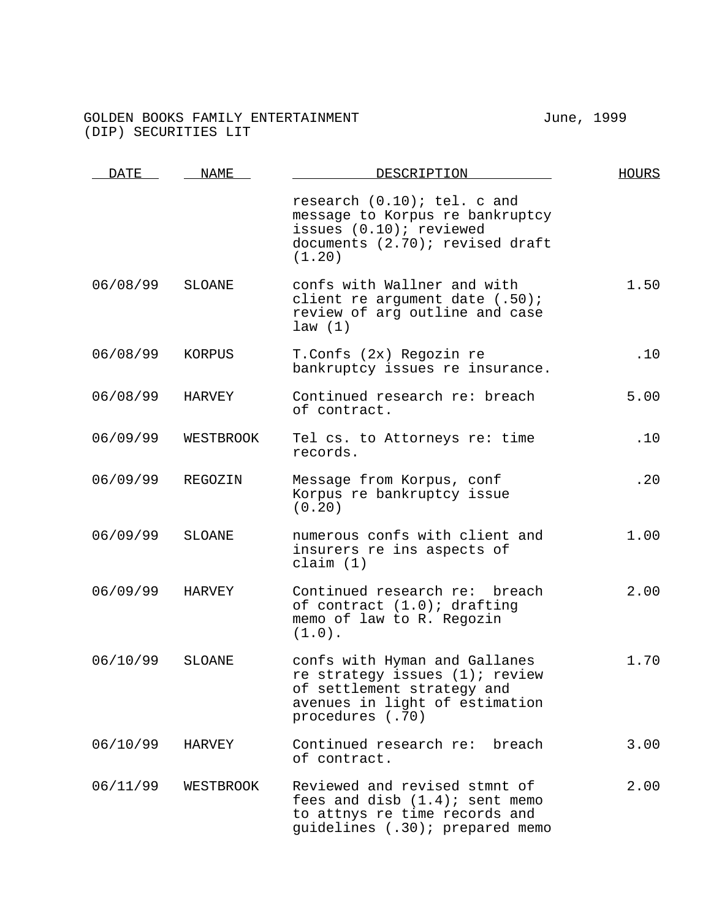GOLDEN BOOKS FAMILY ENTERTAINMENT June, 1999
(DIP) SECURITIES LIT

| DATE | NAME | DESCRIPTION | HOURS |
|---|---|---|---|
| | | research (0.10); tel. c and message to Korpus re bankruptcy issues (0.10); reviewed documents (2.70); revised draft (1.20) | |
| 06/08/99 | SLOANE | confs with Wallner and with client re argument date (.50); review of arg outline and case law (1) | 1.50 |
| 06/08/99 | KORPUS | T.Confs (2x) Regozin re bankruptcy issues re insurance. | .10 |
| 06/08/99 | HARVEY | Continued research re: breach of contract. | 5.00 |
| 06/09/99 | WESTBROOK | Tel cs. to Attorneys re: time records. | .10 |
| 06/09/99 | REGOZIN | Message from Korpus, conf Korpus re bankruptcy issue (0.20) | .20 |
| 06/09/99 | SLOANE | numerous confs with client and insurers re ins aspects of claim (1) | 1.00 |
| 06/09/99 | HARVEY | Continued research re: breach of contract (1.0); drafting memo of law to R. Regozin (1.0). | 2.00 |
| 06/10/99 | SLOANE | confs with Hyman and Gallanes re strategy issues (1); review of settlement strategy and avenues in light of estimation procedures (.70) | 1.70 |
| 06/10/99 | HARVEY | Continued research re: breach of contract. | 3.00 |
| 06/11/99 | WESTBROOK | Reviewed and revised stmnt of fees and disb (1.4); sent memo to attnys re time records and guidelines (.30); prepared memo | 2.00 |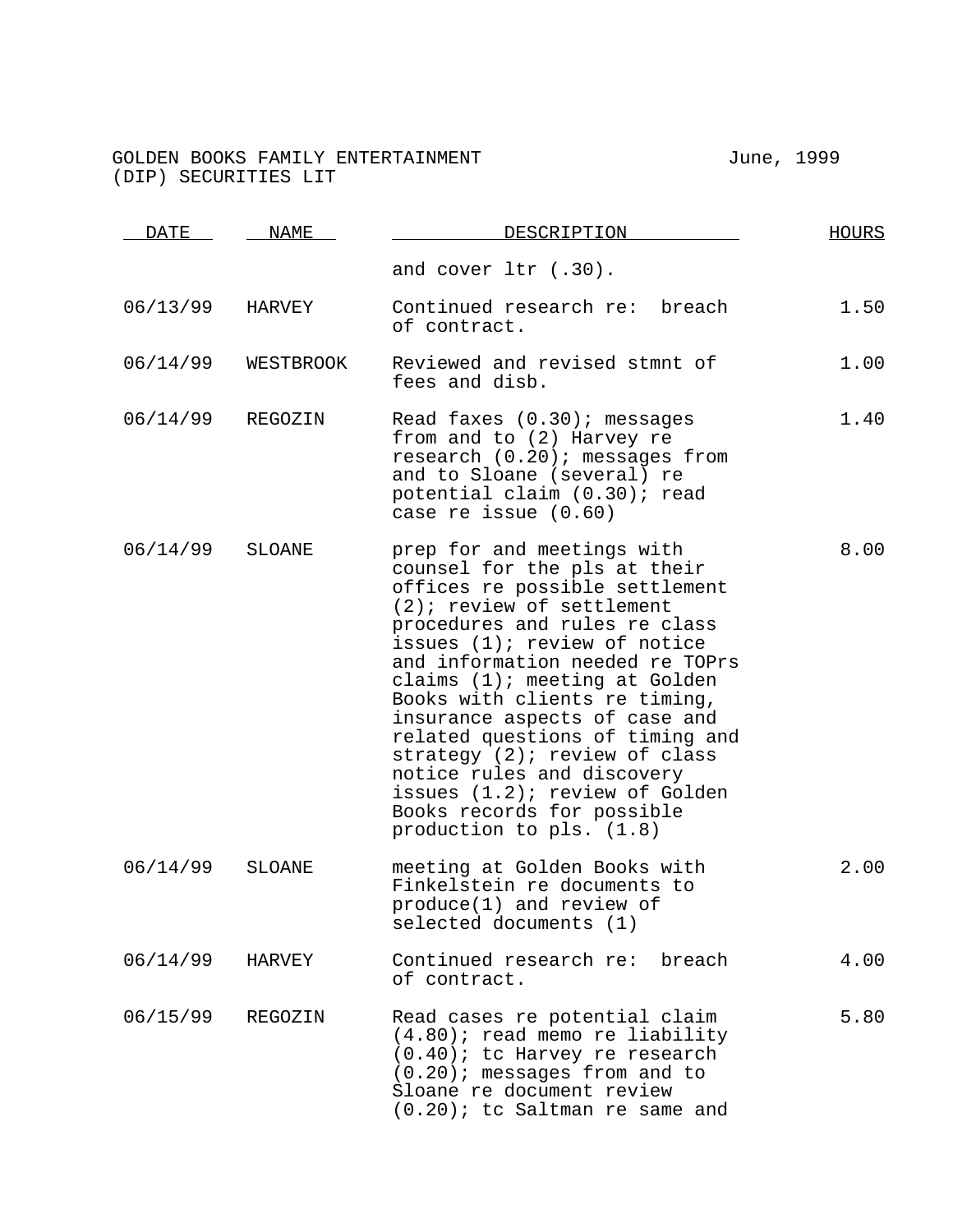GOLDEN BOOKS FAMILY ENTERTAINMENT June, 1999
(DIP) SECURITIES LIT

| DATE | NAME | DESCRIPTION | HOURS |
|---|---|---|---|
| | | and cover ltr (.30). | |
| 06/13/99 | HARVEY | Continued research re: breach of contract. | 1.50 |
| 06/14/99 | WESTBROOK | Reviewed and revised stmnt of fees and disb. | 1.00 |
| 06/14/99 | REGOZIN | Read faxes (0.30); messages from and to (2) Harvey re research (0.20); messages from and to Sloane (several) re potential claim (0.30); read case re issue (0.60) | 1.40 |
| 06/14/99 | SLOANE | prep for and meetings with counsel for the pls at their offices re possible settlement (2); review of settlement procedures and rules re class issues (1); review of notice and information needed re TOPrs claims (1); meeting at Golden Books with clients re timing, insurance aspects of case and related questions of timing and strategy (2); review of class notice rules and discovery issues (1.2); review of Golden Books records for possible production to pls. (1.8) | 8.00 |
| 06/14/99 | SLOANE | meeting at Golden Books with Finkelstein re documents to produce(1) and review of selected documents (1) | 2.00 |
| 06/14/99 | HARVEY | Continued research re: breach of contract. | 4.00 |
| 06/15/99 | REGOZIN | Read cases re potential claim (4.80); read memo re liability (0.40); tc Harvey re research (0.20); messages from and to Sloane re document review (0.20); tc Saltman re same and | 5.80 |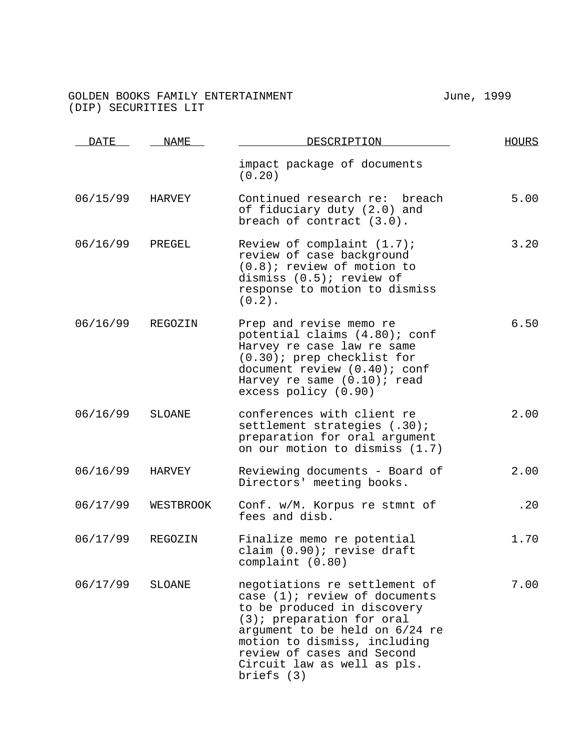GOLDEN BOOKS FAMILY ENTERTAINMENT June, 1999
(DIP) SECURITIES LIT

| DATE | NAME | DESCRIPTION | HOURS |
|---|---|---|---|
| | | impact package of documents (0.20) | |
| 06/15/99 | HARVEY | Continued research re: breach of fiduciary duty (2.0) and breach of contract (3.0). | 5.00 |
| 06/16/99 | PREGEL | Review of complaint (1.7); review of case background (0.8); review of motion to dismiss (0.5); review of response to motion to dismiss (0.2). | 3.20 |
| 06/16/99 | REGOZIN | Prep and revise memo re potential claims (4.80); conf Harvey re case law re same (0.30); prep checklist for document review (0.40); conf Harvey re same (0.10); read excess policy (0.90) | 6.50 |
| 06/16/99 | SLOANE | conferences with client re settlement strategies (.30); preparation for oral argument on our motion to dismiss (1.7) | 2.00 |
| 06/16/99 | HARVEY | Reviewing documents - Board of Directors' meeting books. | 2.00 |
| 06/17/99 | WESTBROOK | Conf. w/M. Korpus re stmnt of fees and disb. | .20 |
| 06/17/99 | REGOZIN | Finalize memo re potential claim (0.90); revise draft complaint (0.80) | 1.70 |
| 06/17/99 | SLOANE | negotiations re settlement of case (1); review of documents to be produced in discovery (3); preparation for oral argument to be held on 6/24 re motion to dismiss, including review of cases and Second Circuit law as well as pls. briefs (3) | 7.00 |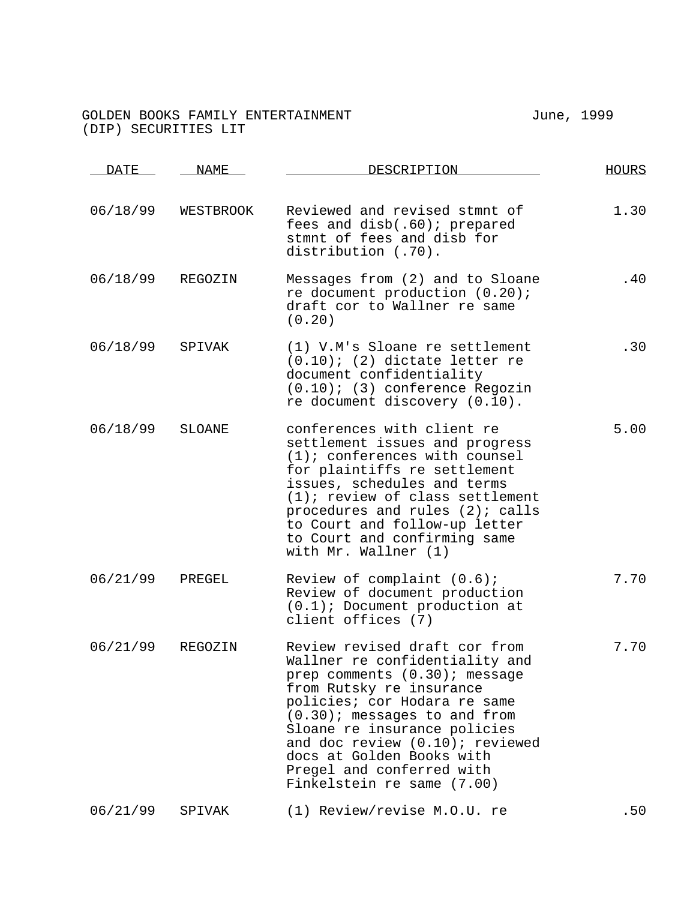GOLDEN BOOKS FAMILY ENTERTAINMENT June, 1999
(DIP) SECURITIES LIT

| DATE | NAME | DESCRIPTION | HOURS |
|---|---|---|---|
| 06/18/99 | WESTBROOK | Reviewed and revised stmnt of fees and disb(.60); prepared stmnt of fees and disb for distribution (.70). | 1.30 |
| 06/18/99 | REGOZIN | Messages from (2) and to Sloane re document production (0.20); draft cor to Wallner re same (0.20) | .40 |
| 06/18/99 | SPIVAK | (1) V.M's Sloane re settlement (0.10); (2) dictate letter re document confidentiality (0.10); (3) conference Regozin re document discovery (0.10). | .30 |
| 06/18/99 | SLOANE | conferences with client re settlement issues and progress (1); conferences with counsel for plaintiffs re settlement issues, schedules and terms (1); review of class settlement procedures and rules (2); calls to Court and follow-up letter to Court and confirming same with Mr. Wallner (1) | 5.00 |
| 06/21/99 | PREGEL | Review of complaint (0.6); Review of document production (0.1); Document production at client offices (7) | 7.70 |
| 06/21/99 | REGOZIN | Review revised draft cor from Wallner re confidentiality and prep comments (0.30); message from Rutsky re insurance policies; cor Hodara re same (0.30); messages to and from Sloane re insurance policies and doc review (0.10); reviewed docs at Golden Books with Pregel and conferred with Finkelstein re same (7.00) | 7.70 |
| 06/21/99 | SPIVAK | (1) Review/revise M.O.U. re | .50 |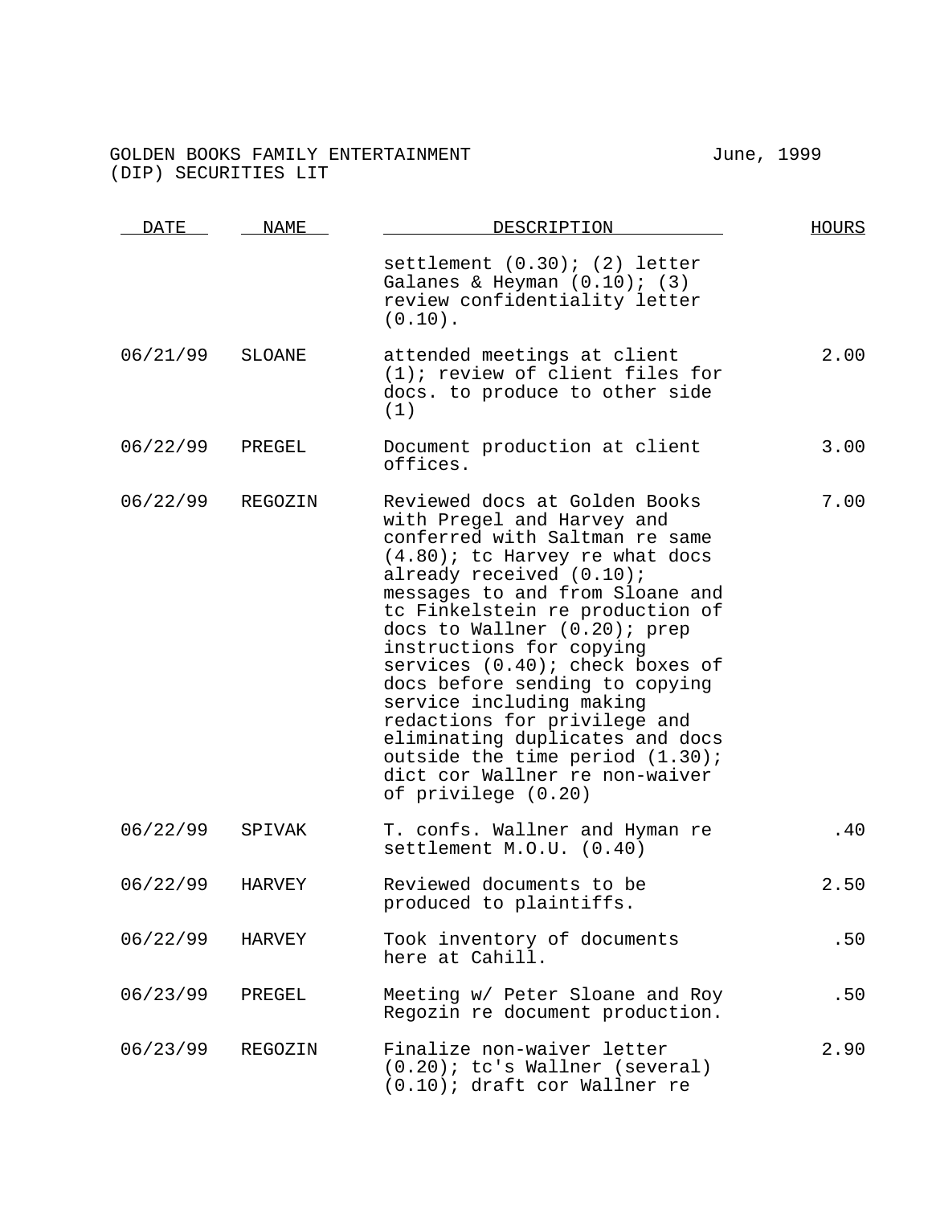GOLDEN BOOKS FAMILY ENTERTAINMENT (DIP) SECURITIES LIT — June, 1999

| DATE | NAME | DESCRIPTION | HOURS |
|---|---|---|---|
| | | settlement (0.30); (2) letter Galanes & Heyman (0.10); (3) review confidentiality letter (0.10). | |
| 06/21/99 | SLOANE | attended meetings at client (1); review of client files for docs. to produce to other side (1) | 2.00 |
| 06/22/99 | PREGEL | Document production at client offices. | 3.00 |
| 06/22/99 | REGOZIN | Reviewed docs at Golden Books with Pregel and Harvey and conferred with Saltman re same (4.80); tc Harvey re what docs already received (0.10); messages to and from Sloane and tc Finkelstein re production of docs to Wallner (0.20); prep instructions for copying services (0.40); check boxes of docs before sending to copying service including making redactions for privilege and eliminating duplicates and docs outside the time period (1.30); dict cor Wallner re non-waiver of privilege (0.20) | 7.00 |
| 06/22/99 | SPIVAK | T. confs. Wallner and Hyman re settlement M.O.U. (0.40) | .40 |
| 06/22/99 | HARVEY | Reviewed documents to be produced to plaintiffs. | 2.50 |
| 06/22/99 | HARVEY | Took inventory of documents here at Cahill. | .50 |
| 06/23/99 | PREGEL | Meeting w/ Peter Sloane and Roy Regozin re document production. | .50 |
| 06/23/99 | REGOZIN | Finalize non-waiver letter (0.20); tc's Wallner (several) (0.10); draft cor Wallner re | 2.90 |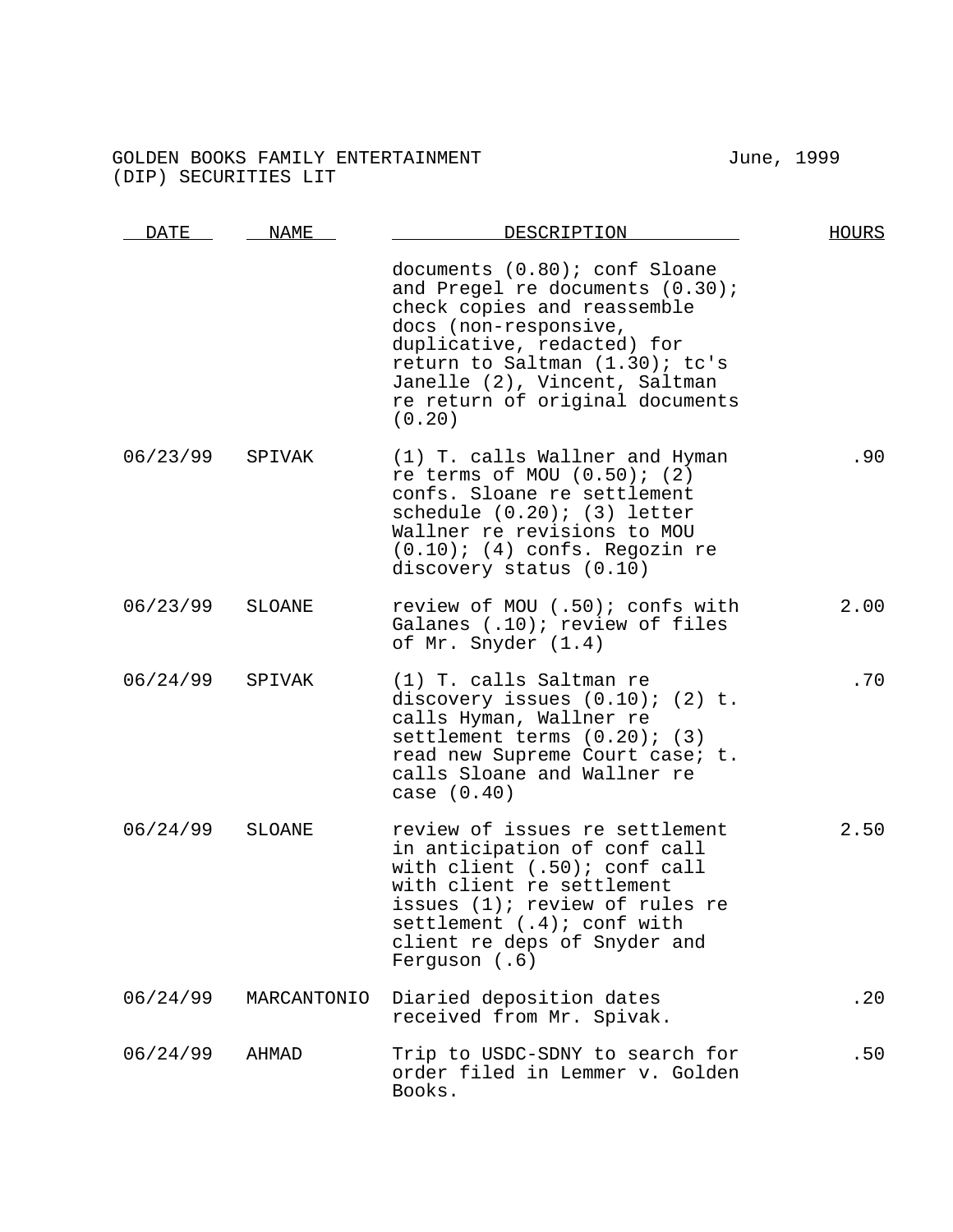GOLDEN BOOKS FAMILY ENTERTAINMENT June, 1999
(DIP) SECURITIES LIT

| DATE | NAME | DESCRIPTION | HOURS |
|---|---|---|---|
| | | documents (0.80); conf Sloane and Pregel re documents (0.30); check copies and reassemble docs (non-responsive, duplicative, redacted) for return to Saltman (1.30); tc's Janelle (2), Vincent, Saltman re return of original documents (0.20) | |
| 06/23/99 | SPIVAK | (1) T. calls Wallner and Hyman re terms of MOU (0.50); (2) confs. Sloane re settlement schedule (0.20); (3) letter Wallner re revisions to MOU (0.10); (4) confs. Regozin re discovery status (0.10) | .90 |
| 06/23/99 | SLOANE | review of MOU (.50); confs with Galanes (.10); review of files of Mr. Snyder (1.4) | 2.00 |
| 06/24/99 | SPIVAK | (1) T. calls Saltman re discovery issues (0.10); (2) t. calls Hyman, Wallner re settlement terms (0.20); (3) read new Supreme Court case; t. calls Sloane and Wallner re case (0.40) | .70 |
| 06/24/99 | SLOANE | review of issues re settlement in anticipation of conf call with client (.50); conf call with client re settlement issues (1); review of rules re settlement (.4); conf with client re deps of Snyder and Ferguson (.6) | 2.50 |
| 06/24/99 | MARCANTONIO | Diaried deposition dates received from Mr. Spivak. | .20 |
| 06/24/99 | AHMAD | Trip to USDC-SDNY to search for order filed in Lemmer v. Golden Books. | .50 |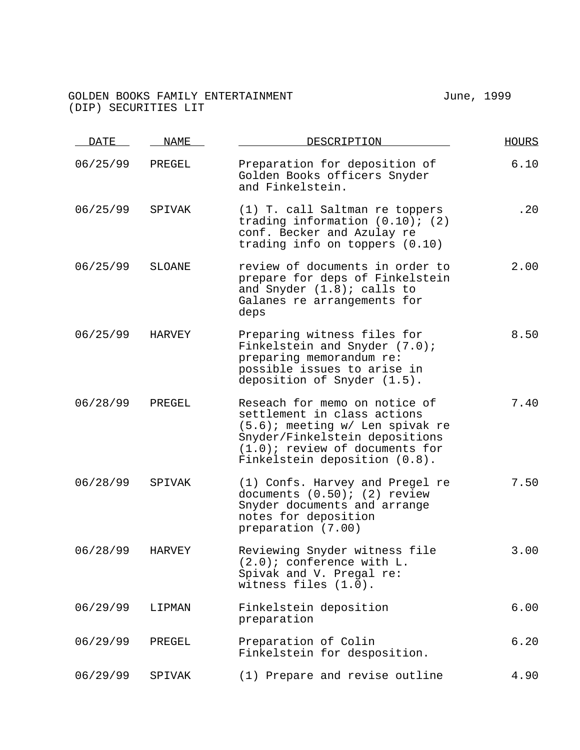GOLDEN BOOKS FAMILY ENTERTAINMENT June, 1999
(DIP) SECURITIES LIT

| DATE | NAME | DESCRIPTION | HOURS |
|---|---|---|---|
| 06/25/99 | PREGEL | Preparation for deposition of Golden Books officers Snyder and Finkelstein. | 6.10 |
| 06/25/99 | SPIVAK | (1) T. call Saltman re toppers trading information (0.10); (2) conf. Becker and Azulay re trading info on toppers (0.10) | .20 |
| 06/25/99 | SLOANE | review of documents in order to prepare for deps of Finkelstein and Snyder (1.8); calls to Galanes re arrangements for deps | 2.00 |
| 06/25/99 | HARVEY | Preparing witness files for Finkelstein and Snyder (7.0); preparing memorandum re: possible issues to arise in deposition of Snyder (1.5). | 8.50 |
| 06/28/99 | PREGEL | Reseach for memo on notice of settlement in class actions (5.6); meeting w/ Len spivak re Snyder/Finkelstein depositions (1.0); review of documents for Finkelstein deposition (0.8). | 7.40 |
| 06/28/99 | SPIVAK | (1) Confs. Harvey and Pregel re documents (0.50); (2) review Snyder documents and arrange notes for deposition preparation (7.00) | 7.50 |
| 06/28/99 | HARVEY | Reviewing Snyder witness file (2.0); conference with L. Spivak and V. Pregal re: witness files (1.0). | 3.00 |
| 06/29/99 | LIPMAN | Finkelstein deposition preparation | 6.00 |
| 06/29/99 | PREGEL | Preparation of Colin Finkelstein for desposition. | 6.20 |
| 06/29/99 | SPIVAK | (1) Prepare and revise outline | 4.90 |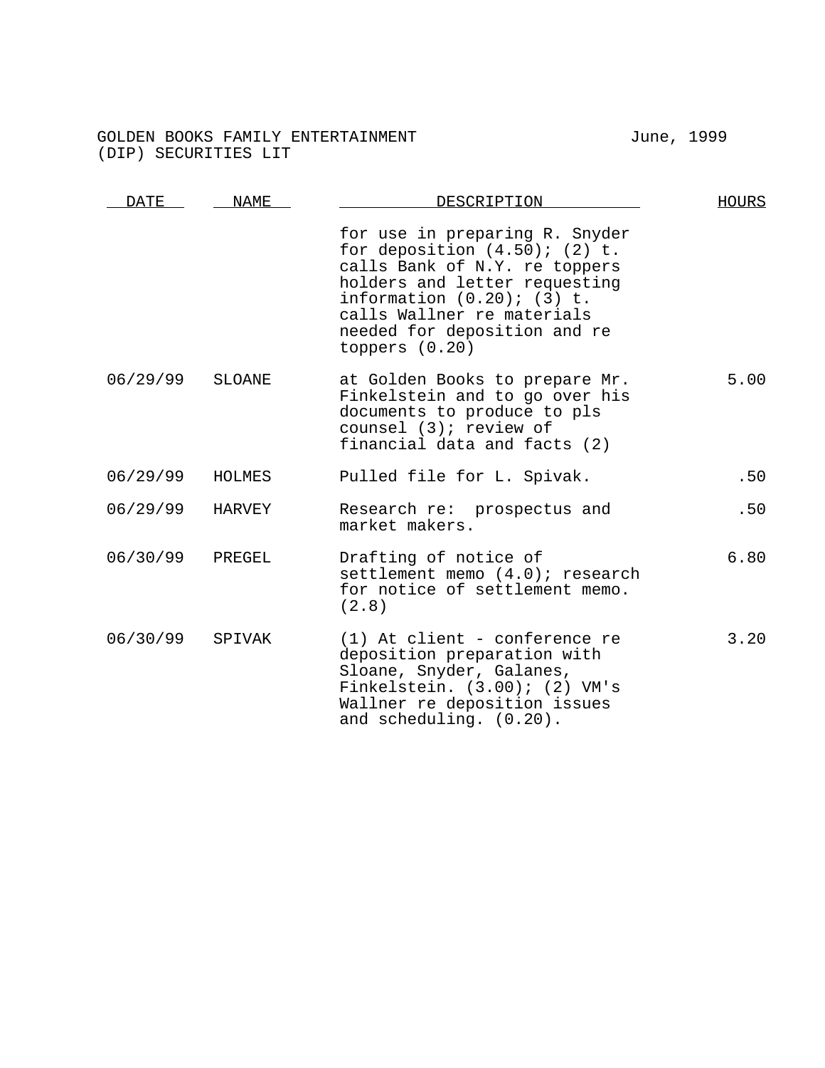GOLDEN BOOKS FAMILY ENTERTAINMENT June, 1999
(DIP) SECURITIES LIT

| DATE | NAME | DESCRIPTION | HOURS |
|---|---|---|---|
| | | for use in preparing R. Snyder for deposition (4.50); (2) t. calls Bank of N.Y. re toppers holders and letter requesting information (0.20); (3) t. calls Wallner re materials needed for deposition and re toppers (0.20) | |
| 06/29/99 | SLOANE | at Golden Books to prepare Mr. Finkelstein and to go over his documents to produce to pls counsel (3); review of financial data and facts (2) | 5.00 |
| 06/29/99 | HOLMES | Pulled file for L. Spivak. | .50 |
| 06/29/99 | HARVEY | Research re: prospectus and market makers. | .50 |
| 06/30/99 | PREGEL | Drafting of notice of settlement memo (4.0); research for notice of settlement memo. (2.8) | 6.80 |
| 06/30/99 | SPIVAK | (1) At client - conference re deposition preparation with Sloane, Snyder, Galanes, Finkelstein. (3.00); (2) VM's Wallner re deposition issues and scheduling. (0.20). | 3.20 |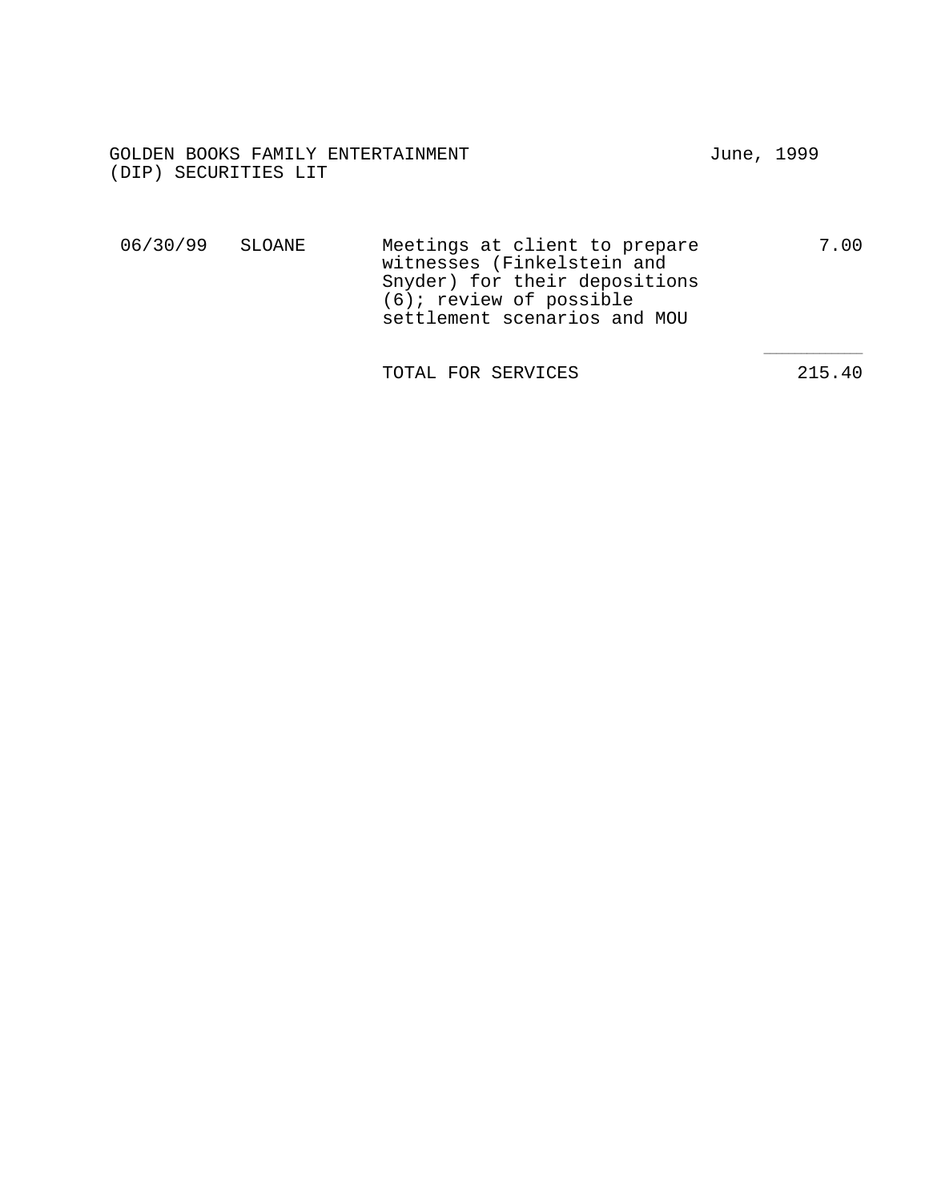GOLDEN BOOKS FAMILY ENTERTAINMENT (DIP) SECURITIES LIT

June, 1999

| | | | |
|---|---|---|---|
| 06/30/99 | SLOANE | Meetings at client to prepare witnesses (Finkelstein and Snyder) for their depositions (6); review of possible settlement scenarios and MOU | 7.00 |
| | | TOTAL FOR SERVICES | 215.40 |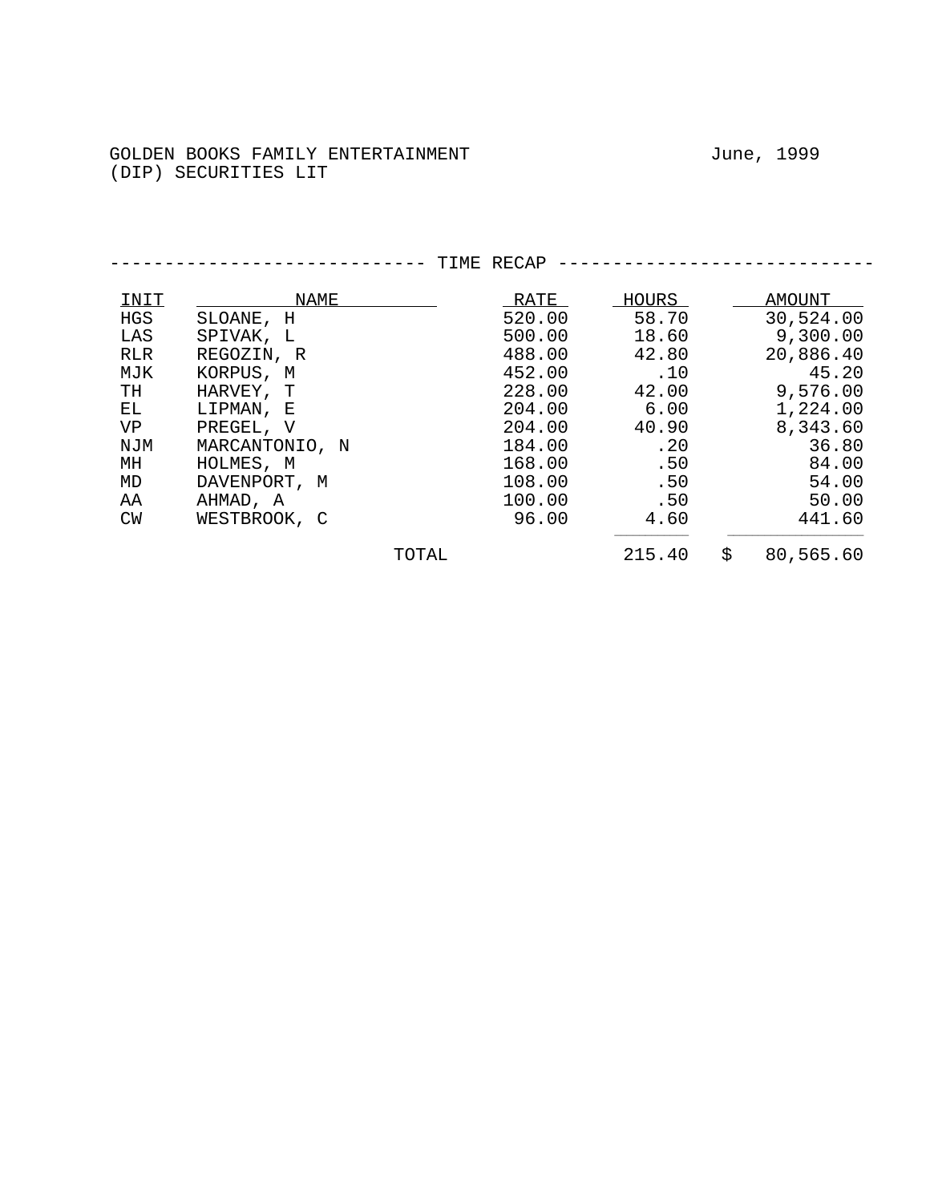GOLDEN BOOKS FAMILY ENTERTAINMENT

(DIP) SECURITIES LIT

June, 1999

---------------------------- TIME RECAP ----------------------------

| INIT | NAME | RATE | HOURS | AMOUNT |
|---|---|---|---|---|
| HGS | SLOANE, H | 520.00 | 58.70 | 30,524.00 |
| LAS | SPIVAK, L | 500.00 | 18.60 | 9,300.00 |
| RLR | REGOZIN, R | 488.00 | 42.80 | 20,886.40 |
| MJK | KORPUS, M | 452.00 | .10 | 45.20 |
| TH | HARVEY, T | 228.00 | 42.00 | 9,576.00 |
| EL | LIPMAN, E | 204.00 | 6.00 | 1,224.00 |
| VP | PREGEL, V | 204.00 | 40.90 | 8,343.60 |
| NJM | MARCANTONIO, N | 184.00 | .20 | 36.80 |
| MH | HOLMES, M | 168.00 | .50 | 84.00 |
| MD | DAVENPORT, M | 108.00 | .50 | 54.00 |
| AA | AHMAD, A | 100.00 | .50 | 50.00 |
| CW | WESTBROOK, C | 96.00 | 4.60 | 441.60 |
| | TOTAL | | 215.40 | $ 80,565.60 |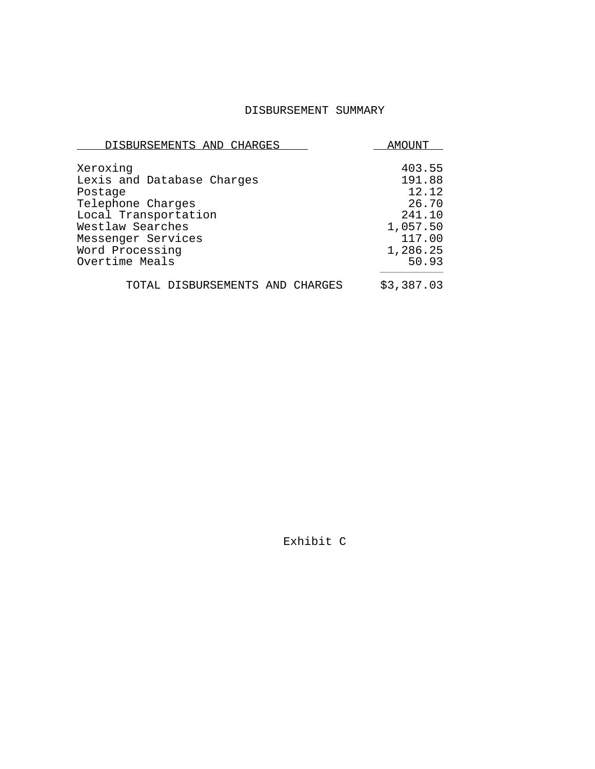# DISBURSEMENT SUMMARY

| DISBURSEMENTS AND CHARGES | AMOUNT |
|---|---|
| Xeroxing | 403.55 |
| Lexis and Database Charges | 191.88 |
| Postage | 12.12 |
| Telephone Charges | 26.70 |
| Local Transportation | 241.10 |
| Westlaw Searches | 1,057.50 |
| Messenger Services | 117.00 |
| Word Processing | 1,286.25 |
| Overtime Meals | 50.93 |
| TOTAL DISBURSEMENTS AND CHARGES | $3,387.03 |

Exhibit C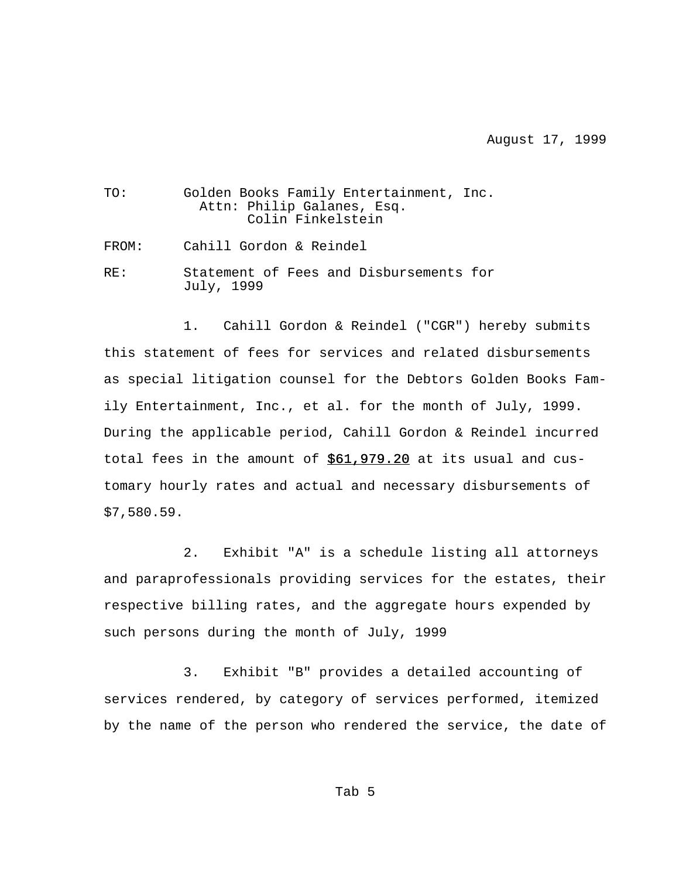August 17, 1999

TO: Golden Books Family Entertainment, Inc.
Attn: Philip Galanes, Esq.
Colin Finkelstein

FROM: Cahill Gordon & Reindel

RE: Statement of Fees and Disbursements for July, 1999

1. Cahill Gordon & Reindel ("CGR") hereby submits this statement of fees for services and related disbursements as special litigation counsel for the Debtors Golden Books Family Entertainment, Inc., et al. for the month of July, 1999. During the applicable period, Cahill Gordon & Reindel incurred total fees in the amount of **$61,979.20** at its usual and customary hourly rates and actual and necessary disbursements of $7,580.59.

2. Exhibit "A" is a schedule listing all attorneys and paraprofessionals providing services for the estates, their respective billing rates, and the aggregate hours expended by such persons during the month of July, 1999

3. Exhibit "B" provides a detailed accounting of services rendered, by category of services performed, itemized by the name of the person who rendered the service, the date of

Tab 5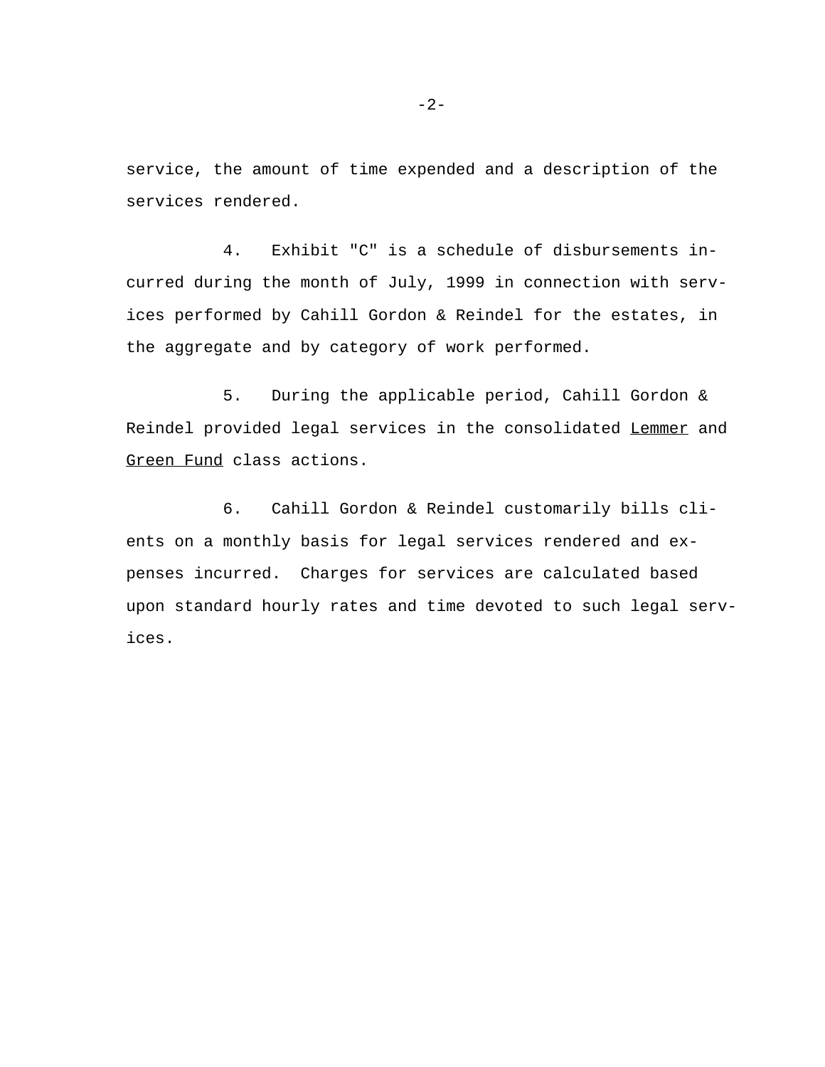service, the amount of time expended and a description of the services rendered.

4. Exhibit "C" is a schedule of disbursements incurred during the month of July, 1999 in connection with services performed by Cahill Gordon & Reindel for the estates, in the aggregate and by category of work performed.

5. During the applicable period, Cahill Gordon & Reindel provided legal services in the consolidated Lemmer and Green Fund class actions.

6. Cahill Gordon & Reindel customarily bills clients on a monthly basis for legal services rendered and expenses incurred. Charges for services are calculated based upon standard hourly rates and time devoted to such legal services.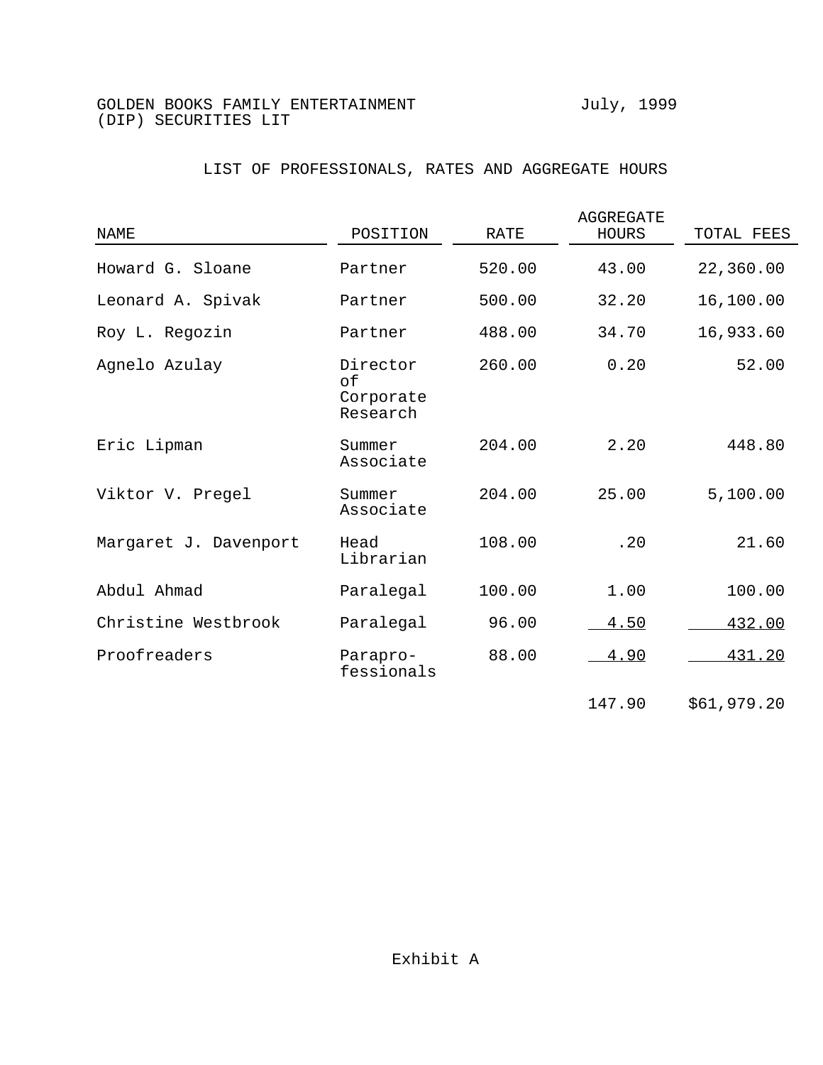GOLDEN BOOKS FAMILY ENTERTAINMENT (DIP) SECURITIES LIT

July, 1999

LIST OF PROFESSIONALS, RATES AND AGGREGATE HOURS

| NAME | POSITION | RATE | AGGREGATE HOURS | TOTAL FEES |
|---|---|---|---|---|
| Howard G. Sloane | Partner | 520.00 | 43.00 | 22,360.00 |
| Leonard A. Spivak | Partner | 500.00 | 32.20 | 16,100.00 |
| Roy L. Regozin | Partner | 488.00 | 34.70 | 16,933.60 |
| Agnelo Azulay | Director of Corporate Research | 260.00 | 0.20 | 52.00 |
| Eric Lipman | Summer Associate | 204.00 | 2.20 | 448.80 |
| Viktor V. Pregel | Summer Associate | 204.00 | 25.00 | 5,100.00 |
| Margaret J. Davenport | Head Librarian | 108.00 | .20 | 21.60 |
| Abdul Ahmad | Paralegal | 100.00 | 1.00 | 100.00 |
| Christine Westbrook | Paralegal | 96.00 | 4.50 | 432.00 |
| Proofreaders | Paraprofessionals | 88.00 | 4.90 | 431.20 |
| | | | 147.90 | $61,979.20 |

Exhibit A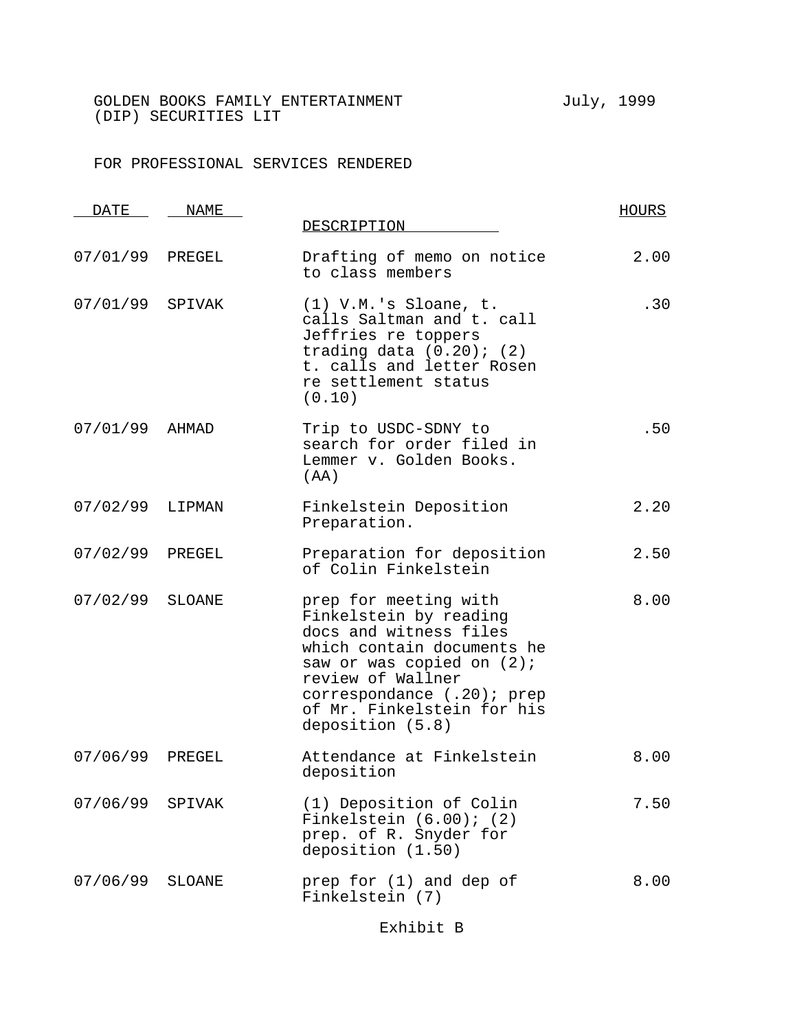GOLDEN BOOKS FAMILY ENTERTAINMENT (DIP) SECURITIES LIT

July, 1999

FOR PROFESSIONAL SERVICES RENDERED

| DATE | NAME | DESCRIPTION | HOURS |
|---|---|---|---|
| 07/01/99 | PREGEL | Drafting of memo on notice to class members | 2.00 |
| 07/01/99 | SPIVAK | (1) V.M.'s Sloane, t. calls Saltman and t. call Jeffries re toppers trading data (0.20); (2) t. calls and letter Rosen re settlement status (0.10) | .30 |
| 07/01/99 | AHMAD | Trip to USDC-SDNY to search for order filed in Lemmer v. Golden Books. (AA) | .50 |
| 07/02/99 | LIPMAN | Finkelstein Deposition Preparation. | 2.20 |
| 07/02/99 | PREGEL | Preparation for deposition of Colin Finkelstein | 2.50 |
| 07/02/99 | SLOANE | prep for meeting with Finkelstein by reading docs and witness files which contain documents he saw or was copied on (2); review of Wallner correspondance (.20); prep of Mr. Finkelstein for his deposition (5.8) | 8.00 |
| 07/06/99 | PREGEL | Attendance at Finkelstein deposition | 8.00 |
| 07/06/99 | SPIVAK | (1) Deposition of Colin Finkelstein (6.00); (2) prep. of R. Snyder for deposition (1.50) | 7.50 |
| 07/06/99 | SLOANE | prep for (1) and dep of Finkelstein (7) | 8.00 |

Exhibit B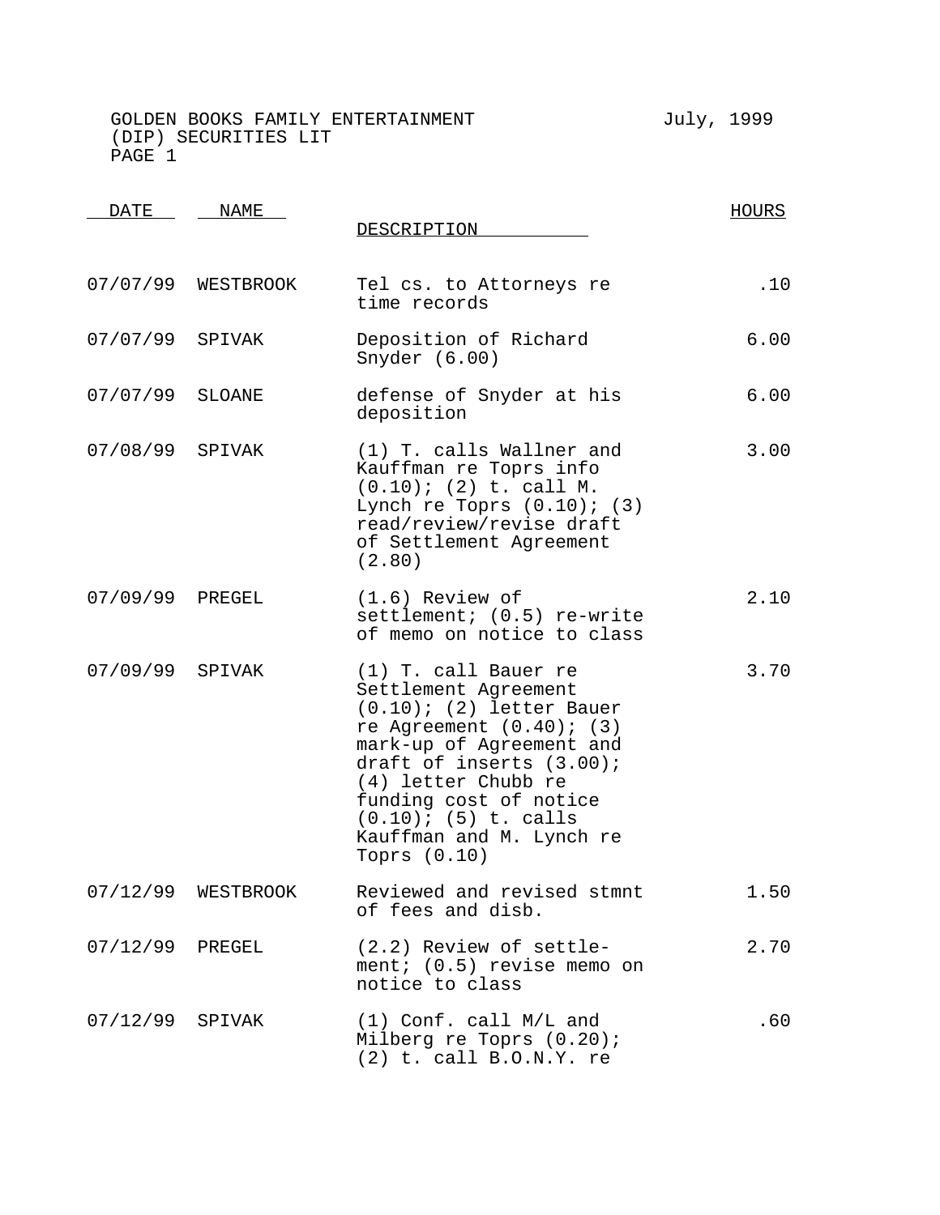GOLDEN BOOKS FAMILY ENTERTAINMENT July, 1999
(DIP) SECURITIES LIT
PAGE 1

| DATE | NAME | DESCRIPTION | HOURS |
|---|---|---|---|
| 07/07/99 | WESTBROOK | Tel cs. to Attorneys re time records | .10 |
| 07/07/99 | SPIVAK | Deposition of Richard Snyder (6.00) | 6.00 |
| 07/07/99 | SLOANE | defense of Snyder at his deposition | 6.00 |
| 07/08/99 | SPIVAK | (1) T. calls Wallner and Kauffman re Toprs info (0.10); (2) t. call M. Lynch re Toprs (0.10); (3) read/review/revise draft of Settlement Agreement (2.80) | 3.00 |
| 07/09/99 | PREGEL | (1.6) Review of settlement; (0.5) re-write of memo on notice to class | 2.10 |
| 07/09/99 | SPIVAK | (1) T. call Bauer re Settlement Agreement (0.10); (2) letter Bauer re Agreement (0.40); (3) mark-up of Agreement and draft of inserts (3.00); (4) letter Chubb re funding cost of notice (0.10); (5) t. calls Kauffman and M. Lynch re Toprs (0.10) | 3.70 |
| 07/12/99 | WESTBROOK | Reviewed and revised stmnt of fees and disb. | 1.50 |
| 07/12/99 | PREGEL | (2.2) Review of settle- ment; (0.5) revise memo on notice to class | 2.70 |
| 07/12/99 | SPIVAK | (1) Conf. call M/L and Milberg re Toprs (0.20); (2) t. call B.O.N.Y. re | .60 |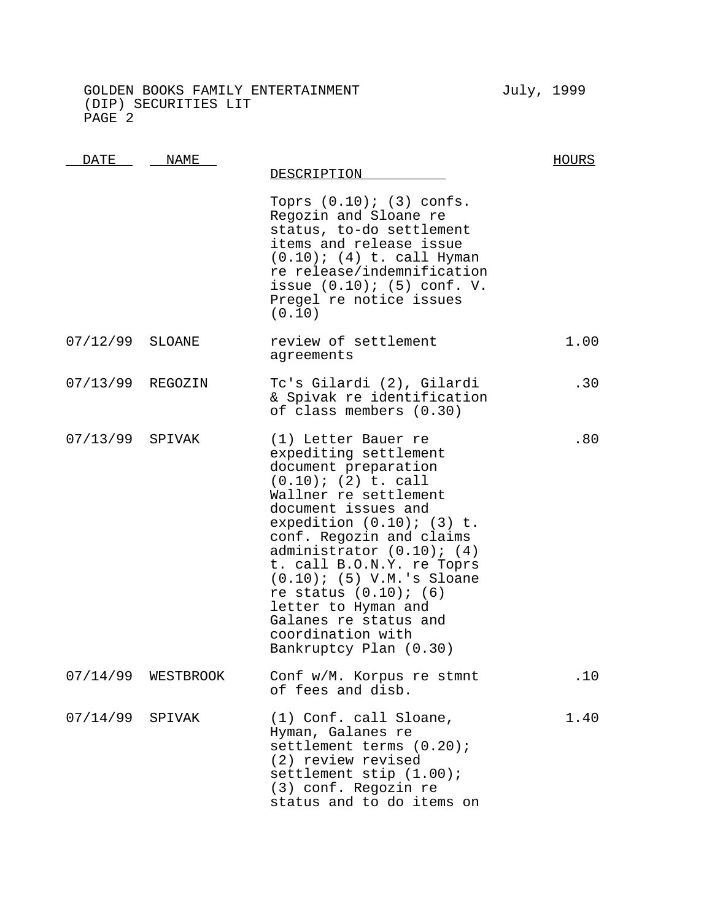GOLDEN BOOKS FAMILY ENTERTAINMENT (DIP) SECURITIES LIT — July, 1999

| DATE | NAME | DESCRIPTION | HOURS |
|---|---|---|---|
| | | Toprs (0.10); (3) confs. Regozin and Sloane re status, to-do settlement items and release issue (0.10); (4) t. call Hyman re release/indemnification issue (0.10); (5) conf. V. Pregel re notice issues (0.10) | |
| 07/12/99 | SLOANE | review of settlement agreements | 1.00 |
| 07/13/99 | REGOZIN | Tc's Gilardi (2), Gilardi & Spivak re identification of class members (0.30) | .30 |
| 07/13/99 | SPIVAK | (1) Letter Bauer re expediting settlement document preparation (0.10); (2) t. call Wallner re settlement document issues and expedition (0.10); (3) t. conf. Regozin and claims administrator (0.10); (4) t. call B.O.N.Y. re Toprs (0.10); (5) V.M.'s Sloane re status (0.10); (6) letter to Hyman and Galanes re status and coordination with Bankruptcy Plan (0.30) | .80 |
| 07/14/99 | WESTBROOK | Conf w/M. Korpus re stmnt of fees and disb. | .10 |
| 07/14/99 | SPIVAK | (1) Conf. call Sloane, Hyman, Galanes re settlement terms (0.20); (2) review revised settlement stip (1.00); (3) conf. Regozin re status and to do items on | 1.40 |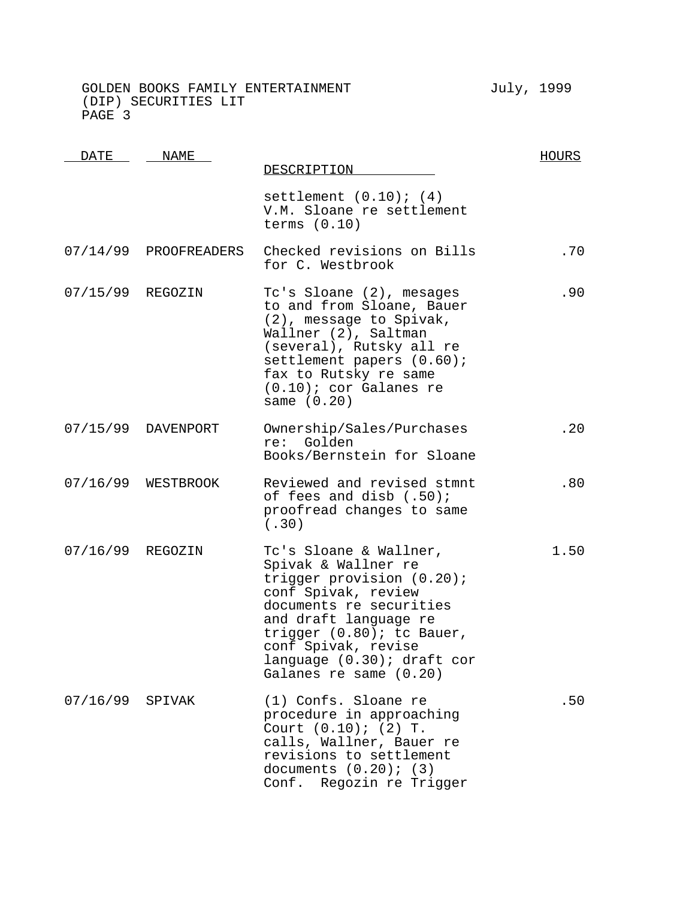GOLDEN BOOKS FAMILY ENTERTAINMENT (DIP) SECURITIES LIT — July, 1999

| DATE | NAME | DESCRIPTION | HOURS |
|---|---|---|---|
| | | settlement (0.10); (4) V.M. Sloane re settlement terms (0.10) | |
| 07/14/99 | PROOFREADERS | Checked revisions on Bills for C. Westbrook | .70 |
| 07/15/99 | REGOZIN | Tc's Sloane (2), mesages to and from Sloane, Bauer (2), message to Spivak, Wallner (2), Saltman (several), Rutsky all re settlement papers (0.60); fax to Rutsky re same (0.10); cor Galanes re same (0.20) | .90 |
| 07/15/99 | DAVENPORT | Ownership/Sales/Purchases re: Golden Books/Bernstein for Sloane | .20 |
| 07/16/99 | WESTBROOK | Reviewed and revised stmnt of fees and disb (.50); proofread changes to same (.30) | .80 |
| 07/16/99 | REGOZIN | Tc's Sloane & Wallner, Spivak & Wallner re trigger provision (0.20); conf Spivak, review documents re securities and draft language re trigger (0.80); tc Bauer, conf Spivak, revise language (0.30); draft cor Galanes re same (0.20) | 1.50 |
| 07/16/99 | SPIVAK | (1) Confs. Sloane re procedure in approaching Court (0.10); (2) T. calls, Wallner, Bauer re revisions to settlement documents (0.20); (3) Conf. Regozin re Trigger | .50 |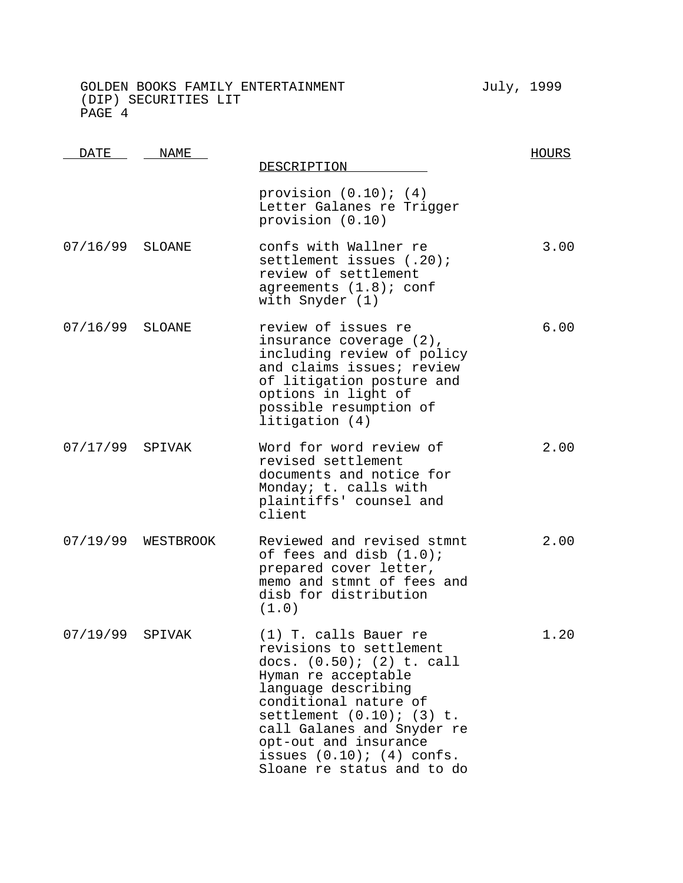| DATE | NAME | DESCRIPTION | HOURS |
|---|---|---|---|
| | | provision (0.10); (4) Letter Galanes re Trigger provision (0.10) | |
| 07/16/99 | SLOANE | confs with Wallner re settlement issues (.20); review of settlement agreements (1.8); conf with Snyder (1) | 3.00 |
| 07/16/99 | SLOANE | review of issues re insurance coverage (2), including review of policy and claims issues; review of litigation posture and options in light of possible resumption of litigation (4) | 6.00 |
| 07/17/99 | SPIVAK | Word for word review of revised settlement documents and notice for Monday; t. calls with plaintiffs' counsel and client | 2.00 |
| 07/19/99 | WESTBROOK | Reviewed and revised stmnt of fees and disb (1.0); prepared cover letter, memo and stmnt of fees and disb for distribution (1.0) | 2.00 |
| 07/19/99 | SPIVAK | (1) T. calls Bauer re revisions to settlement docs. (0.50); (2) t. call Hyman re acceptable language describing conditional nature of settlement (0.10); (3) t. call Galanes and Snyder re opt-out and insurance issues (0.10); (4) confs. Sloane re status and to do | 1.20 |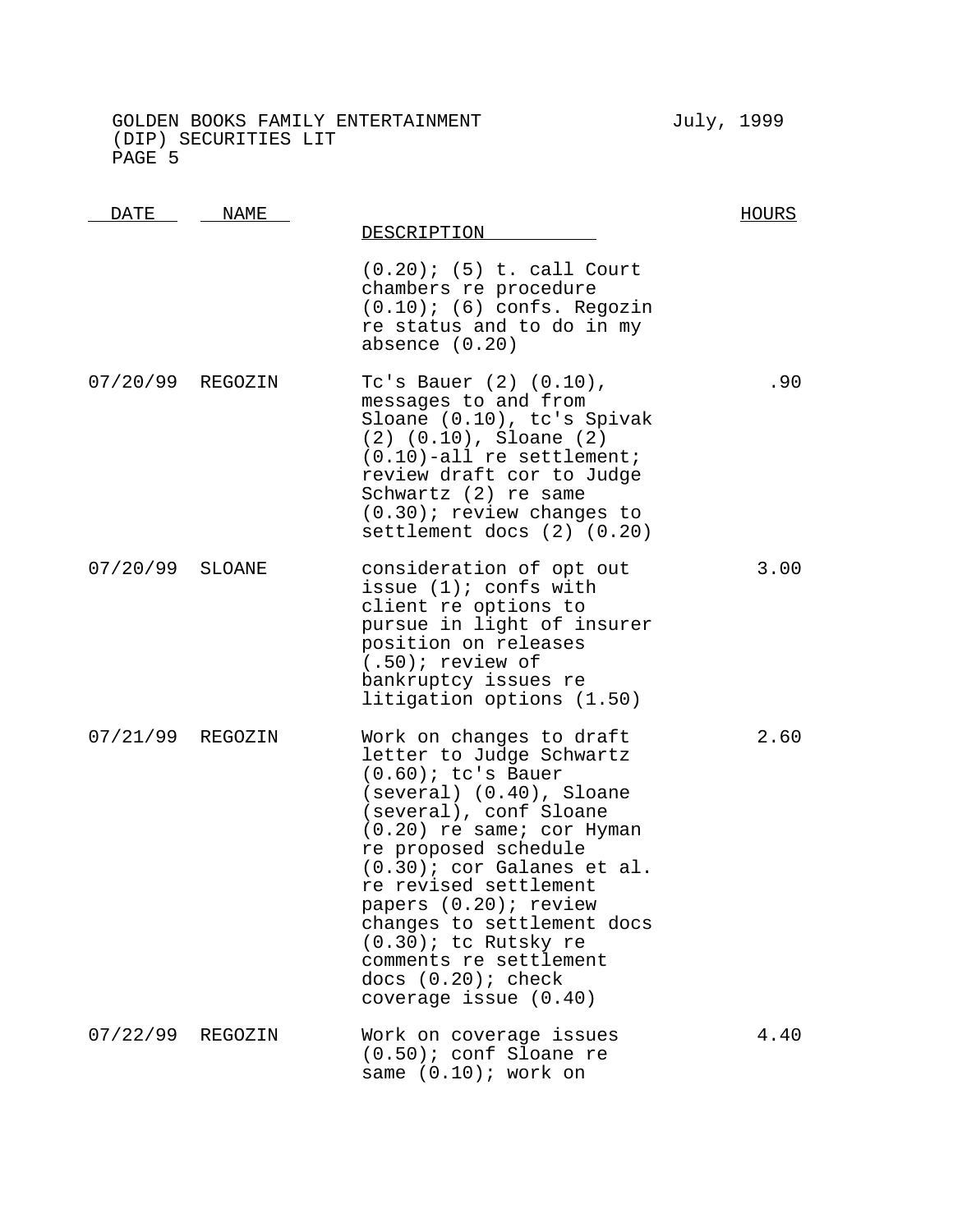| DATE | NAME | DESCRIPTION | HOURS |
|---|---|---|---|
| | | (0.20); (5) t. call Court chambers re procedure (0.10); (6) confs. Regozin re status and to do in my absence (0.20) | |
| 07/20/99 | REGOZIN | Tc's Bauer (2) (0.10), messages to and from Sloane (0.10), tc's Spivak (2) (0.10), Sloane (2) (0.10)-all re settlement; review draft cor to Judge Schwartz (2) re same (0.30); review changes to settlement docs (2) (0.20) | .90 |
| 07/20/99 | SLOANE | consideration of opt out issue (1); confs with client re options to pursue in light of insurer position on releases (.50); review of bankruptcy issues re litigation options (1.50) | 3.00 |
| 07/21/99 | REGOZIN | Work on changes to draft letter to Judge Schwartz (0.60); tc's Bauer (several) (0.40), Sloane (several), conf Sloane (0.20) re same; cor Hyman re proposed schedule (0.30); cor Galanes et al. re revised settlement papers (0.20); review changes to settlement docs (0.30); tc Rutsky re comments re settlement docs (0.20); check coverage issue (0.40) | 2.60 |
| 07/22/99 | REGOZIN | Work on coverage issues (0.50); conf Sloane re same (0.10); work on | 4.40 |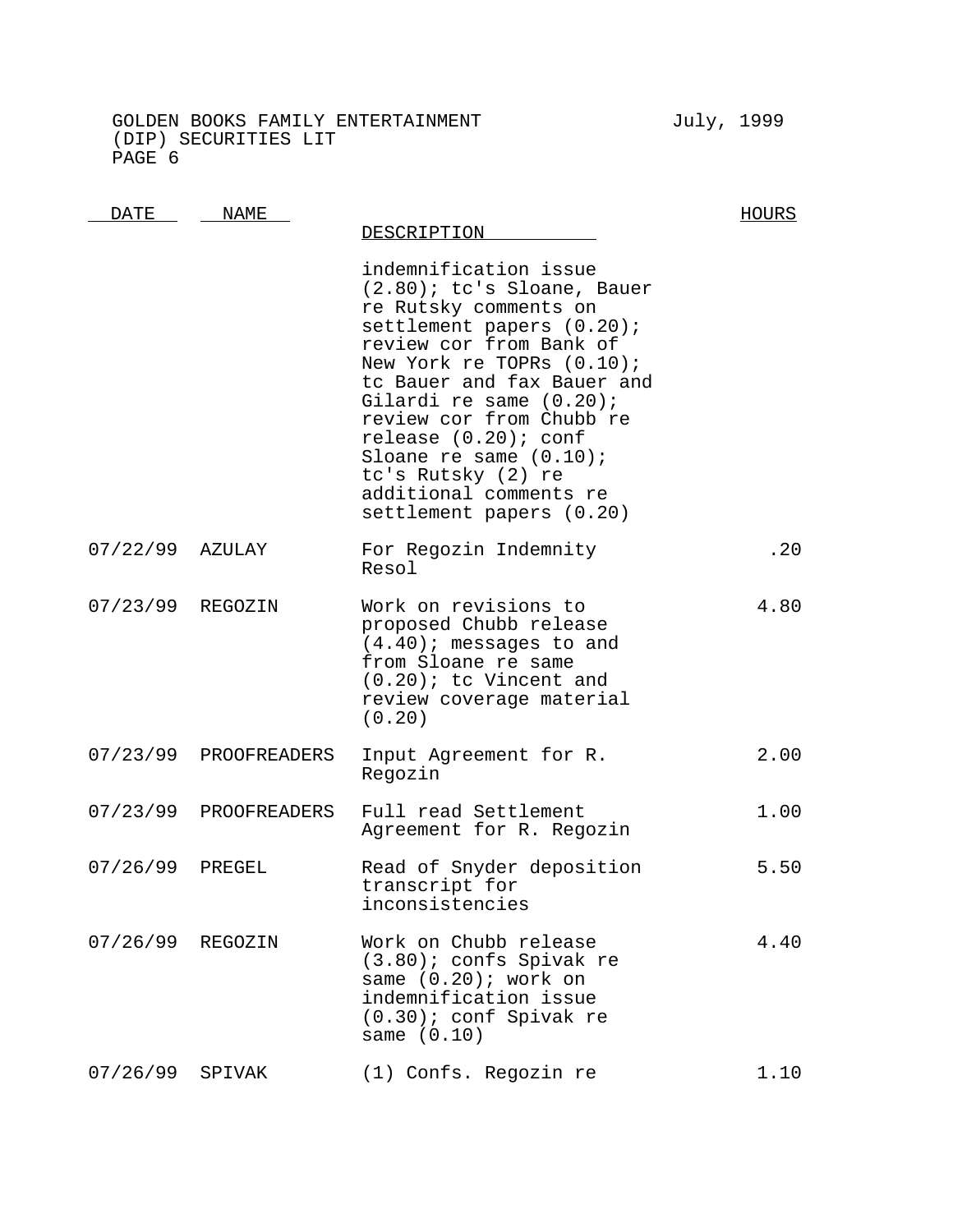GOLDEN BOOKS FAMILY ENTERTAINMENT July, 1999
(DIP) SECURITIES LIT

| DATE | NAME | DESCRIPTION | HOURS |
|---|---|---|---|
| | | indemnification issue (2.80); tc's Sloane, Bauer re Rutsky comments on settlement papers (0.20); review cor from Bank of New York re TOPRs (0.10); tc Bauer and fax Bauer and Gilardi re same (0.20); review cor from Chubb re release (0.20); conf Sloane re same (0.10); tc's Rutsky (2) re additional comments re settlement papers (0.20) | |
| 07/22/99 | AZULAY | For Regozin Indemnity Resol | .20 |
| 07/23/99 | REGOZIN | Work on revisions to proposed Chubb release (4.40); messages to and from Sloane re same (0.20); tc Vincent and review coverage material (0.20) | 4.80 |
| 07/23/99 | PROOFREADERS | Input Agreement for R. Regozin | 2.00 |
| 07/23/99 | PROOFREADERS | Full read Settlement Agreement for R. Regozin | 1.00 |
| 07/26/99 | PREGEL | Read of Snyder deposition transcript for inconsistencies | 5.50 |
| 07/26/99 | REGOZIN | Work on Chubb release (3.80); confs Spivak re same (0.20); work on indemnification issue (0.30); conf Spivak re same (0.10) | 4.40 |
| 07/26/99 | SPIVAK | (1) Confs. Regozin re | 1.10 |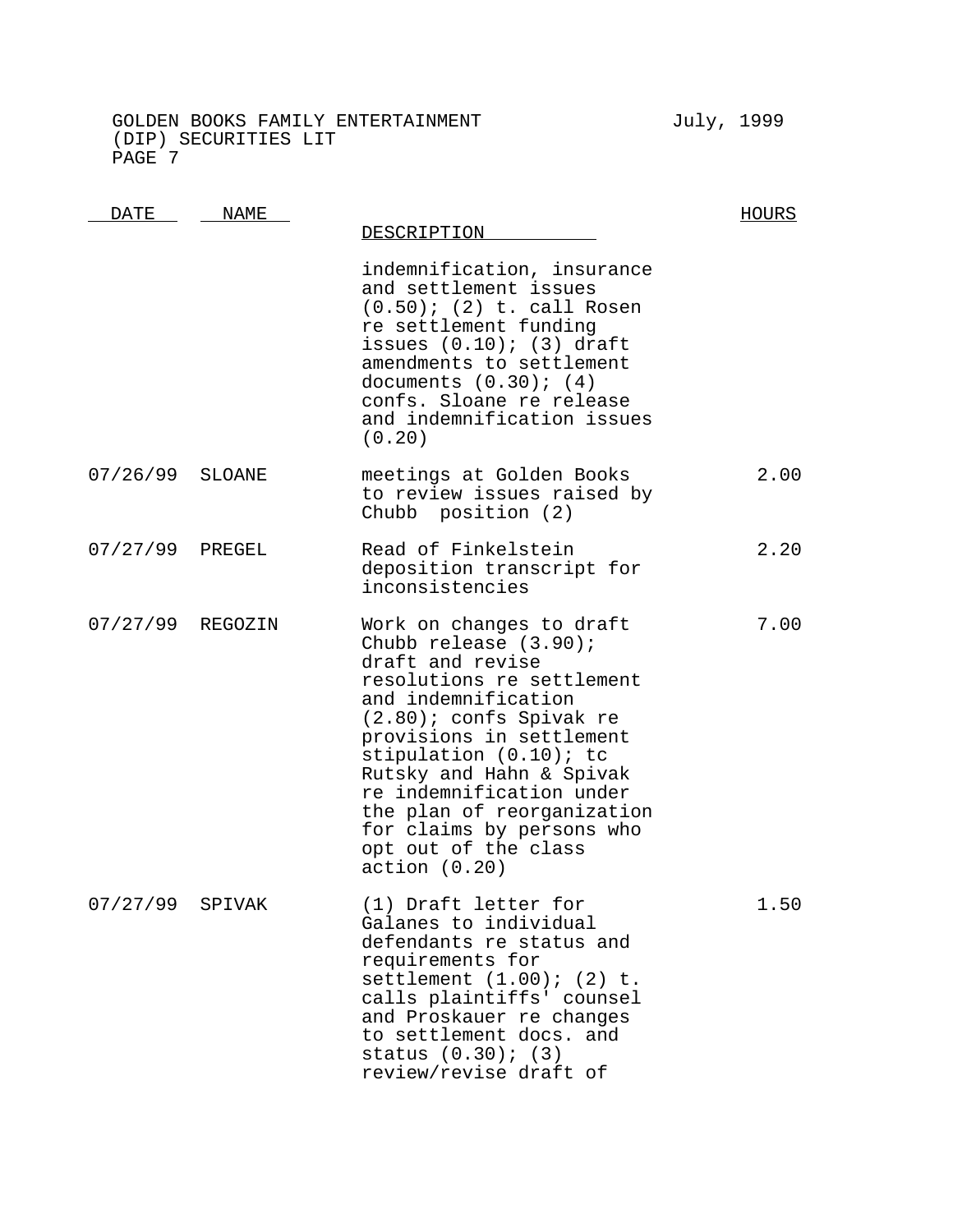GOLDEN BOOKS FAMILY ENTERTAINMENT July, 1999
(DIP) SECURITIES LIT

| DATE | NAME | DESCRIPTION | HOURS |
|---|---|---|---|
| | | indemnification, insurance and settlement issues (0.50); (2) t. call Rosen re settlement funding issues (0.10); (3) draft amendments to settlement documents (0.30); (4) confs. Sloane re release and indemnification issues (0.20) | |
| 07/26/99 | SLOANE | meetings at Golden Books to review issues raised by Chubb position (2) | 2.00 |
| 07/27/99 | PREGEL | Read of Finkelstein deposition transcript for inconsistencies | 2.20 |
| 07/27/99 | REGOZIN | Work on changes to draft Chubb release (3.90); draft and revise resolutions re settlement and indemnification (2.80); confs Spivak re provisions in settlement stipulation (0.10); tc Rutsky and Hahn & Spivak re indemnification under the plan of reorganization for claims by persons who opt out of the class action (0.20) | 7.00 |
| 07/27/99 | SPIVAK | (1) Draft letter for Galanes to individual defendants re status and requirements for settlement (1.00); (2) t. calls plaintiffs' counsel and Proskauer re changes to settlement docs. and status (0.30); (3) review/revise draft of | 1.50 |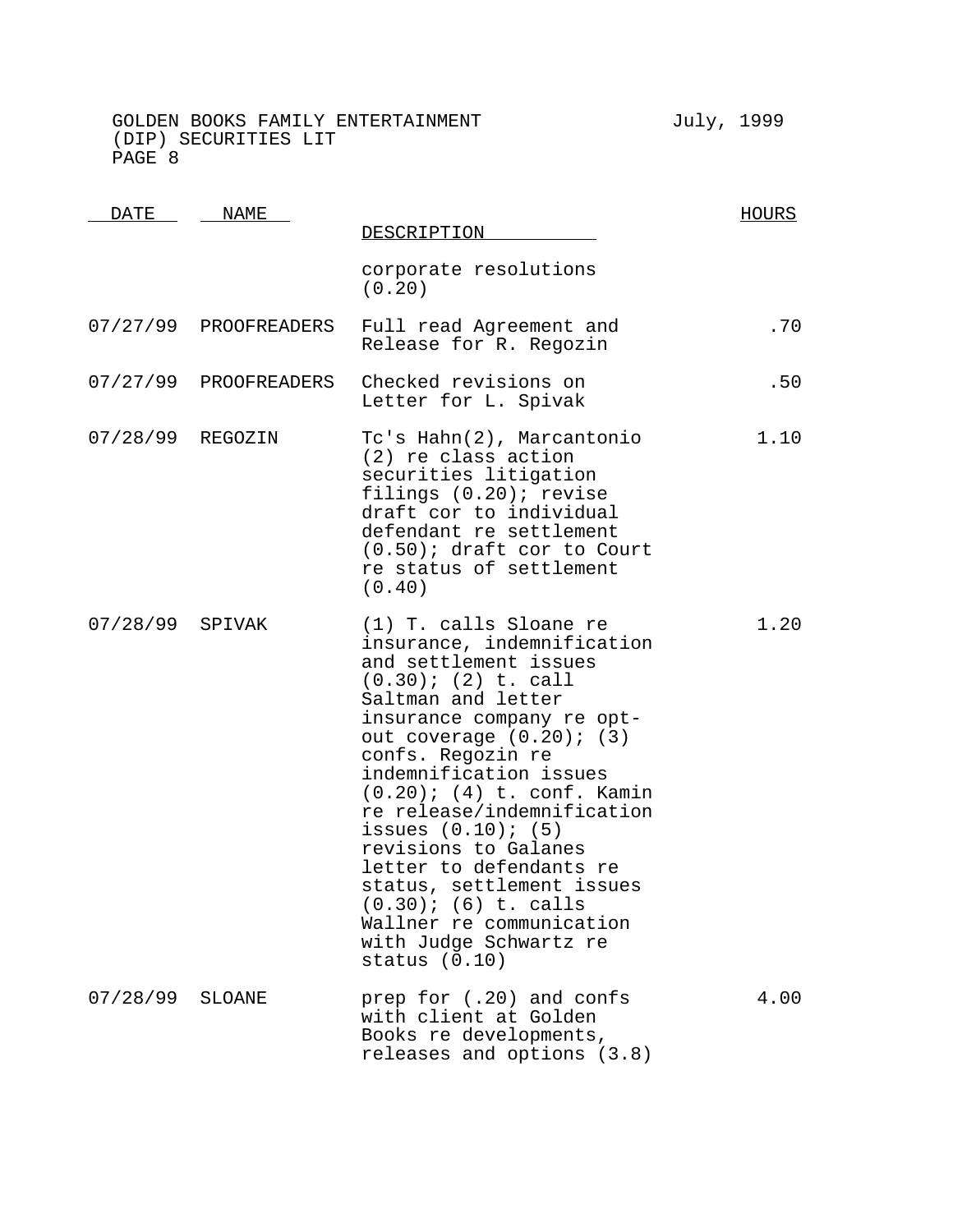| DATE | NAME | DESCRIPTION | HOURS |
|---|---|---|---|
| | | corporate resolutions (0.20) | |
| 07/27/99 | PROOFREADERS | Full read Agreement and Release for R. Regozin | .70 |
| 07/27/99 | PROOFREADERS | Checked revisions on Letter for L. Spivak | .50 |
| 07/28/99 | REGOZIN | Tc's Hahn(2), Marcantonio (2) re class action securities litigation filings (0.20); revise draft cor to individual defendant re settlement (0.50); draft cor to Court re status of settlement (0.40) | 1.10 |
| 07/28/99 | SPIVAK | (1) T. calls Sloane re insurance, indemnification and settlement issues (0.30); (2) t. call Saltman and letter insurance company re opt-out coverage (0.20); (3) confs. Regozin re indemnification issues (0.20); (4) t. conf. Kamin re release/indemnification issues (0.10); (5) revisions to Galanes letter to defendants re status, settlement issues (0.30); (6) t. calls Wallner re communication with Judge Schwartz re status (0.10) | 1.20 |
| 07/28/99 | SLOANE | prep for (.20) and confs with client at Golden Books re developments, releases and options (3.8) | 4.00 |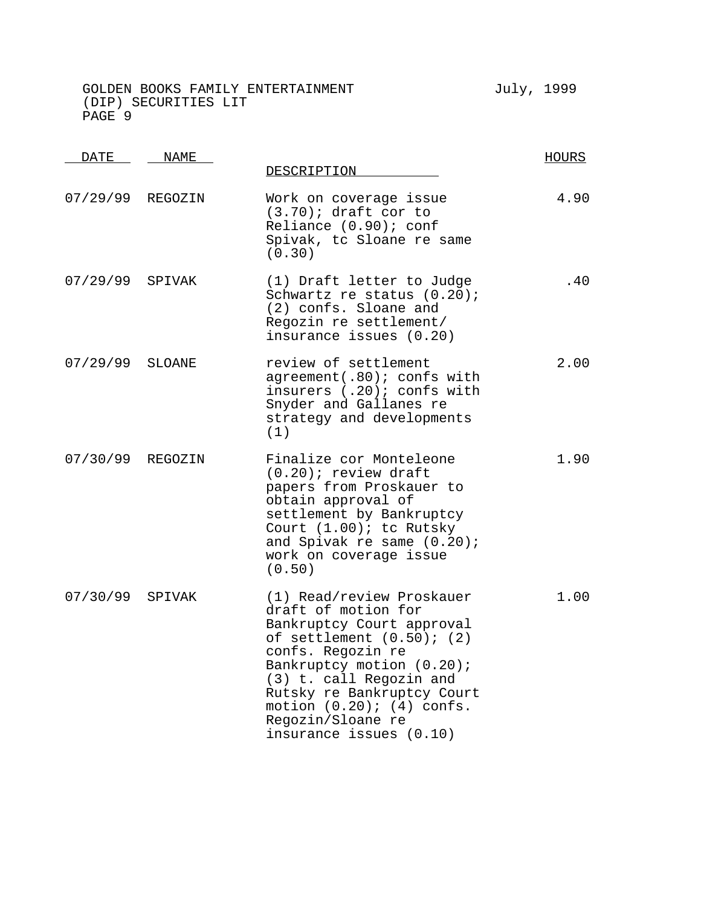GOLDEN BOOKS FAMILY ENTERTAINMENT July, 1999
(DIP) SECURITIES LIT

| DATE | NAME | DESCRIPTION | HOURS |
|---|---|---|---|
| 07/29/99 | REGOZIN | Work on coverage issue (3.70); draft cor to Reliance (0.90); conf Spivak, tc Sloane re same (0.30) | 4.90 |
| 07/29/99 | SPIVAK | (1) Draft letter to Judge Schwartz re status (0.20); (2) confs. Sloane and Regozin re settlement/ insurance issues (0.20) | .40 |
| 07/29/99 | SLOANE | review of settlement agreement(.80); confs with insurers (.20); confs with Snyder and Gallanes re strategy and developments (1) | 2.00 |
| 07/30/99 | REGOZIN | Finalize cor Monteleone (0.20); review draft papers from Proskauer to obtain approval of settlement by Bankruptcy Court (1.00); tc Rutsky and Spivak re same (0.20); work on coverage issue (0.50) | 1.90 |
| 07/30/99 | SPIVAK | (1) Read/review Proskauer draft of motion for Bankruptcy Court approval of settlement (0.50); (2) confs. Regozin re Bankruptcy motion (0.20); (3) t. call Regozin and Rutsky re Bankruptcy Court motion (0.20); (4) confs. Regozin/Sloane re insurance issues (0.10) | 1.00 |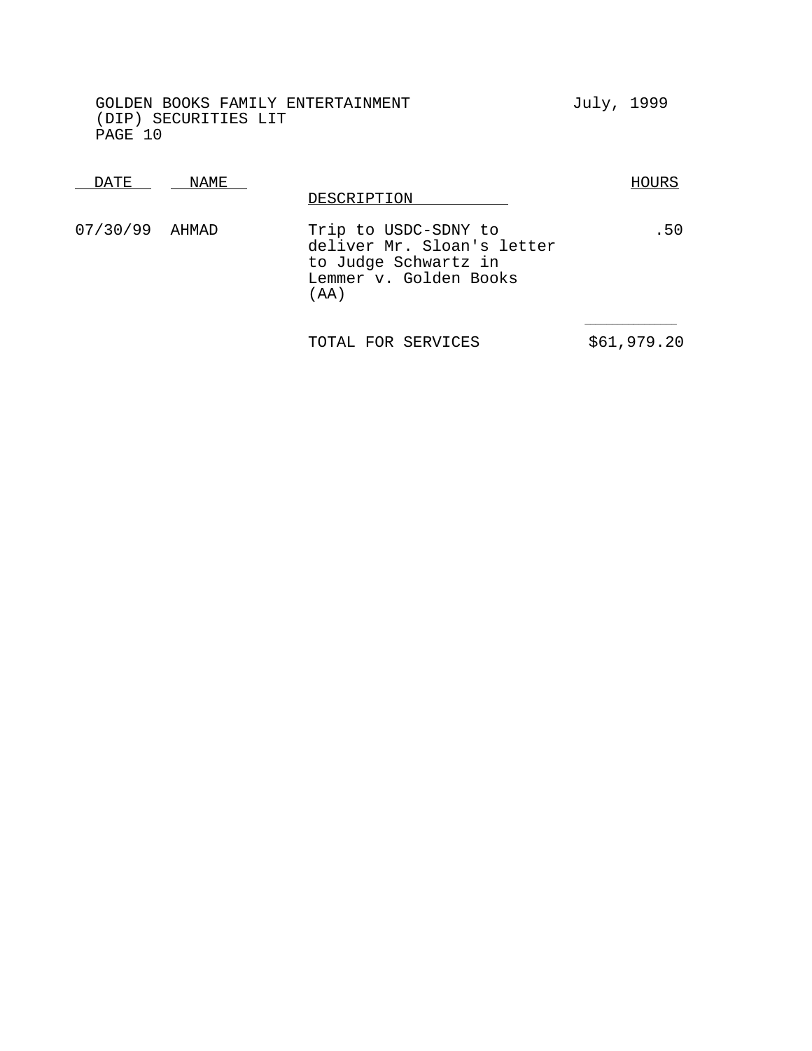GOLDEN BOOKS FAMILY ENTERTAINMENT (DIP) SECURITIES LIT

July, 1999

| DATE | NAME | DESCRIPTION | HOURS |
| --- | --- | --- | --- |
| 07/30/99 | AHMAD | Trip to USDC-SDNY to deliver Mr. Sloan's letter to Judge Schwartz in Lemmer v. Golden Books (AA) | .50 |
| | | TOTAL FOR SERVICES | $61,979.20 |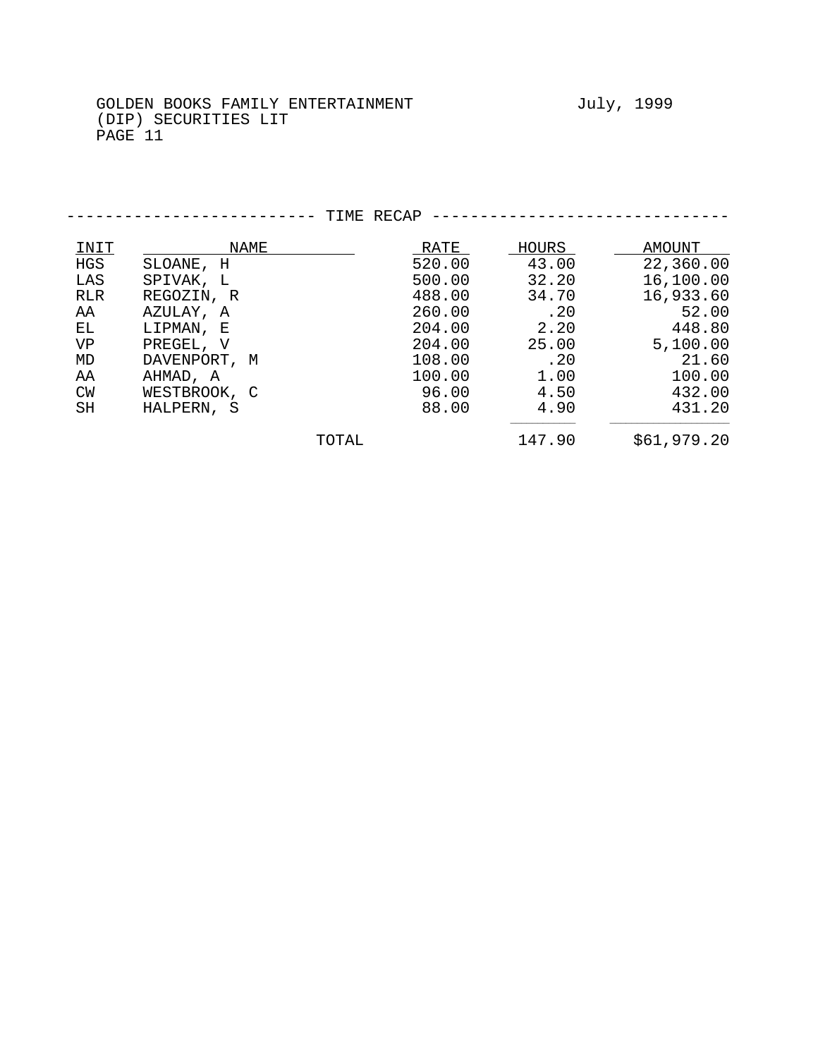GOLDEN BOOKS FAMILY ENTERTAINMENT July, 1999
(DIP) SECURITIES LIT
PAGE 11

## TIME RECAP

| INIT | NAME | RATE | HOURS | AMOUNT |
|---|---|---|---|---|
| HGS | SLOANE, H | 520.00 | 43.00 | 22,360.00 |
| LAS | SPIVAK, L | 500.00 | 32.20 | 16,100.00 |
| RLR | REGOZIN, R | 488.00 | 34.70 | 16,933.60 |
| AA | AZULAY, A | 260.00 | .20 | 52.00 |
| EL | LIPMAN, E | 204.00 | 2.20 | 448.80 |
| VP | PREGEL, V | 204.00 | 25.00 | 5,100.00 |
| MD | DAVENPORT, M | 108.00 | .20 | 21.60 |
| AA | AHMAD, A | 100.00 | 1.00 | 100.00 |
| CW | WESTBROOK, C | 96.00 | 4.50 | 432.00 |
| SH | HALPERN, S | 88.00 | 4.90 | 431.20 |
| | TOTAL | | 147.90 | $61,979.20 |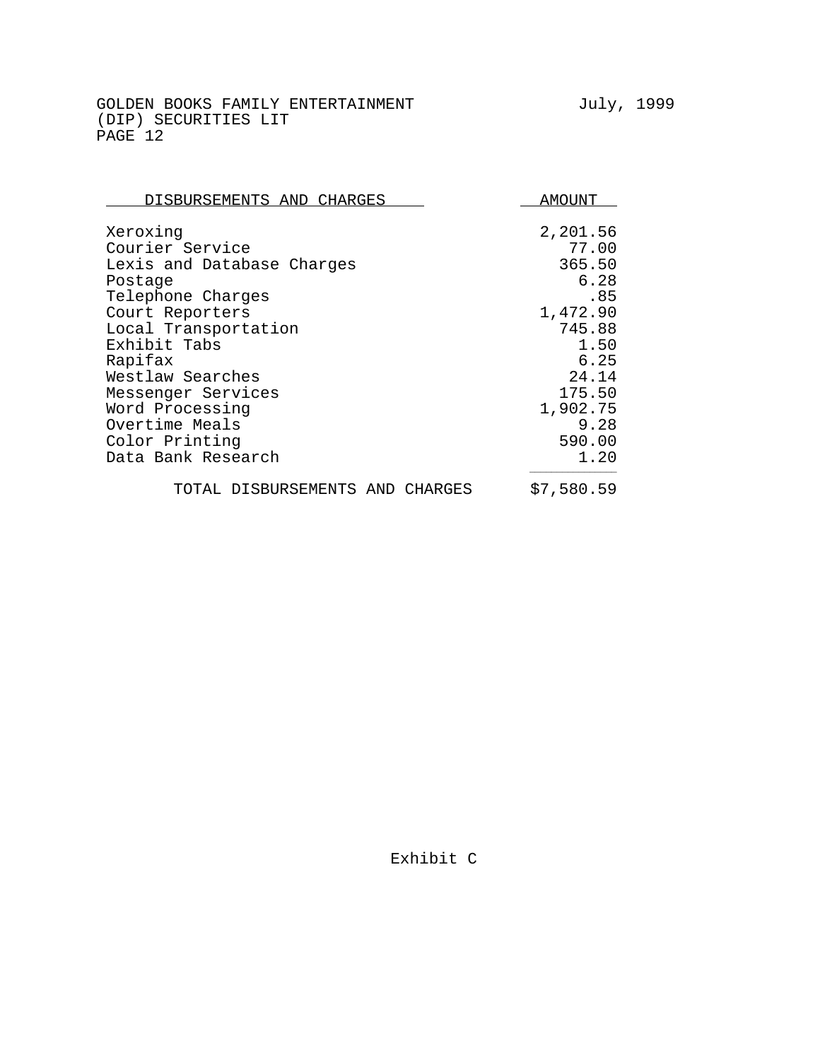GOLDEN BOOKS FAMILY ENTERTAINMENT July, 1999
(DIP) SECURITIES LIT

| DISBURSEMENTS AND CHARGES | AMOUNT |
|---|---|
| Xeroxing | 2,201.56 |
| Courier Service | 77.00 |
| Lexis and Database Charges | 365.50 |
| Postage | 6.28 |
| Telephone Charges | .85 |
| Court Reporters | 1,472.90 |
| Local Transportation | 745.88 |
| Exhibit Tabs | 1.50 |
| Rapifax | 6.25 |
| Westlaw Searches | 24.14 |
| Messenger Services | 175.50 |
| Word Processing | 1,902.75 |
| Overtime Meals | 9.28 |
| Color Printing | 590.00 |
| Data Bank Research | 1.20 |
| TOTAL DISBURSEMENTS AND CHARGES | $7,580.59 |

Exhibit C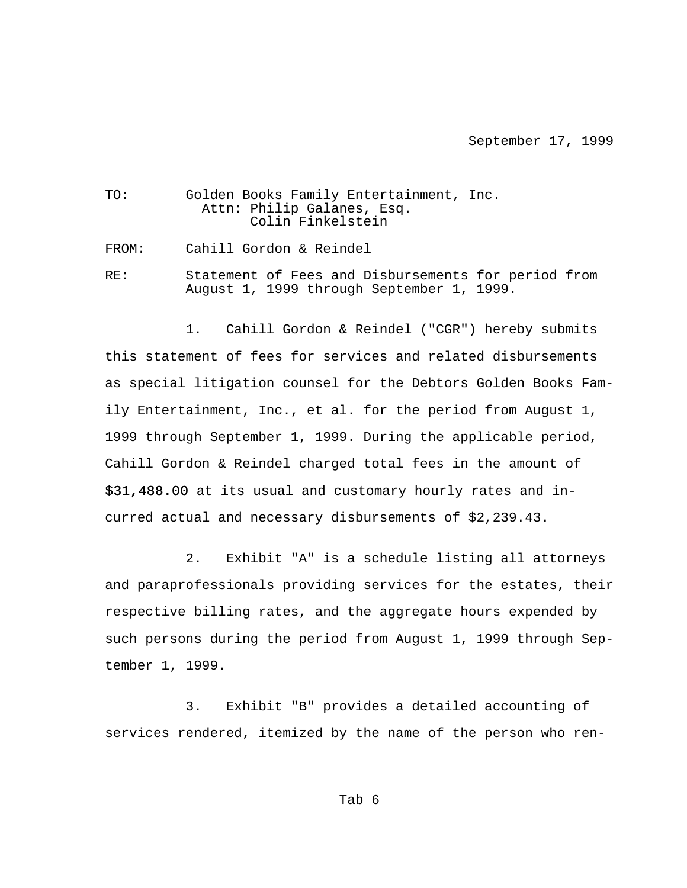September 17, 1999

TO: Golden Books Family Entertainment, Inc.
Attn: Philip Galanes, Esq.
Colin Finkelstein

FROM: Cahill Gordon & Reindel

RE: Statement of Fees and Disbursements for period from August 1, 1999 through September 1, 1999.

1. Cahill Gordon & Reindel ("CGR") hereby submits this statement of fees for services and related disbursements as special litigation counsel for the Debtors Golden Books Family Entertainment, Inc., et al. for the period from August 1, 1999 through September 1, 1999. During the applicable period, Cahill Gordon & Reindel charged total fees in the amount of **$31,488.00** at its usual and customary hourly rates and incurred actual and necessary disbursements of $2,239.43.

2. Exhibit "A" is a schedule listing all attorneys and paraprofessionals providing services for the estates, their respective billing rates, and the aggregate hours expended by such persons during the period from August 1, 1999 through September 1, 1999.

3. Exhibit "B" provides a detailed accounting of services rendered, itemized by the name of the person who ren-

Tab 6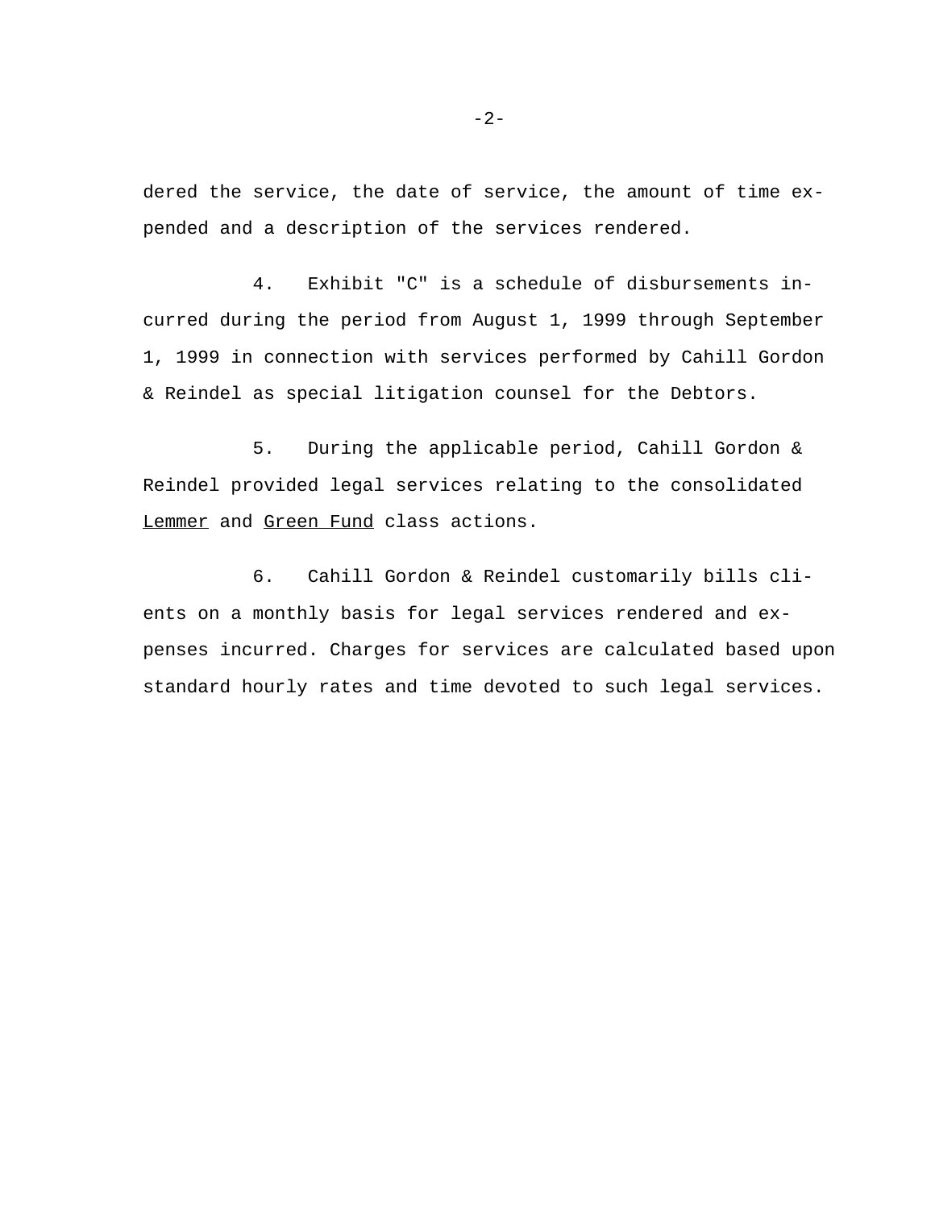dered the service, the date of service, the amount of time expended and a description of the services rendered.

4. Exhibit "C" is a schedule of disbursements incurred during the period from August 1, 1999 through September 1, 1999 in connection with services performed by Cahill Gordon & Reindel as special litigation counsel for the Debtors.

5. During the applicable period, Cahill Gordon & Reindel provided legal services relating to the consolidated Lemmer and Green Fund class actions.

6. Cahill Gordon & Reindel customarily bills clients on a monthly basis for legal services rendered and expenses incurred. Charges for services are calculated based upon standard hourly rates and time devoted to such legal services.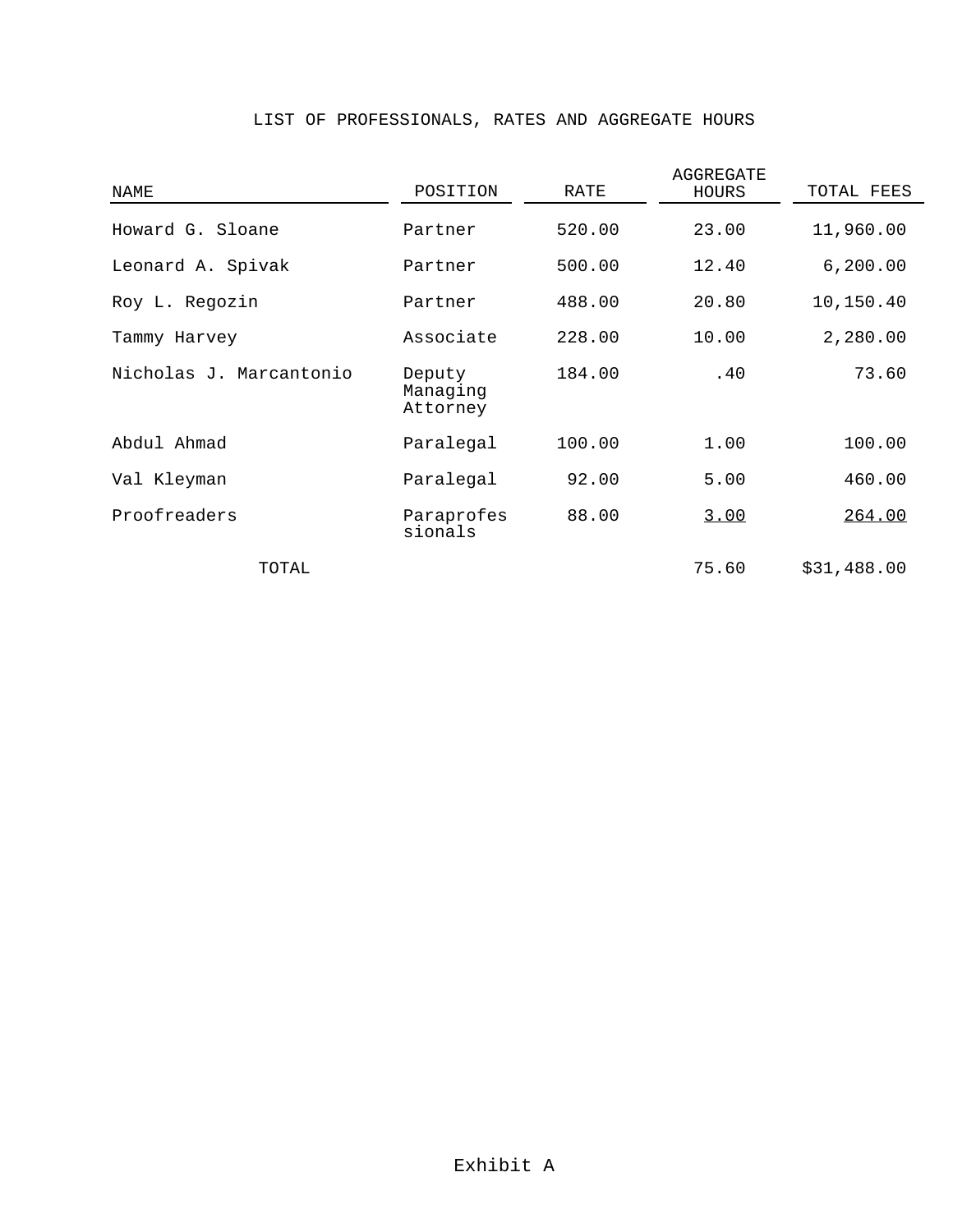# LIST OF PROFESSIONALS, RATES AND AGGREGATE HOURS

| NAME | POSITION | RATE | AGGREGATE HOURS | TOTAL FEES |
|---|---|---|---|---|
| Howard G. Sloane | Partner | 520.00 | 23.00 | 11,960.00 |
| Leonard A. Spivak | Partner | 500.00 | 12.40 | 6,200.00 |
| Roy L. Regozin | Partner | 488.00 | 20.80 | 10,150.40 |
| Tammy Harvey | Associate | 228.00 | 10.00 | 2,280.00 |
| Nicholas J. Marcantonio | Deputy Managing Attorney | 184.00 | .40 | 73.60 |
| Abdul Ahmad | Paralegal | 100.00 | 1.00 | 100.00 |
| Val Kleyman | Paralegal | 92.00 | 5.00 | 460.00 |
| Proofreaders | Paraprofessionals | 88.00 | 3.00 | 264.00 |
| TOTAL | | | 75.60 | $31,488.00 |

Exhibit A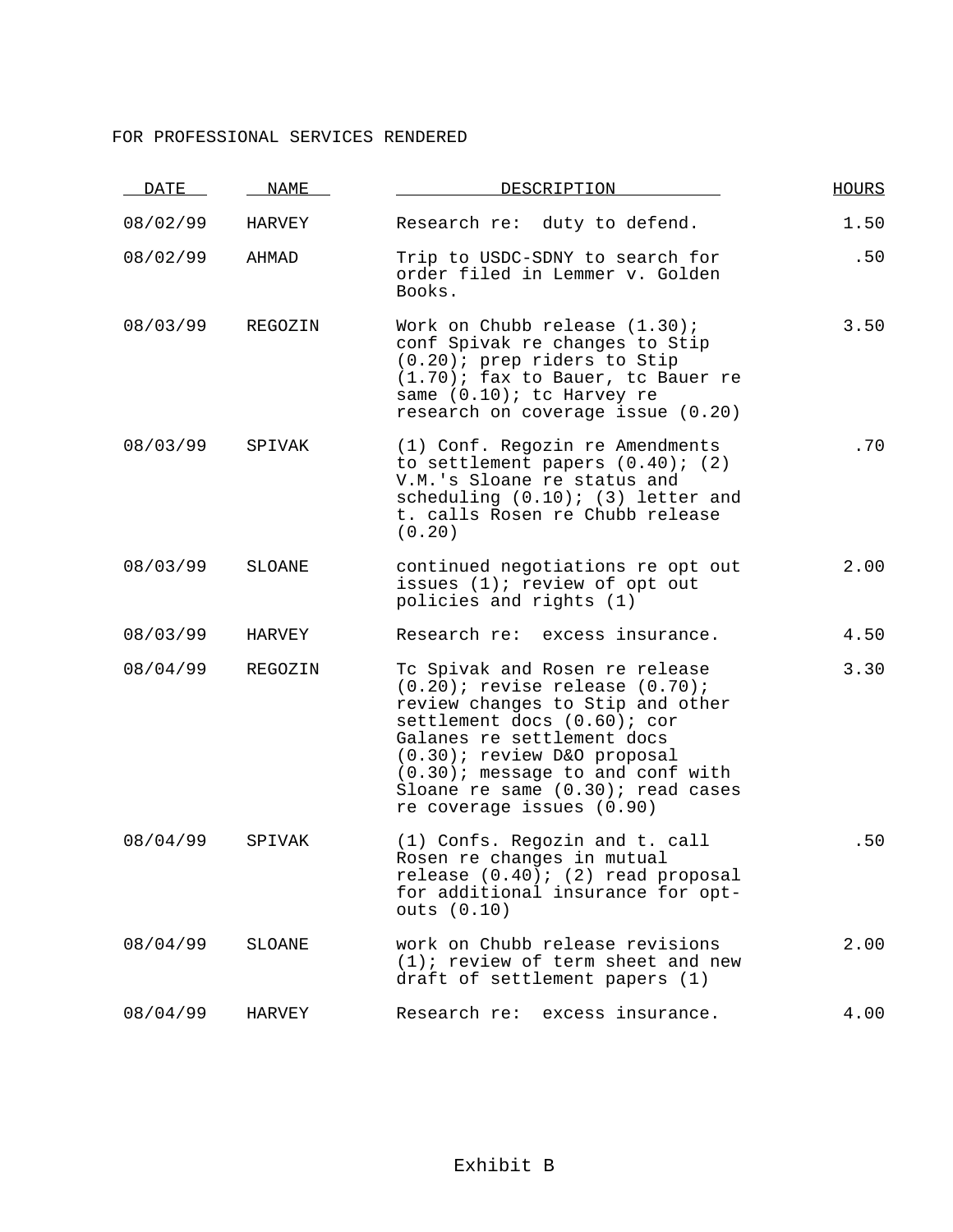FOR PROFESSIONAL SERVICES RENDERED

| DATE | NAME | DESCRIPTION | HOURS |
|---|---|---|---|
| 08/02/99 | HARVEY | Research re: duty to defend. | 1.50 |
| 08/02/99 | AHMAD | Trip to USDC-SDNY to search for order filed in Lemmer v. Golden Books. | .50 |
| 08/03/99 | REGOZIN | Work on Chubb release (1.30); conf Spivak re changes to Stip (0.20); prep riders to Stip (1.70); fax to Bauer, tc Bauer re same (0.10); tc Harvey re research on coverage issue (0.20) | 3.50 |
| 08/03/99 | SPIVAK | (1) Conf. Regozin re Amendments to settlement papers (0.40); (2) V.M.'s Sloane re status and scheduling (0.10); (3) letter and t. calls Rosen re Chubb release (0.20) | .70 |
| 08/03/99 | SLOANE | continued negotiations re opt out issues (1); review of opt out policies and rights (1) | 2.00 |
| 08/03/99 | HARVEY | Research re: excess insurance. | 4.50 |
| 08/04/99 | REGOZIN | Tc Spivak and Rosen re release (0.20); revise release (0.70); review changes to Stip and other settlement docs (0.60); cor Galanes re settlement docs (0.30); review D&O proposal (0.30); message to and conf with Sloane re same (0.30); read cases re coverage issues (0.90) | 3.30 |
| 08/04/99 | SPIVAK | (1) Confs. Regozin and t. call Rosen re changes in mutual release (0.40); (2) read proposal for additional insurance for opt-outs (0.10) | .50 |
| 08/04/99 | SLOANE | work on Chubb release revisions (1); review of term sheet and new draft of settlement papers (1) | 2.00 |
| 08/04/99 | HARVEY | Research re: excess insurance. | 4.00 |

Exhibit B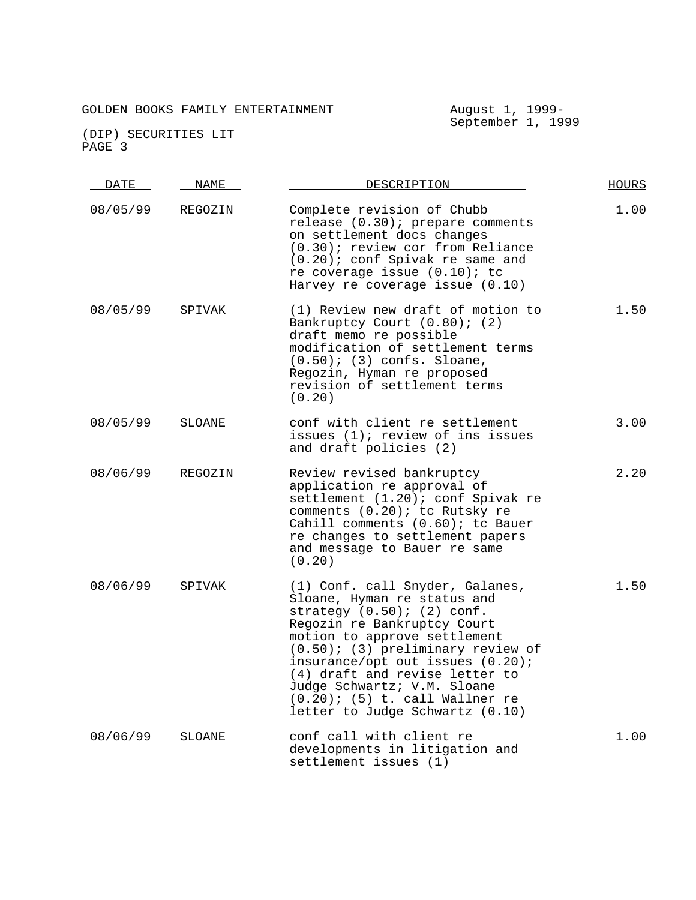GOLDEN BOOKS FAMILY ENTERTAINMENT — August 1, 1999- September 1, 1999

(DIP) SECURITIES LIT

| DATE | NAME | DESCRIPTION | HOURS |
|---|---|---|---|
| 08/05/99 | REGOZIN | Complete revision of Chubb release (0.30); prepare comments on settlement docs changes (0.30); review cor from Reliance (0.20); conf Spivak re same and re coverage issue (0.10); tc Harvey re coverage issue (0.10) | 1.00 |
| 08/05/99 | SPIVAK | (1) Review new draft of motion to Bankruptcy Court (0.80); (2) draft memo re possible modification of settlement terms (0.50); (3) confs. Sloane, Regozin, Hyman re proposed revision of settlement terms (0.20) | 1.50 |
| 08/05/99 | SLOANE | conf with client re settlement issues (1); review of ins issues and draft policies (2) | 3.00 |
| 08/06/99 | REGOZIN | Review revised bankruptcy application re approval of settlement (1.20); conf Spivak re comments (0.20); tc Rutsky re Cahill comments (0.60); tc Bauer re changes to settlement papers and message to Bauer re same (0.20) | 2.20 |
| 08/06/99 | SPIVAK | (1) Conf. call Snyder, Galanes, Sloane, Hyman re status and strategy (0.50); (2) conf. Regozin re Bankruptcy Court motion to approve settlement (0.50); (3) preliminary review of insurance/opt out issues (0.20); (4) draft and revise letter to Judge Schwartz; V.M. Sloane (0.20); (5) t. call Wallner re letter to Judge Schwartz (0.10) | 1.50 |
| 08/06/99 | SLOANE | conf call with client re developments in litigation and settlement issues (1) | 1.00 |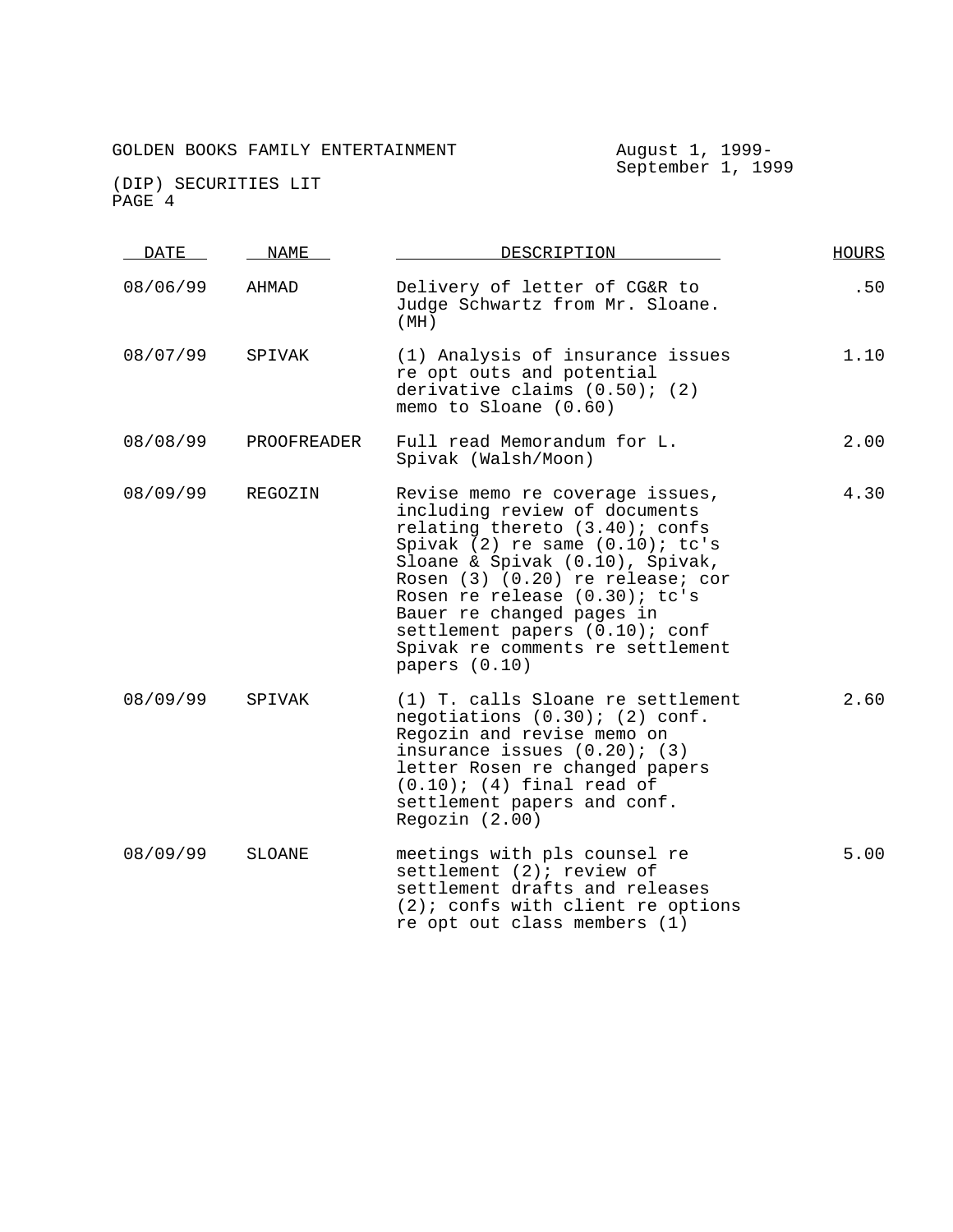GOLDEN BOOKS FAMILY ENTERTAINMENT August 1, 1999- September 1, 1999

(DIP) SECURITIES LIT

| DATE | NAME | DESCRIPTION | HOURS |
|---|---|---|---|
| 08/06/99 | AHMAD | Delivery of letter of CG&R to Judge Schwartz from Mr. Sloane. (MH) | .50 |
| 08/07/99 | SPIVAK | (1) Analysis of insurance issues re opt outs and potential derivative claims (0.50); (2) memo to Sloane (0.60) | 1.10 |
| 08/08/99 | PROOFREADER | Full read Memorandum for L. Spivak (Walsh/Moon) | 2.00 |
| 08/09/99 | REGOZIN | Revise memo re coverage issues, including review of documents relating thereto (3.40); confs Spivak (2) re same (0.10); tc's Sloane & Spivak (0.10), Spivak, Rosen (3) (0.20) re release; cor Rosen re release (0.30); tc's Bauer re changed pages in settlement papers (0.10); conf Spivak re comments re settlement papers (0.10) | 4.30 |
| 08/09/99 | SPIVAK | (1) T. calls Sloane re settlement negotiations (0.30); (2) conf. Regozin and revise memo on insurance issues (0.20); (3) letter Rosen re changed papers (0.10); (4) final read of settlement papers and conf. Regozin (2.00) | 2.60 |
| 08/09/99 | SLOANE | meetings with pls counsel re settlement (2); review of settlement drafts and releases (2); confs with client re options re opt out class members (1) | 5.00 |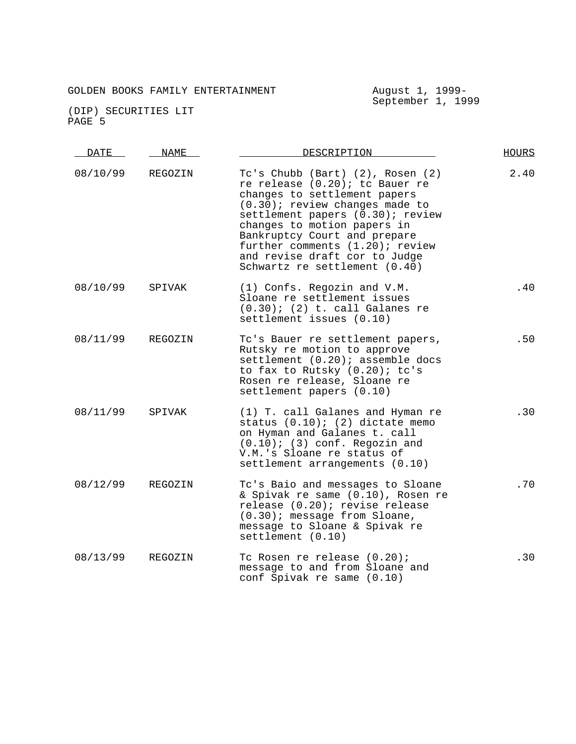GOLDEN BOOKS FAMILY ENTERTAINMENT

August 1, 1999- September 1, 1999

(DIP) SECURITIES LIT

| DATE | NAME | DESCRIPTION | HOURS |
|---|---|---|---|
| 08/10/99 | REGOZIN | Tc's Chubb (Bart) (2), Rosen (2) re release (0.20); tc Bauer re changes to settlement papers (0.30); review changes made to settlement papers (0.30); review changes to motion papers in Bankruptcy Court and prepare further comments (1.20); review and revise draft cor to Judge Schwartz re settlement (0.40) | 2.40 |
| 08/10/99 | SPIVAK | (1) Confs. Regozin and V.M. Sloane re settlement issues (0.30); (2) t. call Galanes re settlement issues (0.10) | .40 |
| 08/11/99 | REGOZIN | Tc's Bauer re settlement papers, Rutsky re motion to approve settlement (0.20); assemble docs to fax to Rutsky (0.20); tc's Rosen re release, Sloane re settlement papers (0.10) | .50 |
| 08/11/99 | SPIVAK | (1) T. call Galanes and Hyman re status (0.10); (2) dictate memo on Hyman and Galanes t. call (0.10); (3) conf. Regozin and V.M.'s Sloane re status of settlement arrangements (0.10) | .30 |
| 08/12/99 | REGOZIN | Tc's Baio and messages to Sloane & Spivak re same (0.10), Rosen re release (0.20); revise release (0.30); message from Sloane, message to Sloane & Spivak re settlement (0.10) | .70 |
| 08/13/99 | REGOZIN | Tc Rosen re release (0.20); message to and from Sloane and conf Spivak re same (0.10) | .30 |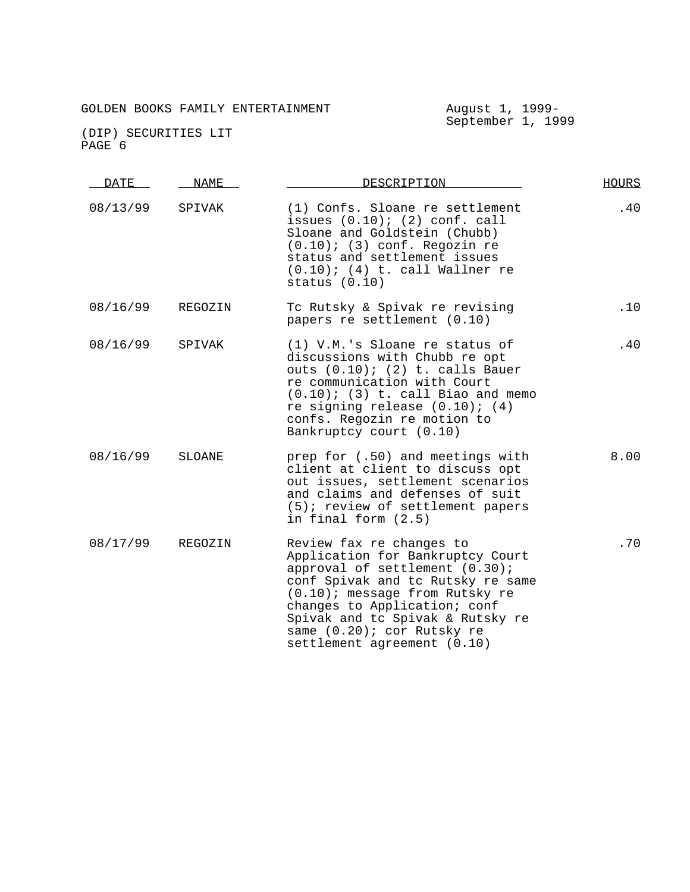GOLDEN BOOKS FAMILY ENTERTAINMENT August 1, 1999-September 1, 1999

(DIP) SECURITIES LIT

| DATE | NAME | DESCRIPTION | HOURS |
|---|---|---|---|
| 08/13/99 | SPIVAK | (1) Confs. Sloane re settlement issues (0.10); (2) conf. call Sloane and Goldstein (Chubb) (0.10); (3) conf. Regozin re status and settlement issues (0.10); (4) t. call Wallner re status (0.10) | .40 |
| 08/16/99 | REGOZIN | Tc Rutsky & Spivak re revising papers re settlement (0.10) | .10 |
| 08/16/99 | SPIVAK | (1) V.M.'s Sloane re status of discussions with Chubb re opt outs (0.10); (2) t. calls Bauer re communication with Court (0.10); (3) t. call Biao and memo re signing release (0.10); (4) confs. Regozin re motion to Bankruptcy court (0.10) | .40 |
| 08/16/99 | SLOANE | prep for (.50) and meetings with client at client to discuss opt out issues, settlement scenarios and claims and defenses of suit (5); review of settlement papers in final form (2.5) | 8.00 |
| 08/17/99 | REGOZIN | Review fax re changes to Application for Bankruptcy Court approval of settlement (0.30); conf Spivak and tc Rutsky re same (0.10); message from Rutsky re changes to Application; conf Spivak and tc Spivak & Rutsky re same (0.20); cor Rutsky re settlement agreement (0.10) | .70 |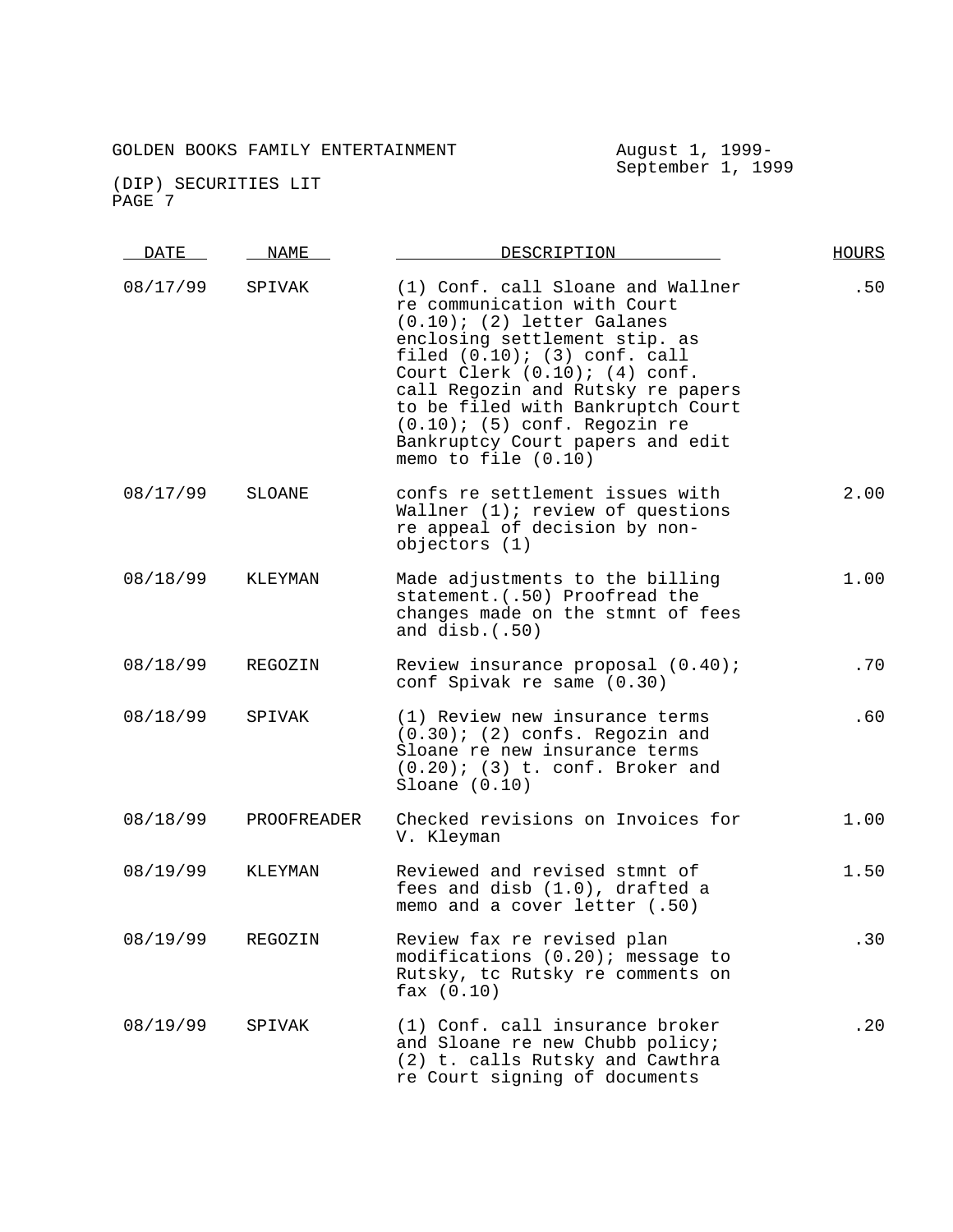GOLDEN BOOKS FAMILY ENTERTAINMENT

August 1, 1999-
September 1, 1999

(DIP) SECURITIES LIT

| DATE | NAME | DESCRIPTION | HOURS |
|---|---|---|---|
| 08/17/99 | SPIVAK | (1) Conf. call Sloane and Wallner re communication with Court (0.10); (2) letter Galanes enclosing settlement stip. as filed (0.10); (3) conf. call Court Clerk (0.10); (4) conf. call Regozin and Rutsky re papers to be filed with Bankruptch Court (0.10); (5) conf. Regozin re Bankruptcy Court papers and edit memo to file (0.10) | .50 |
| 08/17/99 | SLOANE | confs re settlement issues with Wallner (1); review of questions re appeal of decision by non-objectors (1) | 2.00 |
| 08/18/99 | KLEYMAN | Made adjustments to the billing statement.(.50) Proofread the changes made on the stmnt of fees and disb.(.50) | 1.00 |
| 08/18/99 | REGOZIN | Review insurance proposal (0.40); conf Spivak re same (0.30) | .70 |
| 08/18/99 | SPIVAK | (1) Review new insurance terms (0.30); (2) confs. Regozin and Sloane re new insurance terms (0.20); (3) t. conf. Broker and Sloane (0.10) | .60 |
| 08/18/99 | PROOFREADER | Checked revisions on Invoices for V. Kleyman | 1.00 |
| 08/19/99 | KLEYMAN | Reviewed and revised stmnt of fees and disb (1.0), drafted a memo and a cover letter (.50) | 1.50 |
| 08/19/99 | REGOZIN | Review fax re revised plan modifications (0.20); message to Rutsky, tc Rutsky re comments on fax (0.10) | .30 |
| 08/19/99 | SPIVAK | (1) Conf. call insurance broker and Sloane re new Chubb policy; (2) t. calls Rutsky and Cawthra re Court signing of documents | .20 |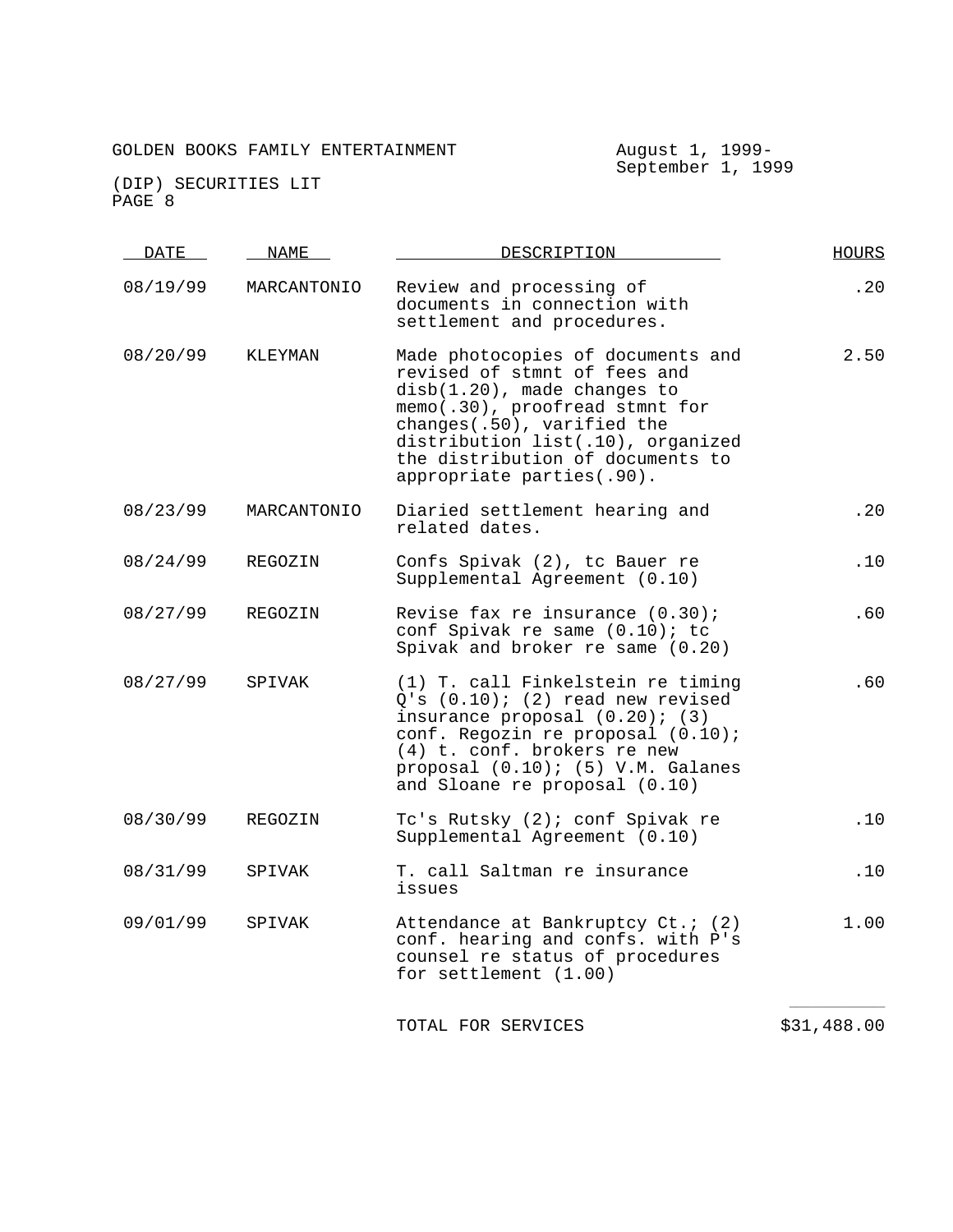GOLDEN BOOKS FAMILY ENTERTAINMENT — August 1, 1999- September 1, 1999

(DIP) SECURITIES LIT

| DATE | NAME | DESCRIPTION | HOURS |
|---|---|---|---|
| 08/19/99 | MARCANTONIO | Review and processing of documents in connection with settlement and procedures. | .20 |
| 08/20/99 | KLEYMAN | Made photocopies of documents and revised of stmnt of fees and disb(1.20), made changes to memo(.30), proofread stmnt for changes(.50), varified the distribution list(.10), organized the distribution of documents to appropriate parties(.90). | 2.50 |
| 08/23/99 | MARCANTONIO | Diaried settlement hearing and related dates. | .20 |
| 08/24/99 | REGOZIN | Confs Spivak (2), tc Bauer re Supplemental Agreement (0.10) | .10 |
| 08/27/99 | REGOZIN | Revise fax re insurance (0.30); conf Spivak re same (0.10); tc Spivak and broker re same (0.20) | .60 |
| 08/27/99 | SPIVAK | (1) T. call Finkelstein re timing Q's (0.10); (2) read new revised insurance proposal (0.20); (3) conf. Regozin re proposal (0.10); (4) t. conf. brokers re new proposal (0.10); (5) V.M. Galanes and Sloane re proposal (0.10) | .60 |
| 08/30/99 | REGOZIN | Tc's Rutsky (2); conf Spivak re Supplemental Agreement (0.10) | .10 |
| 08/31/99 | SPIVAK | T. call Saltman re insurance issues | .10 |
| 09/01/99 | SPIVAK | Attendance at Bankruptcy Ct.; (2) conf. hearing and confs. with P's counsel re status of procedures for settlement (1.00) | 1.00 |
| | | TOTAL FOR SERVICES | $31,488.00 |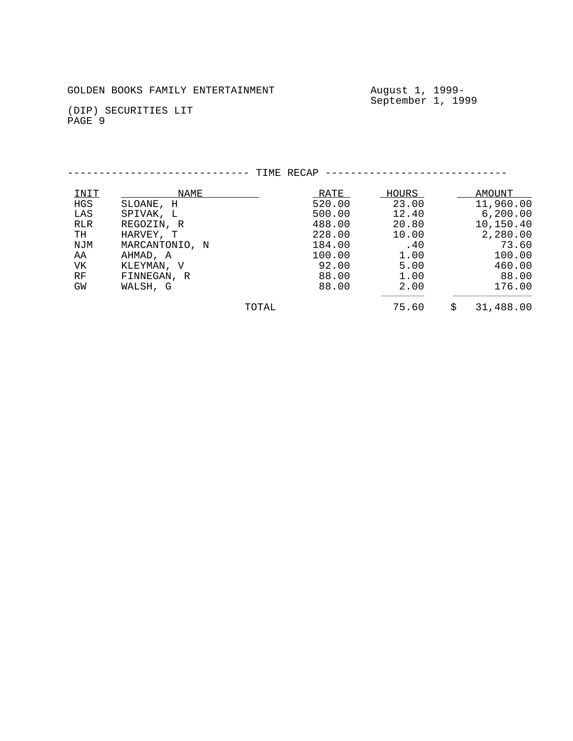GOLDEN BOOKS FAMILY ENTERTAINMENT

August 1, 1999-
September 1, 1999

(DIP) SECURITIES LIT
PAGE 9

## TIME RECAP

| INIT | NAME | RATE | HOURS | AMOUNT |
|---|---|---|---|---|
| HGS | SLOANE, H | 520.00 | 23.00 | 11,960.00 |
| LAS | SPIVAK, L | 500.00 | 12.40 | 6,200.00 |
| RLR | REGOZIN, R | 488.00 | 20.80 | 10,150.40 |
| TH | HARVEY, T | 228.00 | 10.00 | 2,280.00 |
| NJM | MARCANTONIO, N | 184.00 | .40 | 73.60 |
| AA | AHMAD, A | 100.00 | 1.00 | 100.00 |
| VK | KLEYMAN, V | 92.00 | 5.00 | 460.00 |
| RF | FINNEGAN, R | 88.00 | 1.00 | 88.00 |
| GW | WALSH, G | 88.00 | 2.00 | 176.00 |
| | TOTAL | | 75.60 | $ 31,488.00 |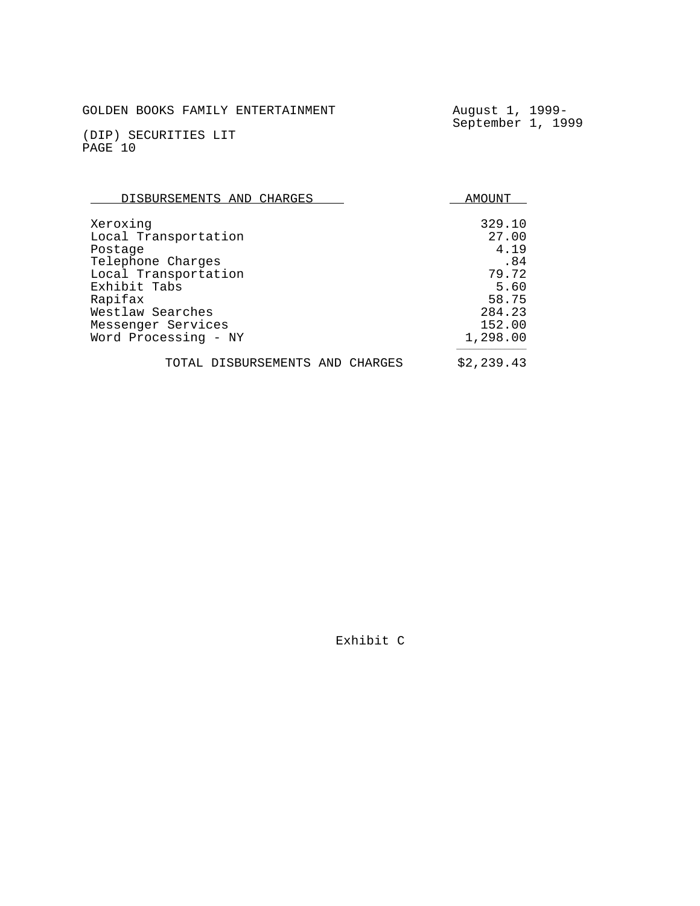GOLDEN BOOKS FAMILY ENTERTAINMENT

August 1, 1999-
September 1, 1999

(DIP) SECURITIES LIT
PAGE 10

| DISBURSEMENTS AND CHARGES | AMOUNT |
|---|---:|
| Xeroxing | 329.10 |
| Local Transportation | 27.00 |
| Postage | 4.19 |
| Telephone Charges | .84 |
| Local Transportation | 79.72 |
| Exhibit Tabs | 5.60 |
| Rapifax | 58.75 |
| Westlaw Searches | 284.23 |
| Messenger Services | 152.00 |
| Word Processing - NY | 1,298.00 |
| TOTAL DISBURSEMENTS AND CHARGES | $2,239.43 |

Exhibit C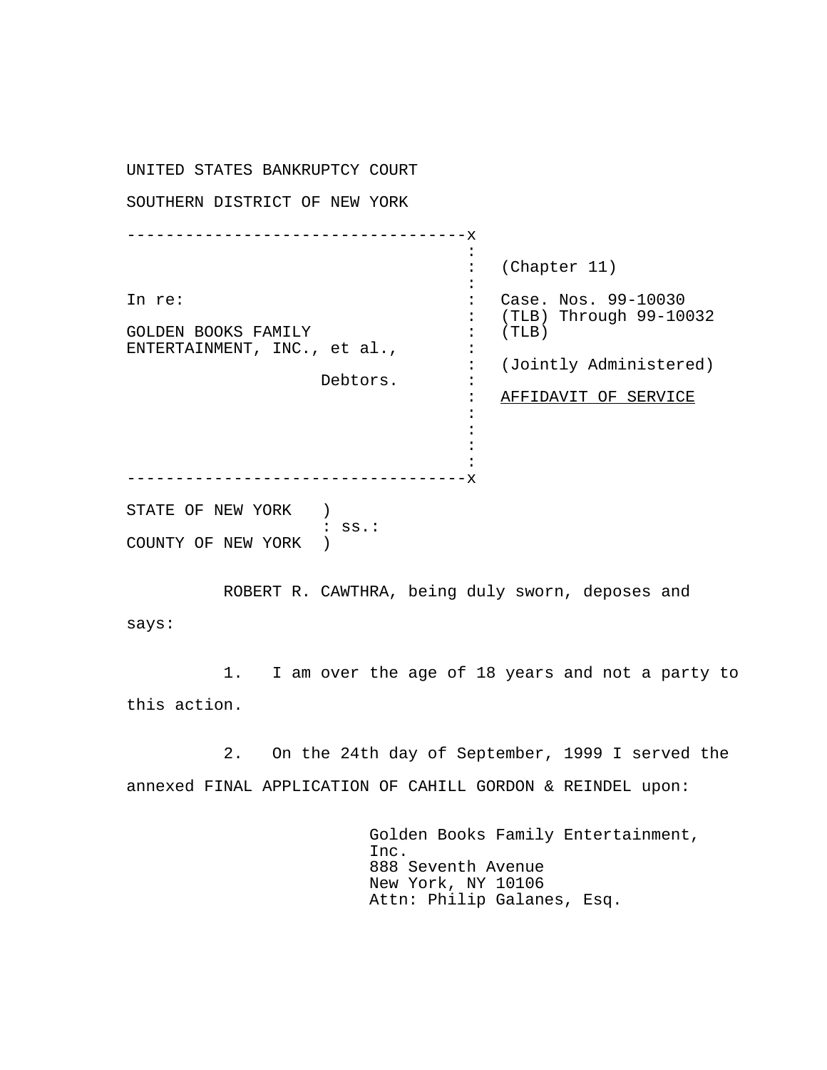UNITED STATES BANKRUPTCY COURT

SOUTHERN DISTRICT OF NEW YORK

| | |
|---|---|
| In re:<br><br>GOLDEN BOOKS FAMILY ENTERTAINMENT, INC., et al.,<br><br>Debtors. | (Chapter 11)<br><br>Case. Nos. 99-10030 (TLB) Through 99-10032 (TLB)<br><br>(Jointly Administered)<br><br><u>AFFIDAVIT OF SERVICE</u> |

STATE OF NEW YORK )
: ss.:
COUNTY OF NEW YORK )

ROBERT R. CAWTHRA, being duly sworn, deposes and says:

1. I am over the age of 18 years and not a party to this action.

2. On the 24th day of September, 1999 I served the annexed FINAL APPLICATION OF CAHILL GORDON & REINDEL upon:

Golden Books Family Entertainment, Inc.
888 Seventh Avenue
New York, NY 10106
Attn: Philip Galanes, Esq.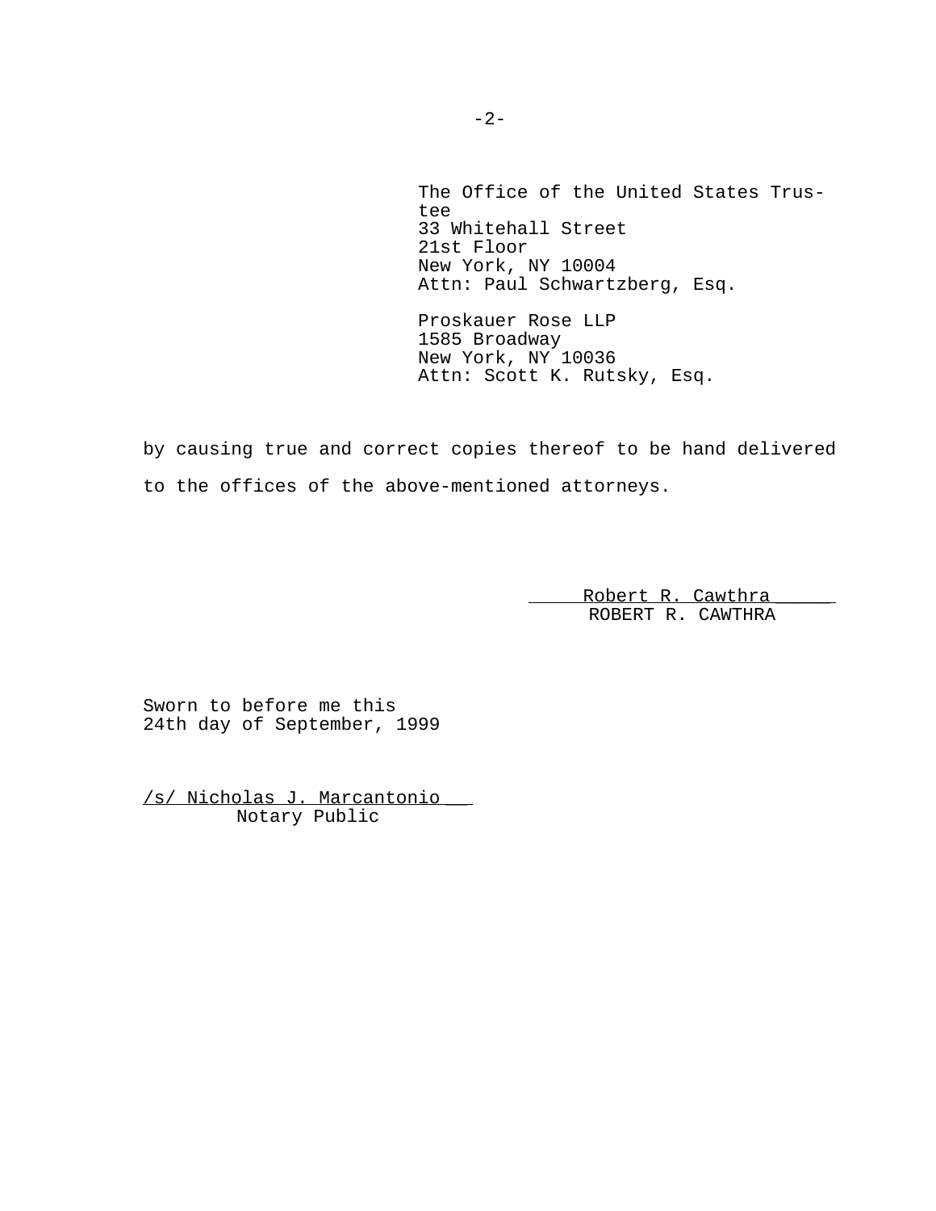The Office of the United States Trustee
33 Whitehall Street
21st Floor
New York, NY 10004
Attn: Paul Schwartzberg, Esq.

Proskauer Rose LLP
1585 Broadway
New York, NY 10036
Attn: Scott K. Rutsky, Esq.

by causing true and correct copies thereof to be hand delivered to the offices of the above-mentioned attorneys.

Robert R. Cawthra
ROBERT R. CAWTHRA

Sworn to before me this
24th day of September, 1999

/s/ Nicholas J. Marcantonio
Notary Public